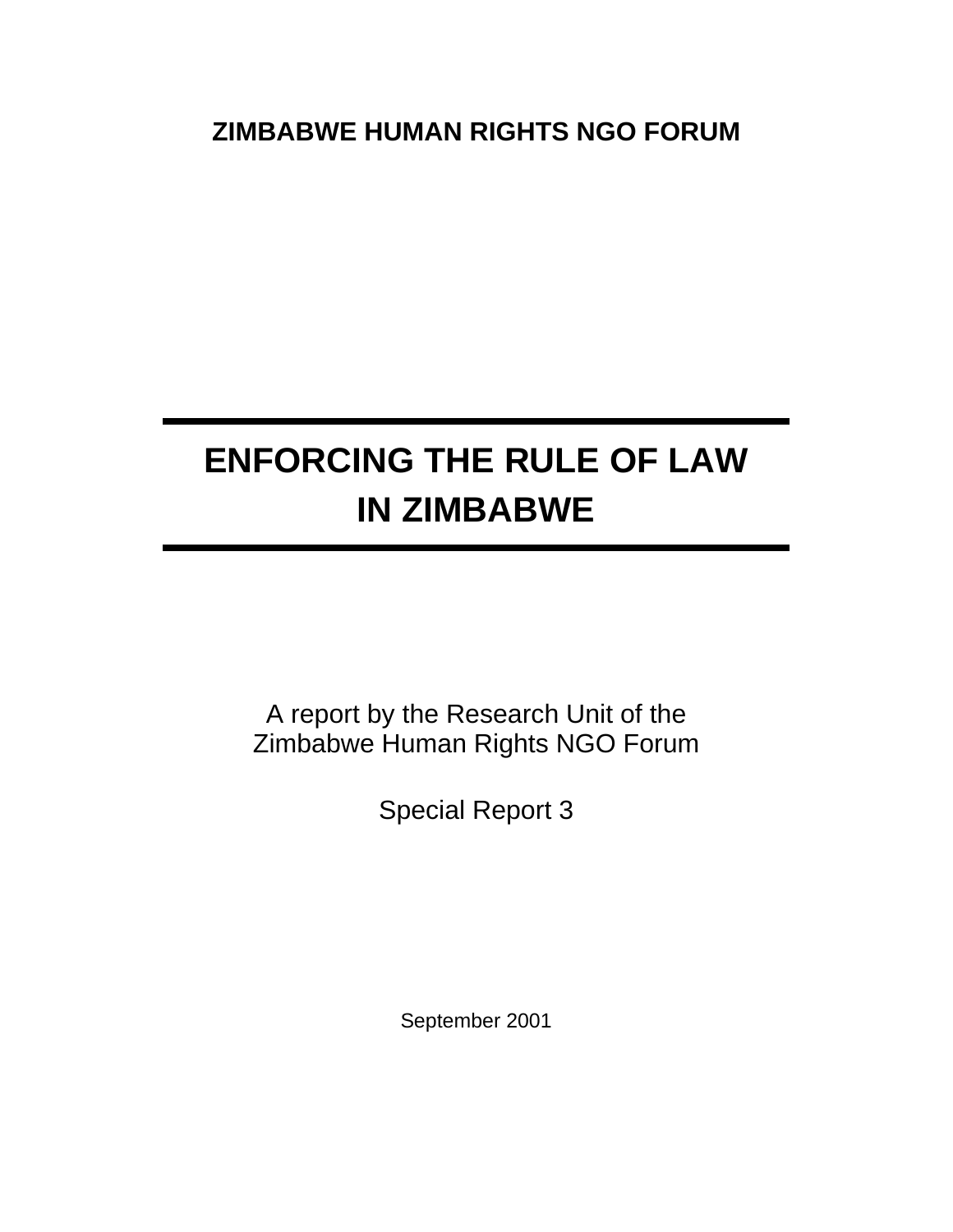**ZIMBABWE HUMAN RIGHTS NGO FORUM**

# ENFORCING THE RULE OF LAW IN ZIMBABWE

A report by the Research Unit of the
Zimbabwe Human Rights NGO Forum

Special Report 3

September 2001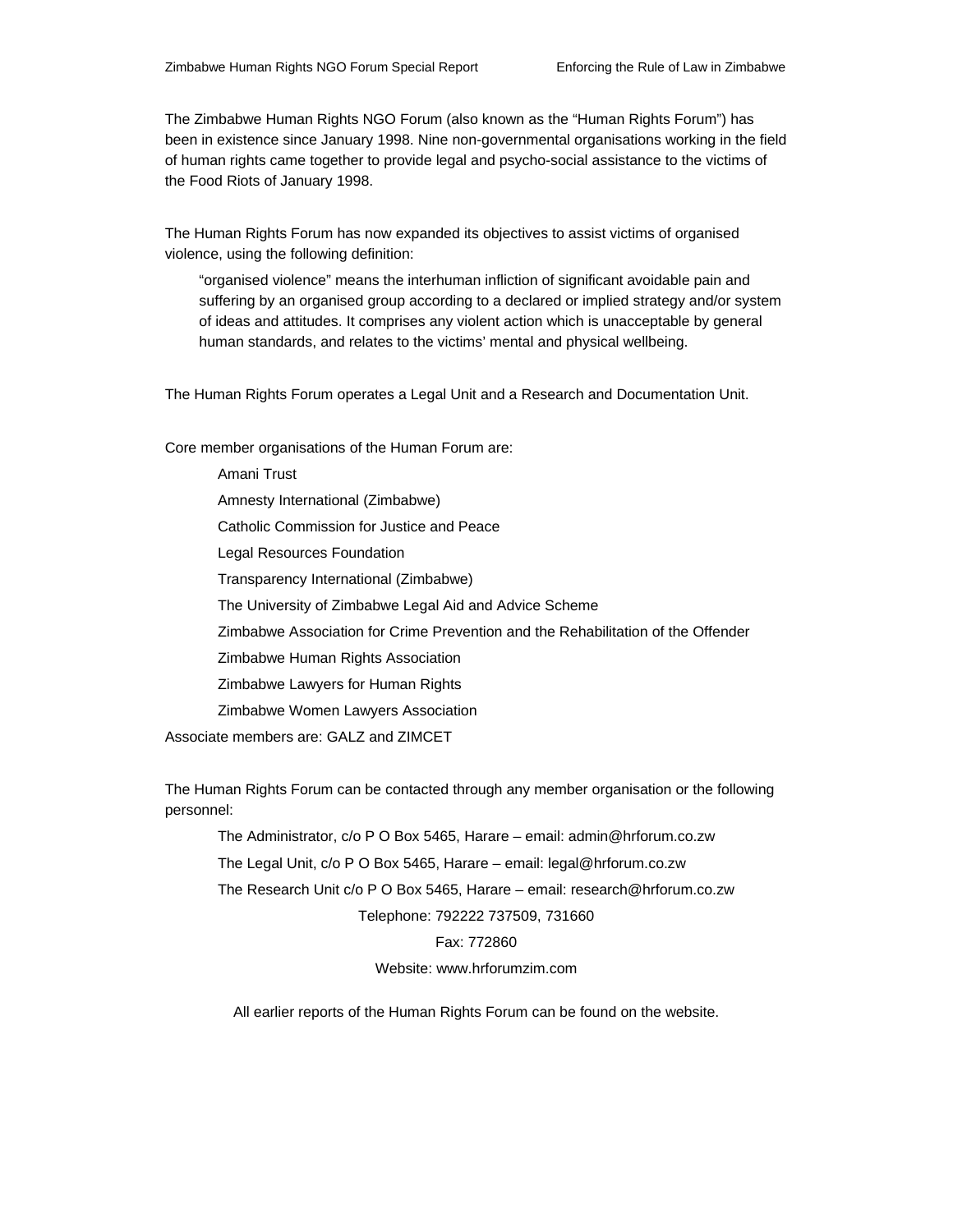The Zimbabwe Human Rights NGO Forum (also known as the "Human Rights Forum") has been in existence since January 1998. Nine non-governmental organisations working in the field of human rights came together to provide legal and psycho-social assistance to the victims of the Food Riots of January 1998.

The Human Rights Forum has now expanded its objectives to assist victims of organised violence, using the following definition:

> "organised violence" means the interhuman infliction of significant avoidable pain and suffering by an organised group according to a declared or implied strategy and/or system of ideas and attitudes. It comprises any violent action which is unacceptable by general human standards, and relates to the victims' mental and physical wellbeing.

The Human Rights Forum operates a Legal Unit and a Research and Documentation Unit.

Core member organisations of the Human Forum are:

- Amani Trust
- Amnesty International (Zimbabwe)
- Catholic Commission for Justice and Peace
- Legal Resources Foundation
- Transparency International (Zimbabwe)
- The University of Zimbabwe Legal Aid and Advice Scheme
- Zimbabwe Association for Crime Prevention and the Rehabilitation of the Offender
- Zimbabwe Human Rights Association
- Zimbabwe Lawyers for Human Rights
- Zimbabwe Women Lawyers Association

Associate members are: GALZ and ZIMCET

The Human Rights Forum can be contacted through any member organisation or the following personnel:

The Administrator, c/o P O Box 5465, Harare – email: admin@hrforum.co.zw

The Legal Unit, c/o P O Box 5465, Harare – email: legal@hrforum.co.zw

The Research Unit c/o P O Box 5465, Harare – email: research@hrforum.co.zw

Telephone: 792222 737509, 731660

Fax: 772860

Website: www.hrforumzim.com

All earlier reports of the Human Rights Forum can be found on the website.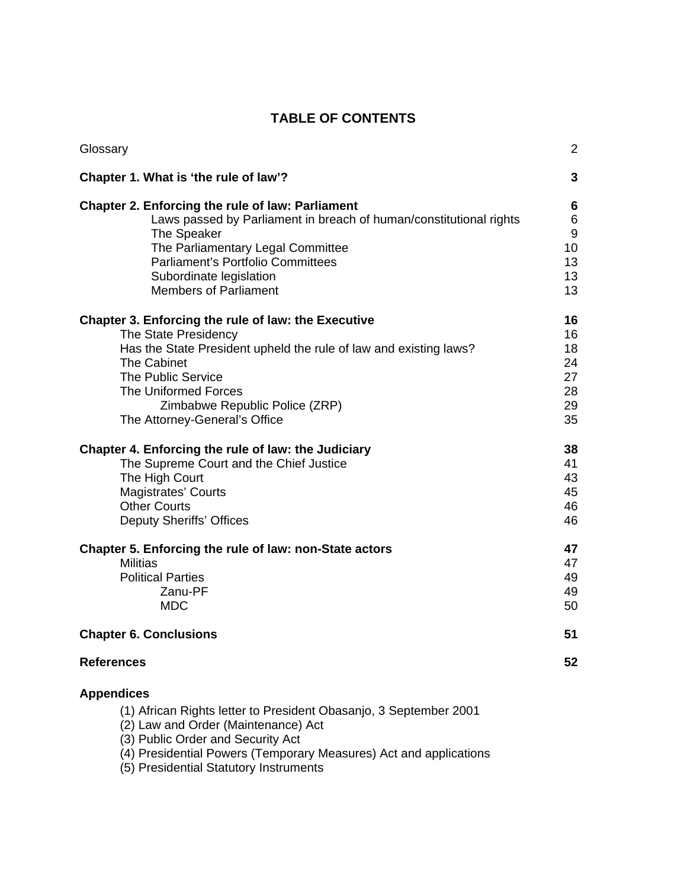# TABLE OF CONTENTS

| | |
|---|---|
| Glossary | 2 |
| **Chapter 1. What is 'the rule of law'?** | **3** |
| **Chapter 2. Enforcing the rule of law: Parliament** | **6** |
| Laws passed by Parliament in breach of human/constitutional rights | 6 |
| The Speaker | 9 |
| The Parliamentary Legal Committee | 10 |
| Parliament's Portfolio Committees | 13 |
| Subordinate legislation | 13 |
| Members of Parliament | 13 |
| **Chapter 3. Enforcing the rule of law: the Executive** | **16** |
| The State Presidency | 16 |
| Has the State President upheld the rule of law and existing laws? | 18 |
| The Cabinet | 24 |
| The Public Service | 27 |
| The Uniformed Forces | 28 |
| Zimbabwe Republic Police (ZRP) | 29 |
| The Attorney-General's Office | 35 |
| **Chapter 4. Enforcing the rule of law: the Judiciary** | **38** |
| The Supreme Court and the Chief Justice | 41 |
| The High Court | 43 |
| Magistrates' Courts | 45 |
| Other Courts | 46 |
| Deputy Sheriffs' Offices | 46 |
| **Chapter 5. Enforcing the rule of law: non-State actors** | **47** |
| Militias | 47 |
| Political Parties | 49 |
| Zanu-PF | 49 |
| MDC | 50 |
| **Chapter 6. Conclusions** | **51** |
| **References** | **52** |

**Appendices**

(1) African Rights letter to President Obasanjo, 3 September 2001
(2) Law and Order (Maintenance) Act
(3) Public Order and Security Act
(4) Presidential Powers (Temporary Measures) Act and applications
(5) Presidential Statutory Instruments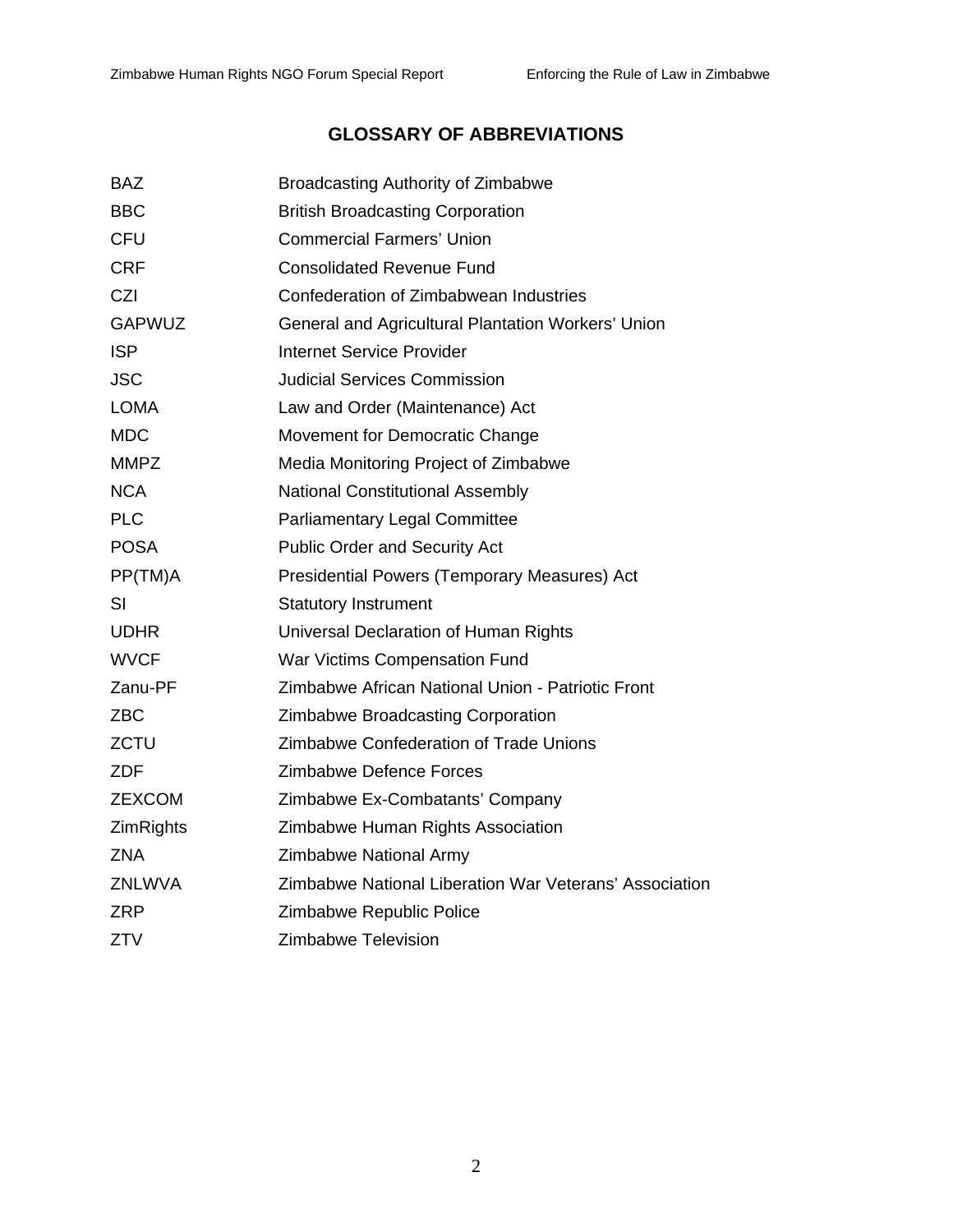# GLOSSARY OF ABBREVIATIONS

| | |
|---|---|
| BAZ | Broadcasting Authority of Zimbabwe |
| BBC | British Broadcasting Corporation |
| CFU | Commercial Farmers' Union |
| CRF | Consolidated Revenue Fund |
| CZI | Confederation of Zimbabwean Industries |
| GAPWUZ | General and Agricultural Plantation Workers' Union |
| ISP | Internet Service Provider |
| JSC | Judicial Services Commission |
| LOMA | Law and Order (Maintenance) Act |
| MDC | Movement for Democratic Change |
| MMPZ | Media Monitoring Project of Zimbabwe |
| NCA | National Constitutional Assembly |
| PLC | Parliamentary Legal Committee |
| POSA | Public Order and Security Act |
| PP(TM)A | Presidential Powers (Temporary Measures) Act |
| SI | Statutory Instrument |
| UDHR | Universal Declaration of Human Rights |
| WVCF | War Victims Compensation Fund |
| Zanu-PF | Zimbabwe African National Union - Patriotic Front |
| ZBC | Zimbabwe Broadcasting Corporation |
| ZCTU | Zimbabwe Confederation of Trade Unions |
| ZDF | Zimbabwe Defence Forces |
| ZEXCOM | Zimbabwe Ex-Combatants' Company |
| ZimRights | Zimbabwe Human Rights Association |
| ZNA | Zimbabwe National Army |
| ZNLWVA | Zimbabwe National Liberation War Veterans' Association |
| ZRP | Zimbabwe Republic Police |
| ZTV | Zimbabwe Television |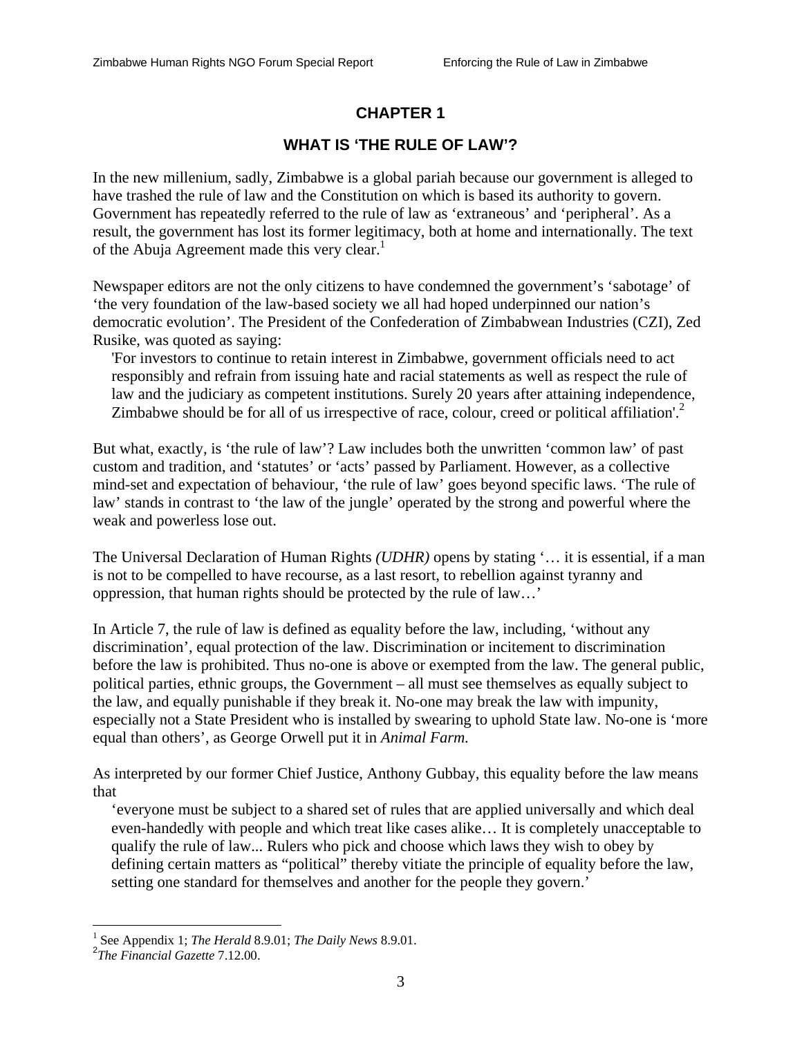# CHAPTER 1

## WHAT IS 'THE RULE OF LAW'?

In the new millenium, sadly, Zimbabwe is a global pariah because our government is alleged to have trashed the rule of law and the Constitution on which is based its authority to govern. Government has repeatedly referred to the rule of law as 'extraneous' and 'peripheral'. As a result, the government has lost its former legitimacy, both at home and internationally. The text of the Abuja Agreement made this very clear.[1]

Newspaper editors are not the only citizens to have condemned the government's 'sabotage' of 'the very foundation of the law-based society we all had hoped underpinned our nation's democratic evolution'. The President of the Confederation of Zimbabwean Industries (CZI), Zed Rusike, was quoted as saying:

> 'For investors to continue to retain interest in Zimbabwe, government officials need to act responsibly and refrain from issuing hate and racial statements as well as respect the rule of law and the judiciary as competent institutions. Surely 20 years after attaining independence, Zimbabwe should be for all of us irrespective of race, colour, creed or political affiliation'.[2]

But what, exactly, is 'the rule of law'? Law includes both the unwritten 'common law' of past custom and tradition, and 'statutes' or 'acts' passed by Parliament. However, as a collective mind-set and expectation of behaviour, 'the rule of law' goes beyond specific laws. 'The rule of law' stands in contrast to 'the law of the jungle' operated by the strong and powerful where the weak and powerless lose out.

The Universal Declaration of Human Rights *(UDHR)* opens by stating '… it is essential, if a man is not to be compelled to have recourse, as a last resort, to rebellion against tyranny and oppression, that human rights should be protected by the rule of law…'

In Article 7, the rule of law is defined as equality before the law, including, 'without any discrimination', equal protection of the law. Discrimination or incitement to discrimination before the law is prohibited. Thus no-one is above or exempted from the law. The general public, political parties, ethnic groups, the Government – all must see themselves as equally subject to the law, and equally punishable if they break it. No-one may break the law with impunity, especially not a State President who is installed by swearing to uphold State law. No-one is 'more equal than others', as George Orwell put it in *Animal Farm.*

As interpreted by our former Chief Justice, Anthony Gubbay, this equality before the law means that

> 'everyone must be subject to a shared set of rules that are applied universally and which deal even-handedly with people and which treat like cases alike… It is completely unacceptable to qualify the rule of law... Rulers who pick and choose which laws they wish to obey by defining certain matters as "political" thereby vitiate the principle of equality before the law, setting one standard for themselves and another for the people they govern.'

---

[1] See Appendix 1; *The Herald* 8.9.01; *The Daily News* 8.9.01.

[2] *The Financial Gazette* 7.12.00.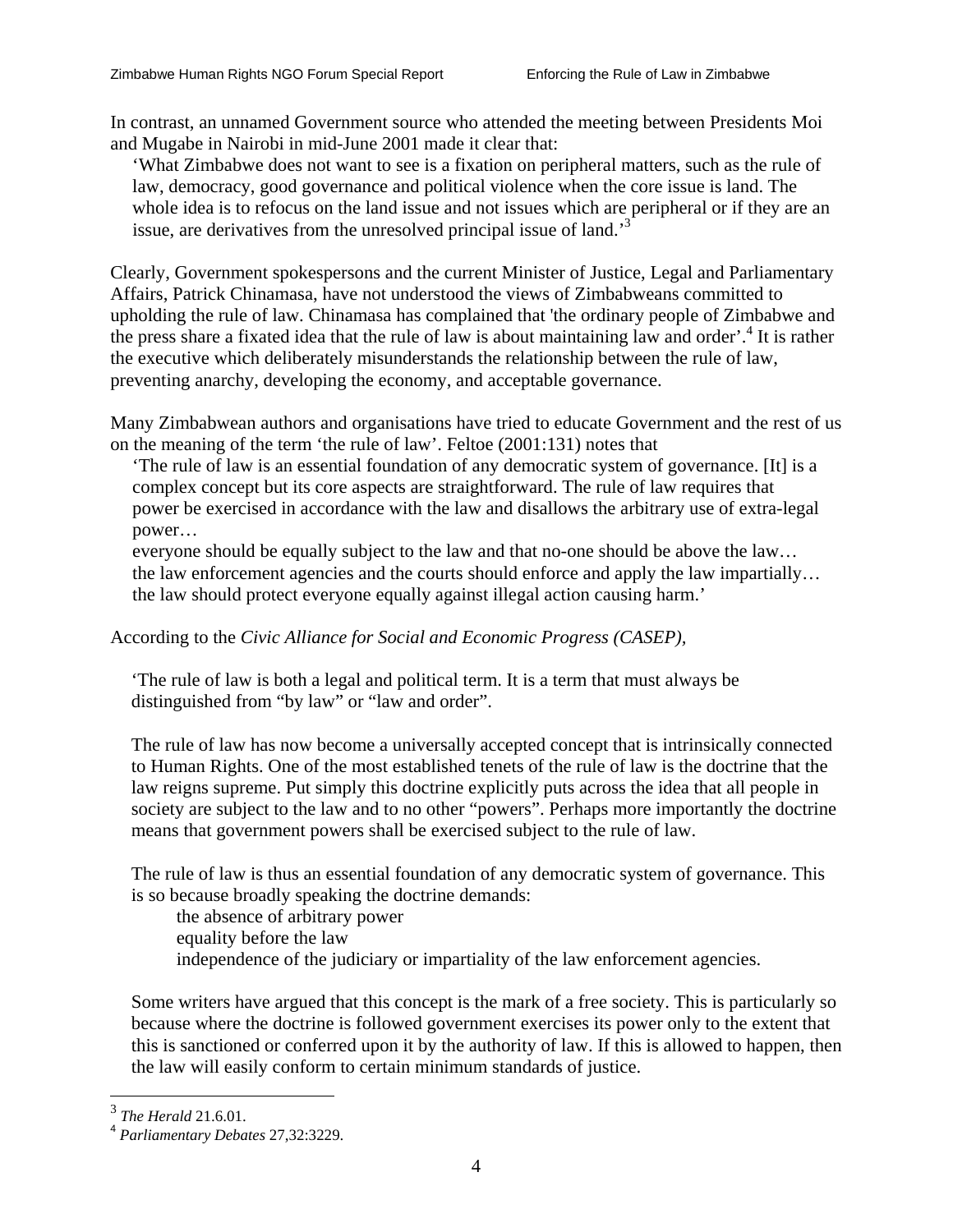In contrast, an unnamed Government source who attended the meeting between Presidents Moi and Mugabe in Nairobi in mid-June 2001 made it clear that:

> 'What Zimbabwe does not want to see is a fixation on peripheral matters, such as the rule of law, democracy, good governance and political violence when the core issue is land. The whole idea is to refocus on the land issue and not issues which are peripheral or if they are an issue, are derivatives from the unresolved principal issue of land.'[3]

Clearly, Government spokespersons and the current Minister of Justice, Legal and Parliamentary Affairs, Patrick Chinamasa, have not understood the views of Zimbabweans committed to upholding the rule of law. Chinamasa has complained that 'the ordinary people of Zimbabwe and the press share a fixated idea that the rule of law is about maintaining law and order'.[4] It is rather the executive which deliberately misunderstands the relationship between the rule of law, preventing anarchy, developing the economy, and acceptable governance.

Many Zimbabwean authors and organisations have tried to educate Government and the rest of us on the meaning of the term 'the rule of law'. Feltoe (2001:131) notes that

> 'The rule of law is an essential foundation of any democratic system of governance. [It] is a complex concept but its core aspects are straightforward. The rule of law requires that power be exercised in accordance with the law and disallows the arbitrary use of extra-legal power…
>
> everyone should be equally subject to the law and that no-one should be above the law…
> the law enforcement agencies and the courts should enforce and apply the law impartially…
> the law should protect everyone equally against illegal action causing harm.'

According to the *Civic Alliance for Social and Economic Progress (CASEP),*

> 'The rule of law is both a legal and political term. It is a term that must always be distinguished from "by law" or "law and order".
>
> The rule of law has now become a universally accepted concept that is intrinsically connected to Human Rights. One of the most established tenets of the rule of law is the doctrine that the law reigns supreme. Put simply this doctrine explicitly puts across the idea that all people in society are subject to the law and to no other "powers". Perhaps more importantly the doctrine means that government powers shall be exercised subject to the rule of law.
>
> The rule of law is thus an essential foundation of any democratic system of governance. This is so because broadly speaking the doctrine demands:
>
> the absence of arbitrary power
> equality before the law
> independence of the judiciary or impartiality of the law enforcement agencies.
>
> Some writers have argued that this concept is the mark of a free society. This is particularly so because where the doctrine is followed government exercises its power only to the extent that this is sanctioned or conferred upon it by the authority of law. If this is allowed to happen, then the law will easily conform to certain minimum standards of justice.

[3] *The Herald* 21.6.01.

[4] *Parliamentary Debates* 27,32:3229.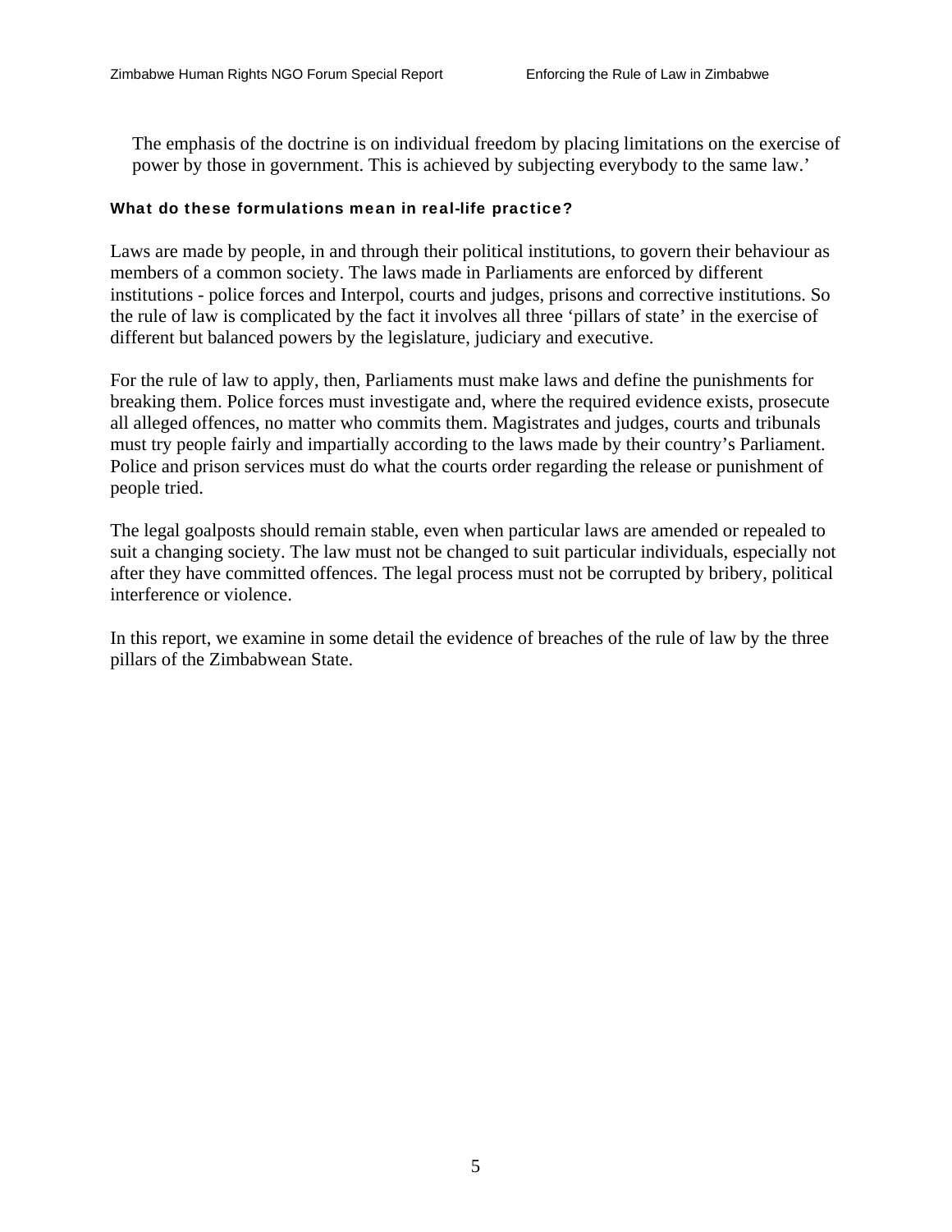The emphasis of the doctrine is on individual freedom by placing limitations on the exercise of power by those in government. This is achieved by subjecting everybody to the same law.'

#### What do these formulations mean in real-life practice?

Laws are made by people, in and through their political institutions, to govern their behaviour as members of a common society. The laws made in Parliaments are enforced by different institutions - police forces and Interpol, courts and judges, prisons and corrective institutions. So the rule of law is complicated by the fact it involves all three 'pillars of state' in the exercise of different but balanced powers by the legislature, judiciary and executive.

For the rule of law to apply, then, Parliaments must make laws and define the punishments for breaking them. Police forces must investigate and, where the required evidence exists, prosecute all alleged offences, no matter who commits them. Magistrates and judges, courts and tribunals must try people fairly and impartially according to the laws made by their country's Parliament. Police and prison services must do what the courts order regarding the release or punishment of people tried.

The legal goalposts should remain stable, even when particular laws are amended or repealed to suit a changing society. The law must not be changed to suit particular individuals, especially not after they have committed offences. The legal process must not be corrupted by bribery, political interference or violence.

In this report, we examine in some detail the evidence of breaches of the rule of law by the three pillars of the Zimbabwean State.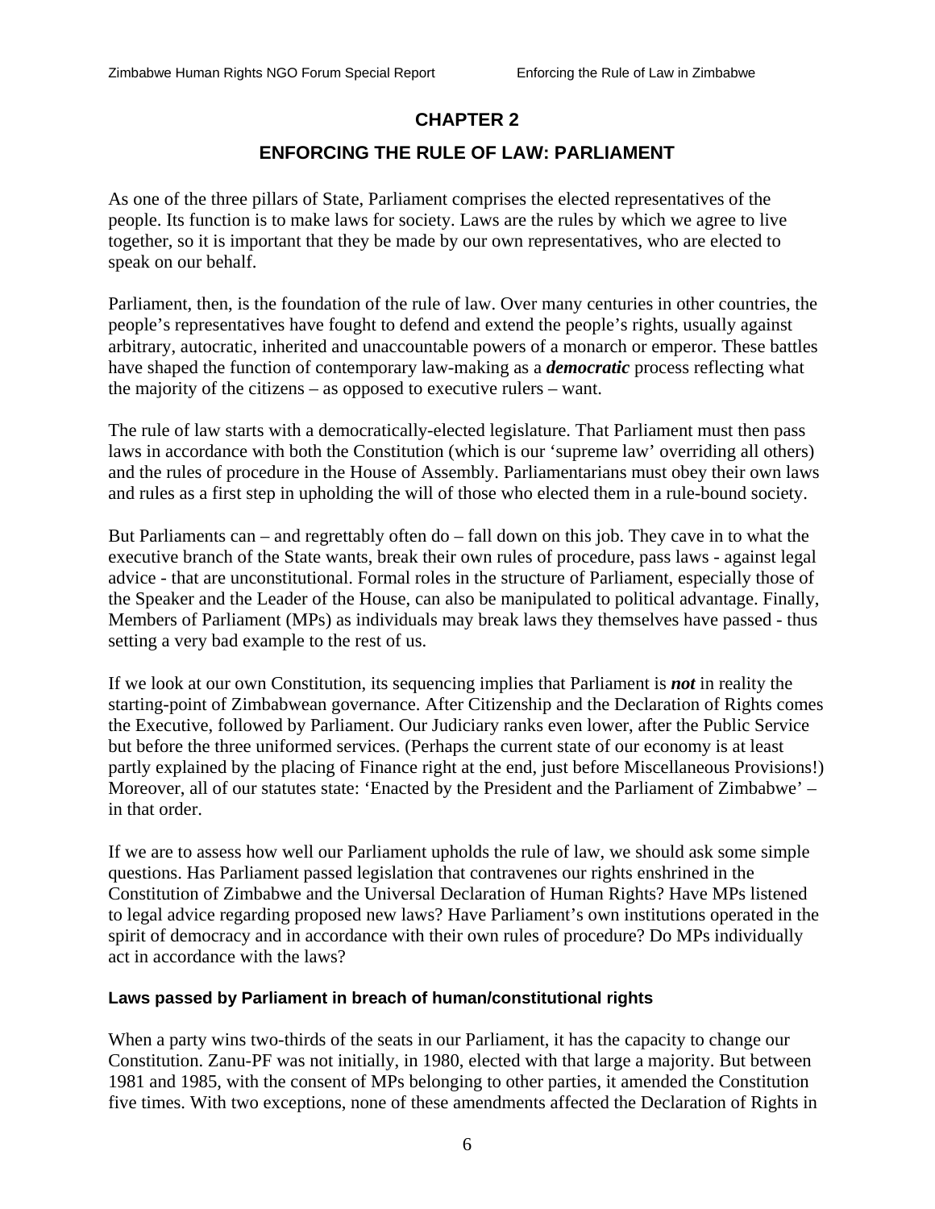## CHAPTER 2

## ENFORCING THE RULE OF LAW: PARLIAMENT

As one of the three pillars of State, Parliament comprises the elected representatives of the people. Its function is to make laws for society. Laws are the rules by which we agree to live together, so it is important that they be made by our own representatives, who are elected to speak on our behalf.

Parliament, then, is the foundation of the rule of law. Over many centuries in other countries, the people's representatives have fought to defend and extend the people's rights, usually against arbitrary, autocratic, inherited and unaccountable powers of a monarch or emperor. These battles have shaped the function of contemporary law-making as a ***democratic*** process reflecting what the majority of the citizens – as opposed to executive rulers – want.

The rule of law starts with a democratically-elected legislature. That Parliament must then pass laws in accordance with both the Constitution (which is our 'supreme law' overriding all others) and the rules of procedure in the House of Assembly. Parliamentarians must obey their own laws and rules as a first step in upholding the will of those who elected them in a rule-bound society.

But Parliaments can – and regrettably often do – fall down on this job. They cave in to what the executive branch of the State wants, break their own rules of procedure, pass laws - against legal advice - that are unconstitutional. Formal roles in the structure of Parliament, especially those of the Speaker and the Leader of the House, can also be manipulated to political advantage. Finally, Members of Parliament (MPs) as individuals may break laws they themselves have passed - thus setting a very bad example to the rest of us.

If we look at our own Constitution, its sequencing implies that Parliament is ***not*** in reality the starting-point of Zimbabwean governance. After Citizenship and the Declaration of Rights comes the Executive, followed by Parliament. Our Judiciary ranks even lower, after the Public Service but before the three uniformed services. (Perhaps the current state of our economy is at least partly explained by the placing of Finance right at the end, just before Miscellaneous Provisions!) Moreover, all of our statutes state: 'Enacted by the President and the Parliament of Zimbabwe' – in that order.

If we are to assess how well our Parliament upholds the rule of law, we should ask some simple questions. Has Parliament passed legislation that contravenes our rights enshrined in the Constitution of Zimbabwe and the Universal Declaration of Human Rights? Have MPs listened to legal advice regarding proposed new laws? Have Parliament's own institutions operated in the spirit of democracy and in accordance with their own rules of procedure? Do MPs individually act in accordance with the laws?

### Laws passed by Parliament in breach of human/constitutional rights

When a party wins two-thirds of the seats in our Parliament, it has the capacity to change our Constitution. Zanu-PF was not initially, in 1980, elected with that large a majority. But between 1981 and 1985, with the consent of MPs belonging to other parties, it amended the Constitution five times. With two exceptions, none of these amendments affected the Declaration of Rights in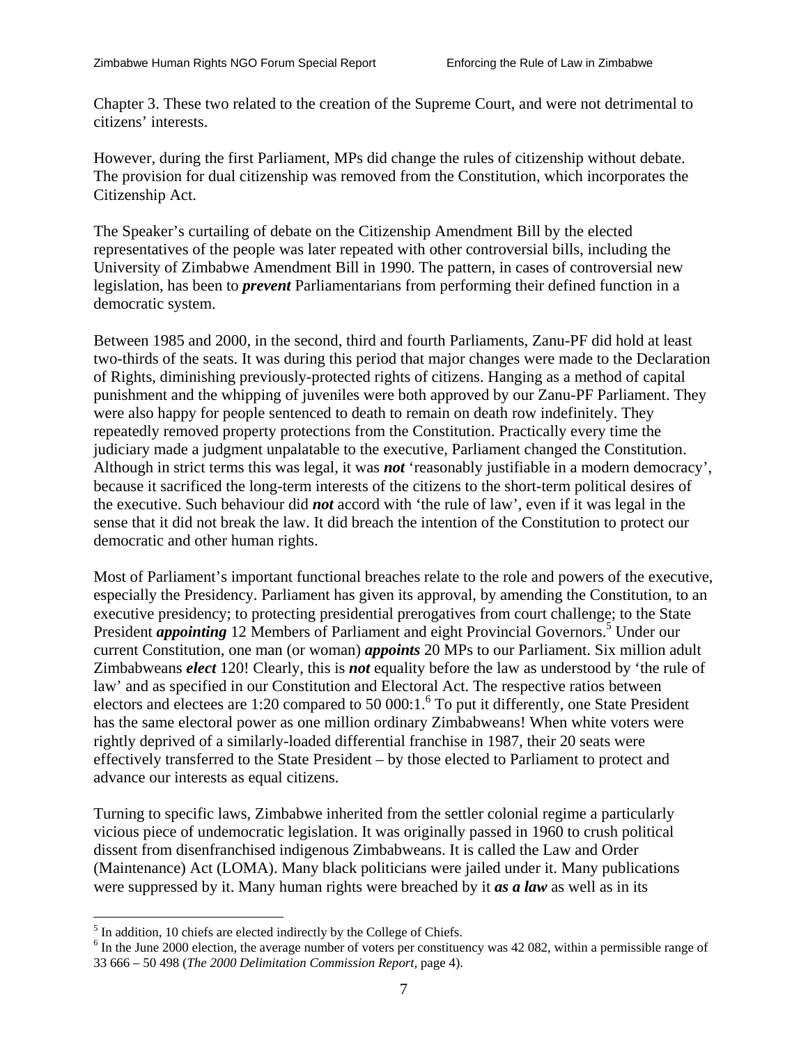Chapter 3. These two related to the creation of the Supreme Court, and were not detrimental to citizens' interests.

However, during the first Parliament, MPs did change the rules of citizenship without debate. The provision for dual citizenship was removed from the Constitution, which incorporates the Citizenship Act.

The Speaker's curtailing of debate on the Citizenship Amendment Bill by the elected representatives of the people was later repeated with other controversial bills, including the University of Zimbabwe Amendment Bill in 1990. The pattern, in cases of controversial new legislation, has been to ***prevent*** Parliamentarians from performing their defined function in a democratic system.

Between 1985 and 2000, in the second, third and fourth Parliaments, Zanu-PF did hold at least two-thirds of the seats. It was during this period that major changes were made to the Declaration of Rights, diminishing previously-protected rights of citizens. Hanging as a method of capital punishment and the whipping of juveniles were both approved by our Zanu-PF Parliament. They were also happy for people sentenced to death to remain on death row indefinitely. They repeatedly removed property protections from the Constitution. Practically every time the judiciary made a judgment unpalatable to the executive, Parliament changed the Constitution. Although in strict terms this was legal, it was ***not*** 'reasonably justifiable in a modern democracy', because it sacrificed the long-term interests of the citizens to the short-term political desires of the executive. Such behaviour did ***not*** accord with 'the rule of law', even if it was legal in the sense that it did not break the law. It did breach the intention of the Constitution to protect our democratic and other human rights.

Most of Parliament's important functional breaches relate to the role and powers of the executive, especially the Presidency. Parliament has given its approval, by amending the Constitution, to an executive presidency; to protecting presidential prerogatives from court challenge; to the State President ***appointing*** 12 Members of Parliament and eight Provincial Governors.[5] Under our current Constitution, one man (or woman) ***appoints*** 20 MPs to our Parliament. Six million adult Zimbabweans ***elect*** 120! Clearly, this is ***not*** equality before the law as understood by 'the rule of law' and as specified in our Constitution and Electoral Act. The respective ratios between electors and electees are 1:20 compared to 50 000:1.[6] To put it differently, one State President has the same electoral power as one million ordinary Zimbabweans! When white voters were rightly deprived of a similarly-loaded differential franchise in 1987, their 20 seats were effectively transferred to the State President – by those elected to Parliament to protect and advance our interests as equal citizens.

Turning to specific laws, Zimbabwe inherited from the settler colonial regime a particularly vicious piece of undemocratic legislation. It was originally passed in 1960 to crush political dissent from disenfranchised indigenous Zimbabweans. It is called the Law and Order (Maintenance) Act (LOMA). Many black politicians were jailed under it. Many publications were suppressed by it. Many human rights were breached by it ***as a law*** as well as in its

---

[5] In addition, 10 chiefs are elected indirectly by the College of Chiefs.

[6] In the June 2000 election, the average number of voters per constituency was 42 082, within a permissible range of 33 666 – 50 498 (*The 2000 Delimitation Commission Report,* page 4).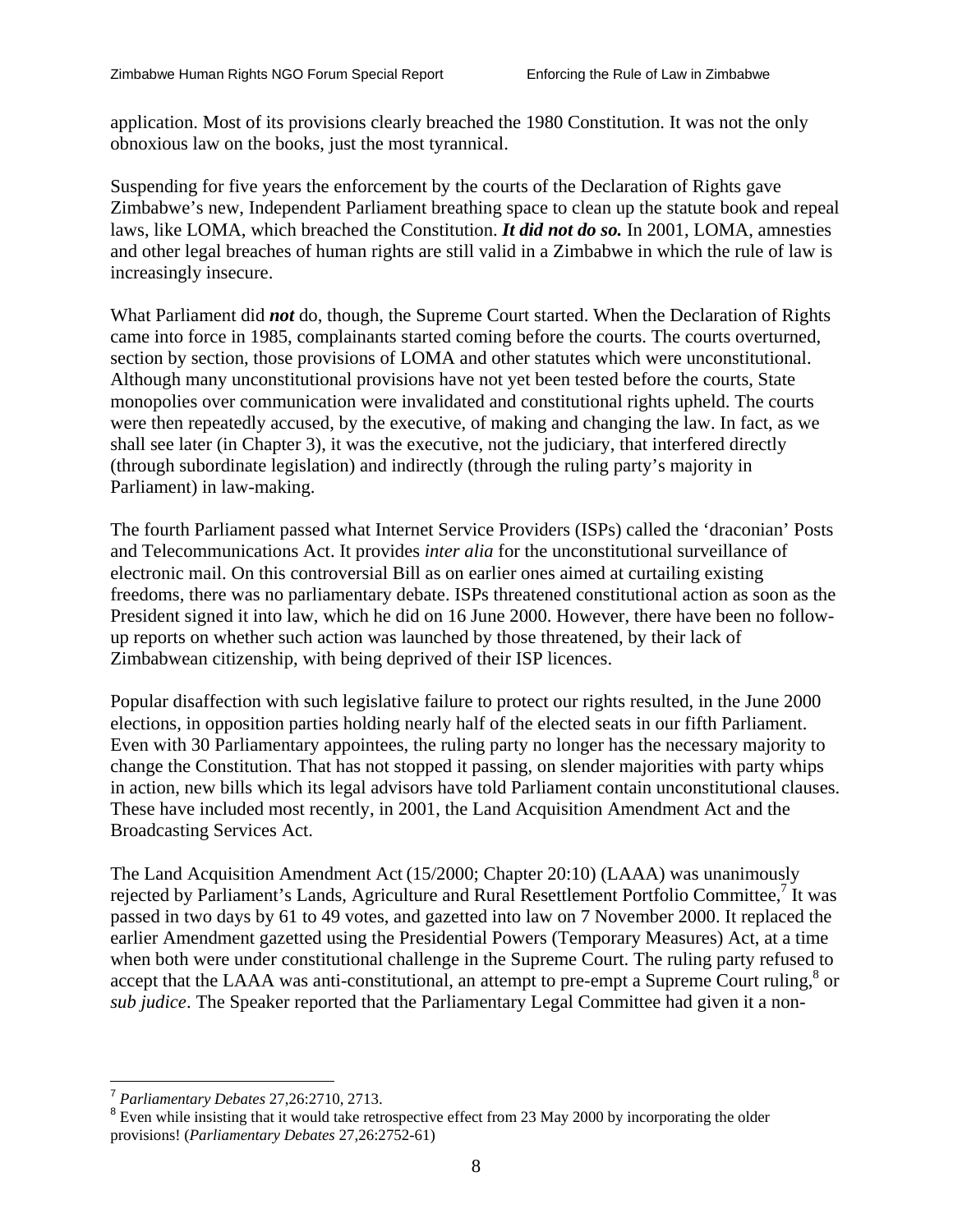application. Most of its provisions clearly breached the 1980 Constitution. It was not the only obnoxious law on the books, just the most tyrannical.

Suspending for five years the enforcement by the courts of the Declaration of Rights gave Zimbabwe's new, Independent Parliament breathing space to clean up the statute book and repeal laws, like LOMA, which breached the Constitution. ***It did not do so.*** In 2001, LOMA, amnesties and other legal breaches of human rights are still valid in a Zimbabwe in which the rule of law is increasingly insecure.

What Parliament did ***not*** do, though, the Supreme Court started. When the Declaration of Rights came into force in 1985, complainants started coming before the courts. The courts overturned, section by section, those provisions of LOMA and other statutes which were unconstitutional. Although many unconstitutional provisions have not yet been tested before the courts, State monopolies over communication were invalidated and constitutional rights upheld. The courts were then repeatedly accused, by the executive, of making and changing the law. In fact, as we shall see later (in Chapter 3), it was the executive, not the judiciary, that interfered directly (through subordinate legislation) and indirectly (through the ruling party's majority in Parliament) in law-making.

The fourth Parliament passed what Internet Service Providers (ISPs) called the 'draconian' Posts and Telecommunications Act. It provides *inter alia* for the unconstitutional surveillance of electronic mail. On this controversial Bill as on earlier ones aimed at curtailing existing freedoms, there was no parliamentary debate. ISPs threatened constitutional action as soon as the President signed it into law, which he did on 16 June 2000. However, there have been no follow-up reports on whether such action was launched by those threatened, by their lack of Zimbabwean citizenship, with being deprived of their ISP licences.

Popular disaffection with such legislative failure to protect our rights resulted, in the June 2000 elections, in opposition parties holding nearly half of the elected seats in our fifth Parliament. Even with 30 Parliamentary appointees, the ruling party no longer has the necessary majority to change the Constitution. That has not stopped it passing, on slender majorities with party whips in action, new bills which its legal advisors have told Parliament contain unconstitutional clauses. These have included most recently, in 2001, the Land Acquisition Amendment Act and the Broadcasting Services Act.

The Land Acquisition Amendment Act (15/2000; Chapter 20:10) (LAAA) was unanimously rejected by Parliament's Lands, Agriculture and Rural Resettlement Portfolio Committee,[7] It was passed in two days by 61 to 49 votes, and gazetted into law on 7 November 2000. It replaced the earlier Amendment gazetted using the Presidential Powers (Temporary Measures) Act, at a time when both were under constitutional challenge in the Supreme Court. The ruling party refused to accept that the LAAA was anti-constitutional, an attempt to pre-empt a Supreme Court ruling,[8] or *sub judice*. The Speaker reported that the Parliamentary Legal Committee had given it a non-

---

[7] *Parliamentary Debates* 27,26:2710, 2713.

[8] Even while insisting that it would take retrospective effect from 23 May 2000 by incorporating the older provisions! (*Parliamentary Debates* 27,26:2752-61)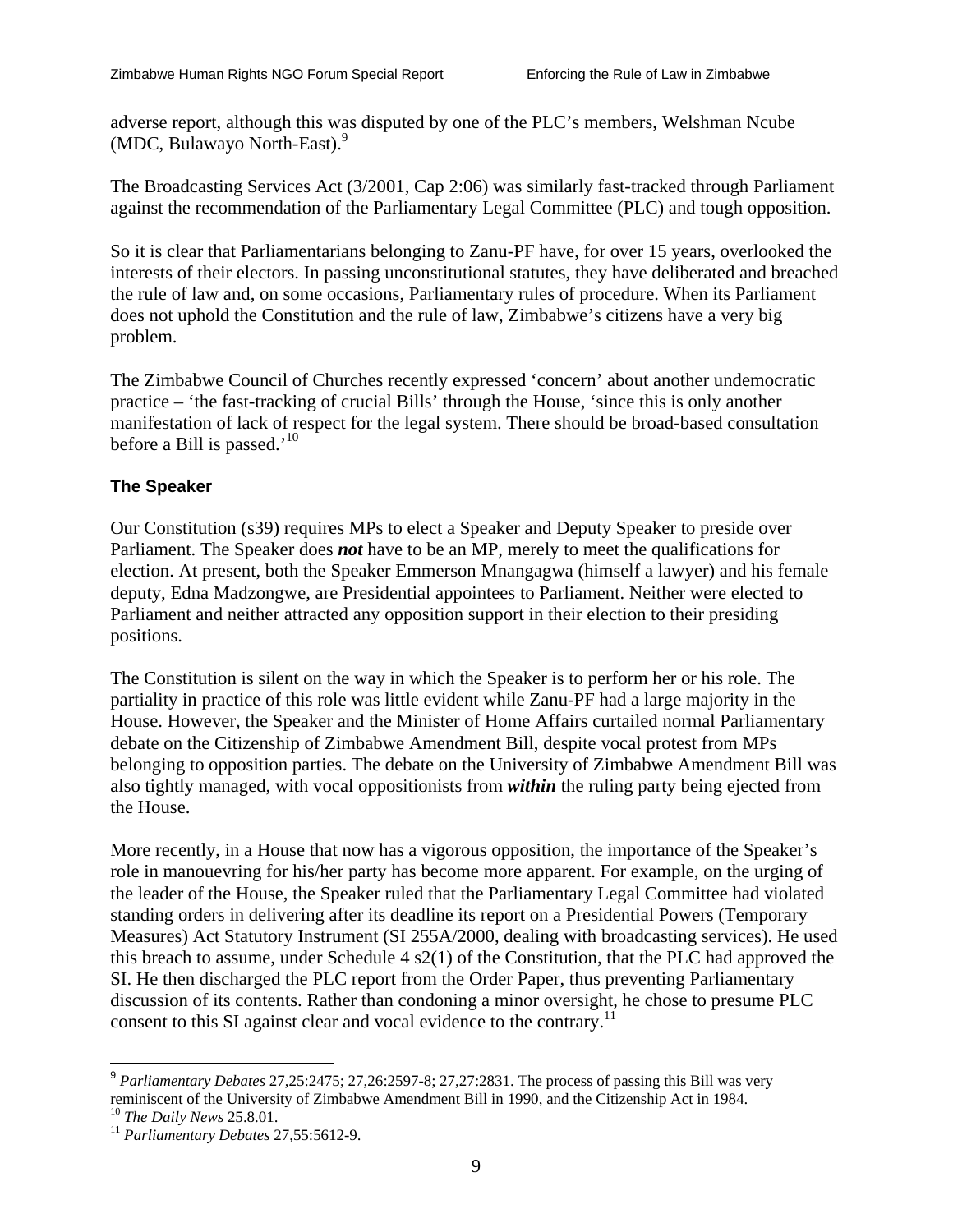adverse report, although this was disputed by one of the PLC's members, Welshman Ncube (MDC, Bulawayo North-East).[9]

The Broadcasting Services Act (3/2001, Cap 2:06) was similarly fast-tracked through Parliament against the recommendation of the Parliamentary Legal Committee (PLC) and tough opposition.

So it is clear that Parliamentarians belonging to Zanu-PF have, for over 15 years, overlooked the interests of their electors. In passing unconstitutional statutes, they have deliberated and breached the rule of law and, on some occasions, Parliamentary rules of procedure. When its Parliament does not uphold the Constitution and the rule of law, Zimbabwe's citizens have a very big problem.

The Zimbabwe Council of Churches recently expressed 'concern' about another undemocratic practice – 'the fast-tracking of crucial Bills' through the House, 'since this is only another manifestation of lack of respect for the legal system. There should be broad-based consultation before a Bill is passed.'[10]

### The Speaker

Our Constitution (s39) requires MPs to elect a Speaker and Deputy Speaker to preside over Parliament. The Speaker does ***not*** have to be an MP, merely to meet the qualifications for election. At present, both the Speaker Emmerson Mnangagwa (himself a lawyer) and his female deputy, Edna Madzongwe, are Presidential appointees to Parliament. Neither were elected to Parliament and neither attracted any opposition support in their election to their presiding positions.

The Constitution is silent on the way in which the Speaker is to perform her or his role. The partiality in practice of this role was little evident while Zanu-PF had a large majority in the House. However, the Speaker and the Minister of Home Affairs curtailed normal Parliamentary debate on the Citizenship of Zimbabwe Amendment Bill, despite vocal protest from MPs belonging to opposition parties. The debate on the University of Zimbabwe Amendment Bill was also tightly managed, with vocal oppositionists from ***within*** the ruling party being ejected from the House.

More recently, in a House that now has a vigorous opposition, the importance of the Speaker's role in manouevring for his/her party has become more apparent. For example, on the urging of the leader of the House, the Speaker ruled that the Parliamentary Legal Committee had violated standing orders in delivering after its deadline its report on a Presidential Powers (Temporary Measures) Act Statutory Instrument (SI 255A/2000, dealing with broadcasting services). He used this breach to assume, under Schedule 4 s2(1) of the Constitution, that the PLC had approved the SI. He then discharged the PLC report from the Order Paper, thus preventing Parliamentary discussion of its contents. Rather than condoning a minor oversight, he chose to presume PLC consent to this SI against clear and vocal evidence to the contrary.[11]

---

[9] *Parliamentary Debates* 27,25:2475; 27,26:2597-8; 27,27:2831. The process of passing this Bill was very reminiscent of the University of Zimbabwe Amendment Bill in 1990, and the Citizenship Act in 1984.

[10] *The Daily News* 25.8.01.

[11] *Parliamentary Debates* 27,55:5612-9.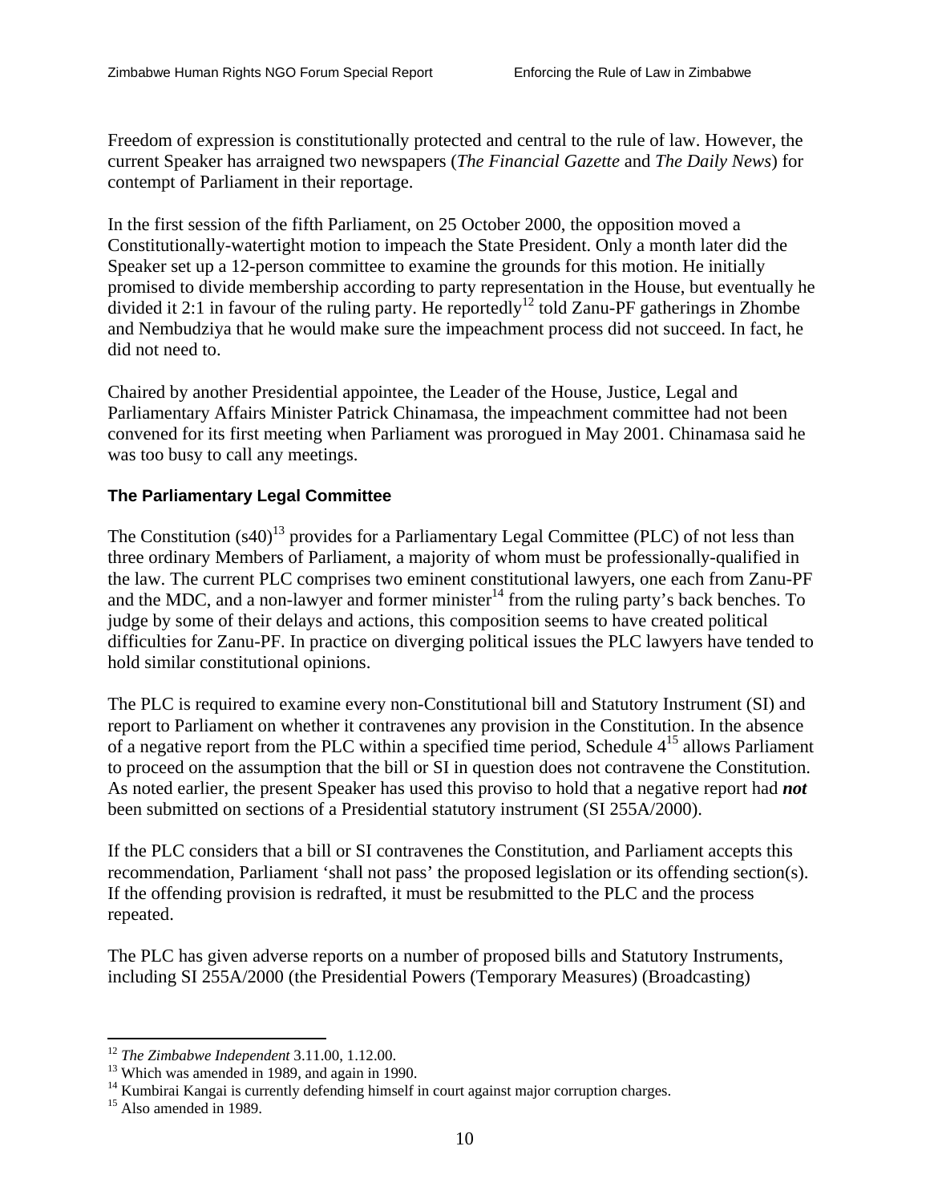Freedom of expression is constitutionally protected and central to the rule of law. However, the current Speaker has arraigned two newspapers (*The Financial Gazette* and *The Daily News*) for contempt of Parliament in their reportage.

In the first session of the fifth Parliament, on 25 October 2000, the opposition moved a Constitutionally-watertight motion to impeach the State President. Only a month later did the Speaker set up a 12-person committee to examine the grounds for this motion. He initially promised to divide membership according to party representation in the House, but eventually he divided it 2:1 in favour of the ruling party. He reportedly[12] told Zanu-PF gatherings in Zhombe and Nembudziya that he would make sure the impeachment process did not succeed. In fact, he did not need to.

Chaired by another Presidential appointee, the Leader of the House, Justice, Legal and Parliamentary Affairs Minister Patrick Chinamasa, the impeachment committee had not been convened for its first meeting when Parliament was prorogued in May 2001. Chinamasa said he was too busy to call any meetings.

### The Parliamentary Legal Committee

The Constitution (s40)[13] provides for a Parliamentary Legal Committee (PLC) of not less than three ordinary Members of Parliament, a majority of whom must be professionally-qualified in the law. The current PLC comprises two eminent constitutional lawyers, one each from Zanu-PF and the MDC, and a non-lawyer and former minister[14] from the ruling party's back benches. To judge by some of their delays and actions, this composition seems to have created political difficulties for Zanu-PF. In practice on diverging political issues the PLC lawyers have tended to hold similar constitutional opinions.

The PLC is required to examine every non-Constitutional bill and Statutory Instrument (SI) and report to Parliament on whether it contravenes any provision in the Constitution. In the absence of a negative report from the PLC within a specified time period, Schedule 4[15] allows Parliament to proceed on the assumption that the bill or SI in question does not contravene the Constitution. As noted earlier, the present Speaker has used this proviso to hold that a negative report had ***not*** been submitted on sections of a Presidential statutory instrument (SI 255A/2000).

If the PLC considers that a bill or SI contravenes the Constitution, and Parliament accepts this recommendation, Parliament 'shall not pass' the proposed legislation or its offending section(s). If the offending provision is redrafted, it must be resubmitted to the PLC and the process repeated.

The PLC has given adverse reports on a number of proposed bills and Statutory Instruments, including SI 255A/2000 (the Presidential Powers (Temporary Measures) (Broadcasting)

---

[12] *The Zimbabwe Independent* 3.11.00, 1.12.00.

[13] Which was amended in 1989, and again in 1990.

[14] Kumbirai Kangai is currently defending himself in court against major corruption charges.

[15] Also amended in 1989.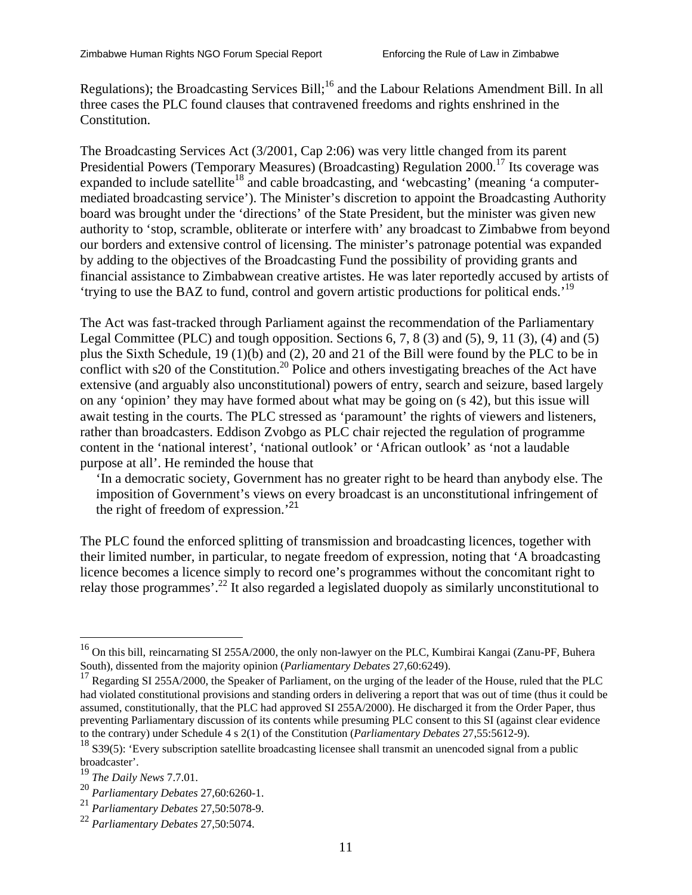Regulations); the Broadcasting Services Bill;[16] and the Labour Relations Amendment Bill. In all three cases the PLC found clauses that contravened freedoms and rights enshrined in the Constitution.

The Broadcasting Services Act (3/2001, Cap 2:06) was very little changed from its parent Presidential Powers (Temporary Measures) (Broadcasting) Regulation 2000.[17] Its coverage was expanded to include satellite[18] and cable broadcasting, and 'webcasting' (meaning 'a computer-mediated broadcasting service'). The Minister's discretion to appoint the Broadcasting Authority board was brought under the 'directions' of the State President, but the minister was given new authority to 'stop, scramble, obliterate or interfere with' any broadcast to Zimbabwe from beyond our borders and extensive control of licensing. The minister's patronage potential was expanded by adding to the objectives of the Broadcasting Fund the possibility of providing grants and financial assistance to Zimbabwean creative artistes. He was later reportedly accused by artists of 'trying to use the BAZ to fund, control and govern artistic productions for political ends.'[19]

The Act was fast-tracked through Parliament against the recommendation of the Parliamentary Legal Committee (PLC) and tough opposition. Sections 6, 7, 8 (3) and (5), 9, 11 (3), (4) and (5) plus the Sixth Schedule, 19 (1)(b) and (2), 20 and 21 of the Bill were found by the PLC to be in conflict with s20 of the Constitution.[20] Police and others investigating breaches of the Act have extensive (and arguably also unconstitutional) powers of entry, search and seizure, based largely on any 'opinion' they may have formed about what may be going on (s 42), but this issue will await testing in the courts. The PLC stressed as 'paramount' the rights of viewers and listeners, rather than broadcasters. Eddison Zvobgo as PLC chair rejected the regulation of programme content in the 'national interest', 'national outlook' or 'African outlook' as 'not a laudable purpose at all'. He reminded the house that

> 'In a democratic society, Government has no greater right to be heard than anybody else. The imposition of Government's views on every broadcast is an unconstitutional infringement of the right of freedom of expression.'[21]

The PLC found the enforced splitting of transmission and broadcasting licences, together with their limited number, in particular, to negate freedom of expression, noting that 'A broadcasting licence becomes a licence simply to record one's programmes without the concomitant right to relay those programmes'.[22] It also regarded a legislated duopoly as similarly unconstitutional to

---

[16] On this bill, reincarnating SI 255A/2000, the only non-lawyer on the PLC, Kumbirai Kangai (Zanu-PF, Buhera South), dissented from the majority opinion (*Parliamentary Debates* 27,60:6249).

[17] Regarding SI 255A/2000, the Speaker of Parliament, on the urging of the leader of the House, ruled that the PLC had violated constitutional provisions and standing orders in delivering a report that was out of time (thus it could be assumed, constitutionally, that the PLC had approved SI 255A/2000). He discharged it from the Order Paper, thus preventing Parliamentary discussion of its contents while presuming PLC consent to this SI (against clear evidence to the contrary) under Schedule 4 s 2(1) of the Constitution (*Parliamentary Debates* 27,55:5612-9).

[18] S39(5): 'Every subscription satellite broadcasting licensee shall transmit an unencoded signal from a public broadcaster'.

[19] *The Daily News* 7.7.01.

[20] *Parliamentary Debates* 27,60:6260-1.

[21] *Parliamentary Debates* 27,50:5078-9.

[22] *Parliamentary Debates* 27,50:5074.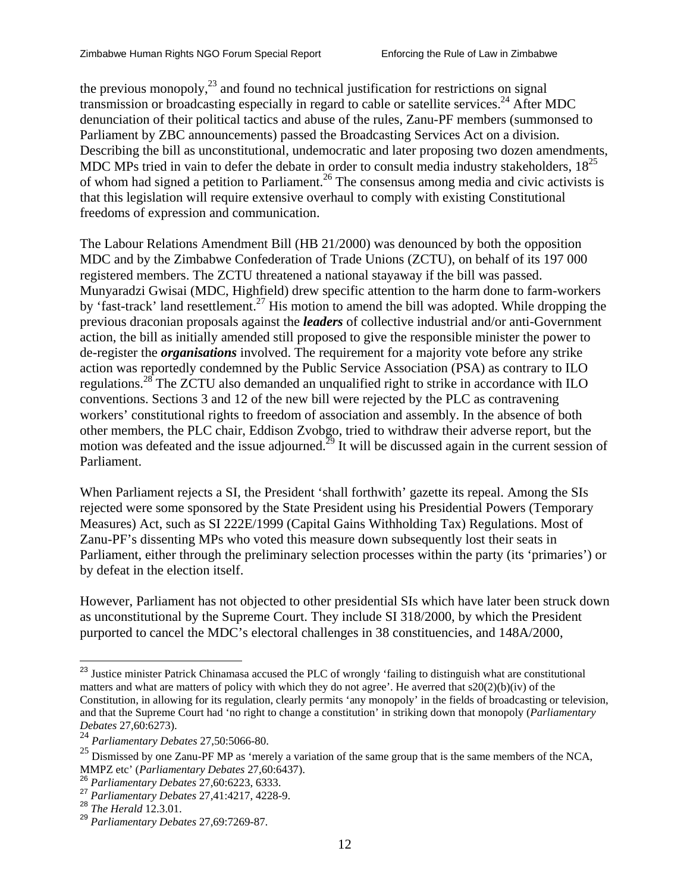the previous monopoly,[23] and found no technical justification for restrictions on signal transmission or broadcasting especially in regard to cable or satellite services.[24] After MDC denunciation of their political tactics and abuse of the rules, Zanu-PF members (summonsed to Parliament by ZBC announcements) passed the Broadcasting Services Act on a division. Describing the bill as unconstitutional, undemocratic and later proposing two dozen amendments, MDC MPs tried in vain to defer the debate in order to consult media industry stakeholders, 18[25] of whom had signed a petition to Parliament.[26] The consensus among media and civic activists is that this legislation will require extensive overhaul to comply with existing Constitutional freedoms of expression and communication.

The Labour Relations Amendment Bill (HB 21/2000) was denounced by both the opposition MDC and by the Zimbabwe Confederation of Trade Unions (ZCTU), on behalf of its 197 000 registered members. The ZCTU threatened a national stayaway if the bill was passed. Munyaradzi Gwisai (MDC, Highfield) drew specific attention to the harm done to farm-workers by 'fast-track' land resettlement.[27] His motion to amend the bill was adopted. While dropping the previous draconian proposals against the ***leaders*** of collective industrial and/or anti-Government action, the bill as initially amended still proposed to give the responsible minister the power to de-register the ***organisations*** involved. The requirement for a majority vote before any strike action was reportedly condemned by the Public Service Association (PSA) as contrary to ILO regulations.[28] The ZCTU also demanded an unqualified right to strike in accordance with ILO conventions. Sections 3 and 12 of the new bill were rejected by the PLC as contravening workers' constitutional rights to freedom of association and assembly. In the absence of both other members, the PLC chair, Eddison Zvobgo, tried to withdraw their adverse report, but the motion was defeated and the issue adjourned.[29] It will be discussed again in the current session of Parliament.

When Parliament rejects a SI, the President 'shall forthwith' gazette its repeal. Among the SIs rejected were some sponsored by the State President using his Presidential Powers (Temporary Measures) Act, such as SI 222E/1999 (Capital Gains Withholding Tax) Regulations. Most of Zanu-PF's dissenting MPs who voted this measure down subsequently lost their seats in Parliament, either through the preliminary selection processes within the party (its 'primaries') or by defeat in the election itself.

However, Parliament has not objected to other presidential SIs which have later been struck down as unconstitutional by the Supreme Court. They include SI 318/2000, by which the President purported to cancel the MDC's electoral challenges in 38 constituencies, and 148A/2000,

---

[23] Justice minister Patrick Chinamasa accused the PLC of wrongly 'failing to distinguish what are constitutional matters and what are matters of policy with which they do not agree'. He averred that s20(2)(b)(iv) of the Constitution, in allowing for its regulation, clearly permits 'any monopoly' in the fields of broadcasting or television, and that the Supreme Court had 'no right to change a constitution' in striking down that monopoly (*Parliamentary Debates* 27,60:6273).

[24] *Parliamentary Debates* 27,50:5066-80.

[25] Dismissed by one Zanu-PF MP as 'merely a variation of the same group that is the same members of the NCA, MMPZ etc' (*Parliamentary Debates* 27,60:6437).

[26] *Parliamentary Debates* 27,60:6223, 6333.

[27] *Parliamentary Debates* 27,41:4217, 4228-9.

[28] *The Herald* 12.3.01.

[29] *Parliamentary Debates* 27,69:7269-87.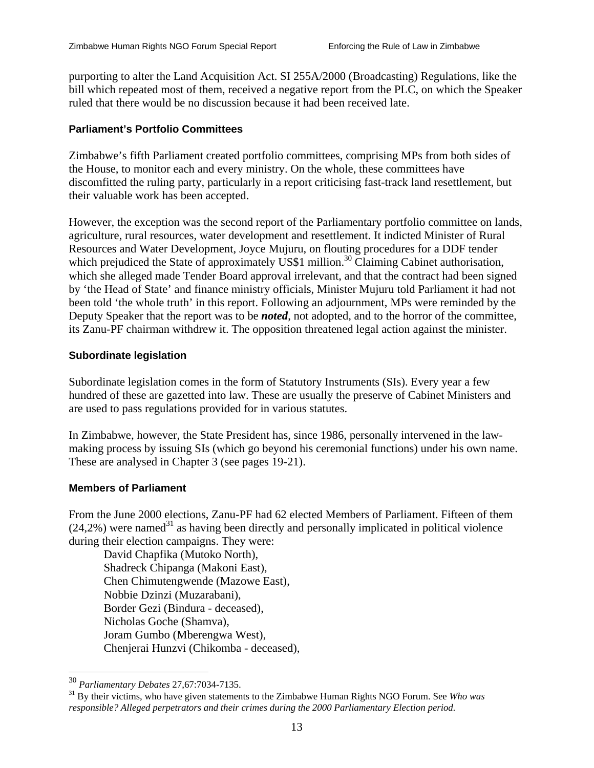purporting to alter the Land Acquisition Act. SI 255A/2000 (Broadcasting) Regulations, like the bill which repeated most of them, received a negative report from the PLC, on which the Speaker ruled that there would be no discussion because it had been received late.

### Parliament's Portfolio Committees

Zimbabwe's fifth Parliament created portfolio committees, comprising MPs from both sides of the House, to monitor each and every ministry. On the whole, these committees have discomfitted the ruling party, particularly in a report criticising fast-track land resettlement, but their valuable work has been accepted.

However, the exception was the second report of the Parliamentary portfolio committee on lands, agriculture, rural resources, water development and resettlement. It indicted Minister of Rural Resources and Water Development, Joyce Mujuru, on flouting procedures for a DDF tender which prejudiced the State of approximately US$1 million.[30] Claiming Cabinet authorisation, which she alleged made Tender Board approval irrelevant, and that the contract had been signed by 'the Head of State' and finance ministry officials, Minister Mujuru told Parliament it had not been told 'the whole truth' in this report. Following an adjournment, MPs were reminded by the Deputy Speaker that the report was to be ***noted***, not adopted, and to the horror of the committee, its Zanu-PF chairman withdrew it. The opposition threatened legal action against the minister.

### Subordinate legislation

Subordinate legislation comes in the form of Statutory Instruments (SIs). Every year a few hundred of these are gazetted into law. These are usually the preserve of Cabinet Ministers and are used to pass regulations provided for in various statutes.

In Zimbabwe, however, the State President has, since 1986, personally intervened in the law-making process by issuing SIs (which go beyond his ceremonial functions) under his own name. These are analysed in Chapter 3 (see pages 19-21).

### Members of Parliament

From the June 2000 elections, Zanu-PF had 62 elected Members of Parliament. Fifteen of them (24,2%) were named[31] as having been directly and personally implicated in political violence during their election campaigns. They were:

David Chapfika (Mutoko North),
Shadreck Chipanga (Makoni East),
Chen Chimutengwende (Mazowe East),
Nobbie Dzinzi (Muzarabani),
Border Gezi (Bindura - deceased),
Nicholas Goche (Shamva),
Joram Gumbo (Mberengwa West),
Chenjerai Hunzvi (Chikomba - deceased),

---

[30] *Parliamentary Debates* 27,67:7034-7135.

[31] By their victims, who have given statements to the Zimbabwe Human Rights NGO Forum. See *Who was responsible? Alleged perpetrators and their crimes during the 2000 Parliamentary Election period.*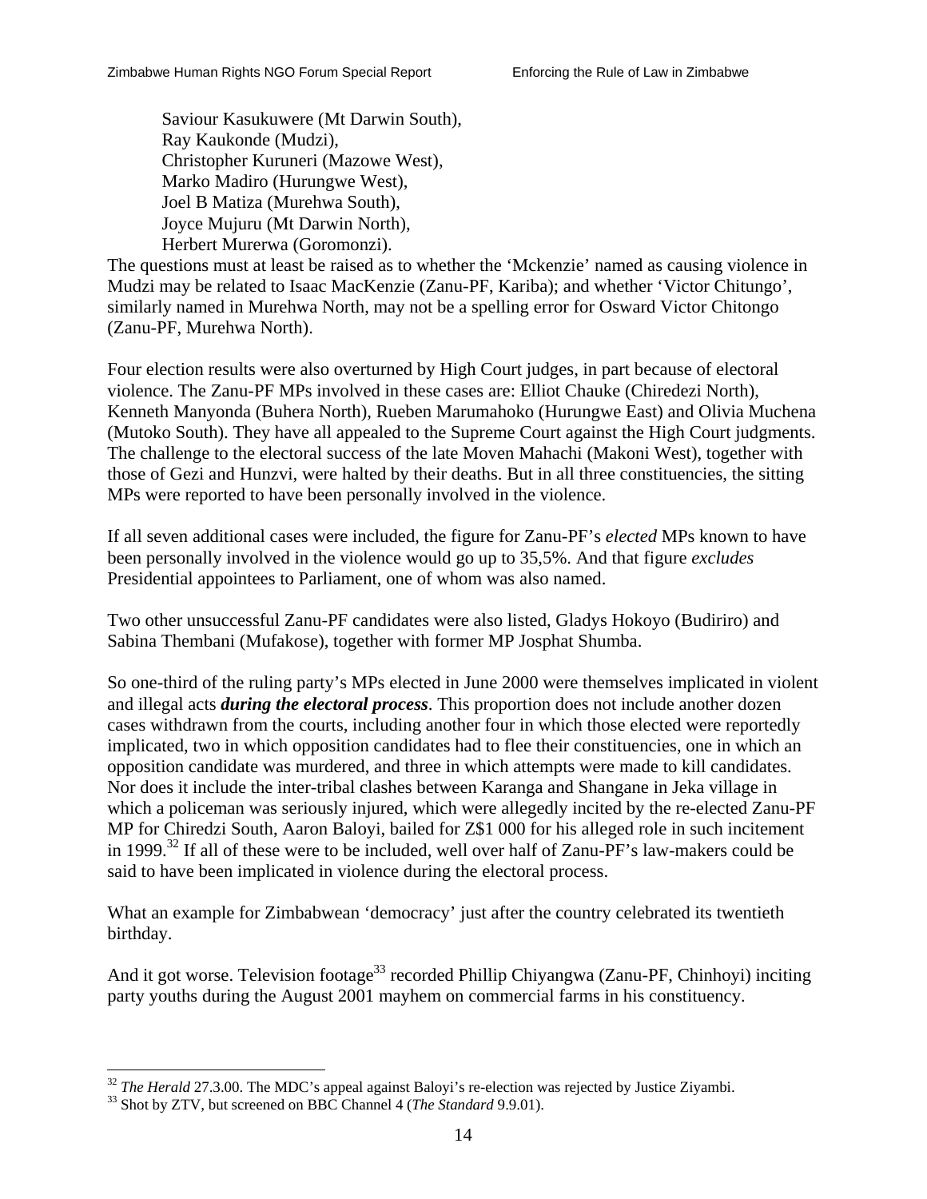Saviour Kasukuwere (Mt Darwin South),
Ray Kaukonde (Mudzi),
Christopher Kuruneri (Mazowe West),
Marko Madiro (Hurungwe West),
Joel B Matiza (Murehwa South),
Joyce Mujuru (Mt Darwin North),
Herbert Murerwa (Goromonzi).

The questions must at least be raised as to whether the 'Mckenzie' named as causing violence in Mudzi may be related to Isaac MacKenzie (Zanu-PF, Kariba); and whether 'Victor Chitungo', similarly named in Murehwa North, may not be a spelling error for Osward Victor Chitongo (Zanu-PF, Murehwa North).

Four election results were also overturned by High Court judges, in part because of electoral violence. The Zanu-PF MPs involved in these cases are: Elliot Chauke (Chiredezi North), Kenneth Manyonda (Buhera North), Rueben Marumahoko (Hurungwe East) and Olivia Muchena (Mutoko South). They have all appealed to the Supreme Court against the High Court judgments. The challenge to the electoral success of the late Moven Mahachi (Makoni West), together with those of Gezi and Hunzvi, were halted by their deaths. But in all three constituencies, the sitting MPs were reported to have been personally involved in the violence.

If all seven additional cases were included, the figure for Zanu-PF's *elected* MPs known to have been personally involved in the violence would go up to 35,5%. And that figure *excludes* Presidential appointees to Parliament, one of whom was also named.

Two other unsuccessful Zanu-PF candidates were also listed, Gladys Hokoyo (Budiriro) and Sabina Thembani (Mufakose), together with former MP Josphat Shumba.

So one-third of the ruling party's MPs elected in June 2000 were themselves implicated in violent and illegal acts ***during the electoral process***. This proportion does not include another dozen cases withdrawn from the courts, including another four in which those elected were reportedly implicated, two in which opposition candidates had to flee their constituencies, one in which an opposition candidate was murdered, and three in which attempts were made to kill candidates. Nor does it include the inter-tribal clashes between Karanga and Shangane in Jeka village in which a policeman was seriously injured, which were allegedly incited by the re-elected Zanu-PF MP for Chiredzi South, Aaron Baloyi, bailed for Z$1 000 for his alleged role in such incitement in 1999.[32] If all of these were to be included, well over half of Zanu-PF's law-makers could be said to have been implicated in violence during the electoral process.

What an example for Zimbabwean 'democracy' just after the country celebrated its twentieth birthday.

And it got worse. Television footage[33] recorded Phillip Chiyangwa (Zanu-PF, Chinhoyi) inciting party youths during the August 2001 mayhem on commercial farms in his constituency.

---

[32] *The Herald* 27.3.00. The MDC's appeal against Baloyi's re-election was rejected by Justice Ziyambi.

[33] Shot by ZTV, but screened on BBC Channel 4 (*The Standard* 9.9.01).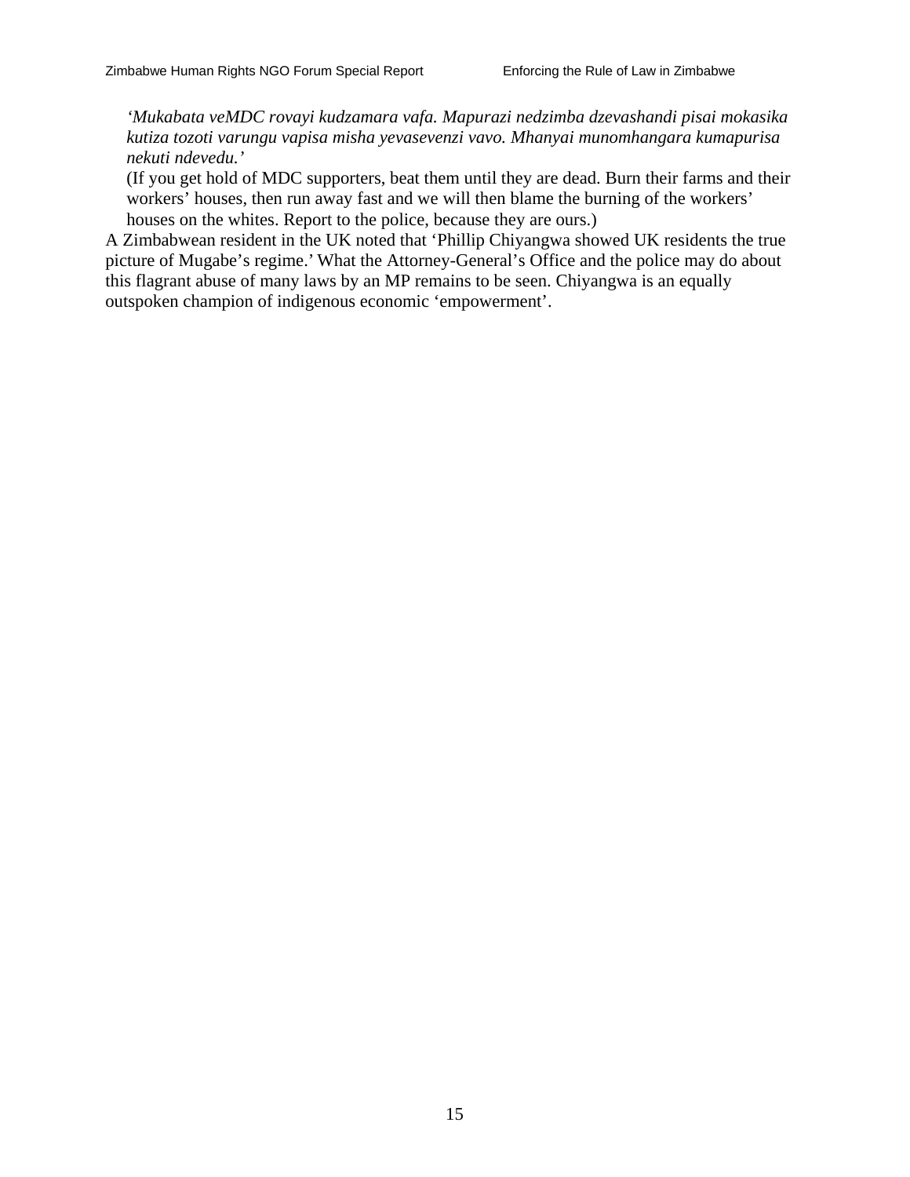> *'Mukabata veMDC rovayi kudzamara vafa. Mapurazi nedzimba dzevashandi pisai mokasika kutiza tozoti varungu vapisa misha yevasevenzi vavo. Mhanyai munomhangara kumapurisa nekuti ndevedu.'*
>
> (If you get hold of MDC supporters, beat them until they are dead. Burn their farms and their workers' houses, then run away fast and we will then blame the burning of the workers' houses on the whites. Report to the police, because they are ours.)

A Zimbabwean resident in the UK noted that 'Phillip Chiyangwa showed UK residents the true picture of Mugabe's regime.' What the Attorney-General's Office and the police may do about this flagrant abuse of many laws by an MP remains to be seen. Chiyangwa is an equally outspoken champion of indigenous economic 'empowerment'.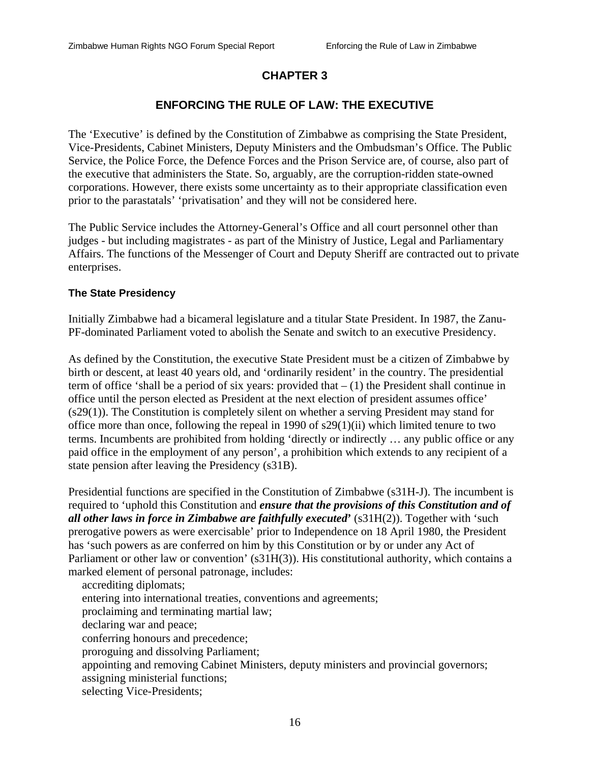## CHAPTER 3

## ENFORCING THE RULE OF LAW: THE EXECUTIVE

The 'Executive' is defined by the Constitution of Zimbabwe as comprising the State President, Vice-Presidents, Cabinet Ministers, Deputy Ministers and the Ombudsman's Office. The Public Service, the Police Force, the Defence Forces and the Prison Service are, of course, also part of the executive that administers the State. So, arguably, are the corruption-ridden state-owned corporations. However, there exists some uncertainty as to their appropriate classification even prior to the parastatals' 'privatisation' and they will not be considered here.

The Public Service includes the Attorney-General's Office and all court personnel other than judges - but including magistrates - as part of the Ministry of Justice, Legal and Parliamentary Affairs. The functions of the Messenger of Court and Deputy Sheriff are contracted out to private enterprises.

### The State Presidency

Initially Zimbabwe had a bicameral legislature and a titular State President. In 1987, the Zanu-PF-dominated Parliament voted to abolish the Senate and switch to an executive Presidency.

As defined by the Constitution, the executive State President must be a citizen of Zimbabwe by birth or descent, at least 40 years old, and 'ordinarily resident' in the country. The presidential term of office 'shall be a period of six years: provided that – (1) the President shall continue in office until the person elected as President at the next election of president assumes office' (s29(1)). The Constitution is completely silent on whether a serving President may stand for office more than once, following the repeal in 1990 of s29(1)(ii) which limited tenure to two terms. Incumbents are prohibited from holding 'directly or indirectly … any public office or any paid office in the employment of any person', a prohibition which extends to any recipient of a state pension after leaving the Presidency (s31B).

Presidential functions are specified in the Constitution of Zimbabwe (s31H-J). The incumbent is required to 'uphold this Constitution and ***ensure that the provisions of this Constitution and of all other laws in force in Zimbabwe are faithfully executed'*** (s31H(2)). Together with 'such prerogative powers as were exercisable' prior to Independence on 18 April 1980, the President has 'such powers as are conferred on him by this Constitution or by or under any Act of Parliament or other law or convention' (s31H(3)). His constitutional authority, which contains a marked element of personal patronage, includes:

- accrediting diplomats;
- entering into international treaties, conventions and agreements;
- proclaiming and terminating martial law;
- declaring war and peace;
- conferring honours and precedence;
- proroguing and dissolving Parliament;
- appointing and removing Cabinet Ministers, deputy ministers and provincial governors;
- assigning ministerial functions;
- selecting Vice-Presidents;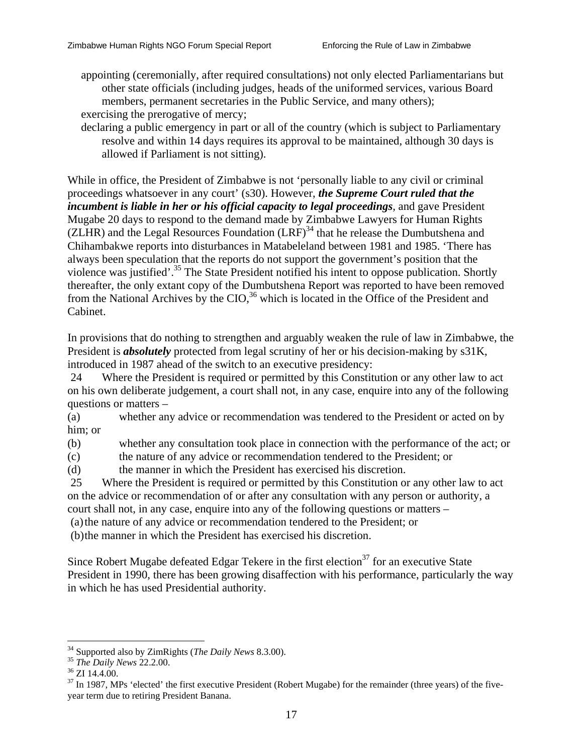- appointing (ceremonially, after required consultations) not only elected Parliamentarians but other state officials (including judges, heads of the uniformed services, various Board members, permanent secretaries in the Public Service, and many others);
- exercising the prerogative of mercy;
- declaring a public emergency in part or all of the country (which is subject to Parliamentary resolve and within 14 days requires its approval to be maintained, although 30 days is allowed if Parliament is not sitting).

While in office, the President of Zimbabwe is not 'personally liable to any civil or criminal proceedings whatsoever in any court' (s30). However, ***the Supreme Court ruled that the incumbent is liable in her or his official capacity to legal proceedings***, and gave President Mugabe 20 days to respond to the demand made by Zimbabwe Lawyers for Human Rights (ZLHR) and the Legal Resources Foundation (LRF)[34] that he release the Dumbutshena and Chihambakwe reports into disturbances in Matabeleland between 1981 and 1985. 'There has always been speculation that the reports do not support the government's position that the violence was justified'.[35] The State President notified his intent to oppose publication. Shortly thereafter, the only extant copy of the Dumbutshena Report was reported to have been removed from the National Archives by the CIO,[36] which is located in the Office of the President and Cabinet.

In provisions that do nothing to strengthen and arguably weaken the rule of law in Zimbabwe, the President is ***absolutely*** protected from legal scrutiny of her or his decision-making by s31K, introduced in 1987 ahead of the switch to an executive presidency:

24 Where the President is required or permitted by this Constitution or any other law to act on his own deliberate judgement, a court shall not, in any case, enquire into any of the following questions or matters –

(a) whether any advice or recommendation was tendered to the President or acted on by him; or

(b) whether any consultation took place in connection with the performance of the act; or

(c) the nature of any advice or recommendation tendered to the President; or

(d) the manner in which the President has exercised his discretion.

25 Where the President is required or permitted by this Constitution or any other law to act on the advice or recommendation of or after any consultation with any person or authority, a court shall not, in any case, enquire into any of the following questions or matters –

(a) the nature of any advice or recommendation tendered to the President; or

(b) the manner in which the President has exercised his discretion.

Since Robert Mugabe defeated Edgar Tekere in the first election[37] for an executive State President in 1990, there has been growing disaffection with his performance, particularly the way in which he has used Presidential authority.

---

[34] Supported also by ZimRights (*The Daily News* 8.3.00).

[35] *The Daily News* 22.2.00.

[36] ZI 14.4.00.

[37] In 1987, MPs 'elected' the first executive President (Robert Mugabe) for the remainder (three years) of the five-year term due to retiring President Banana.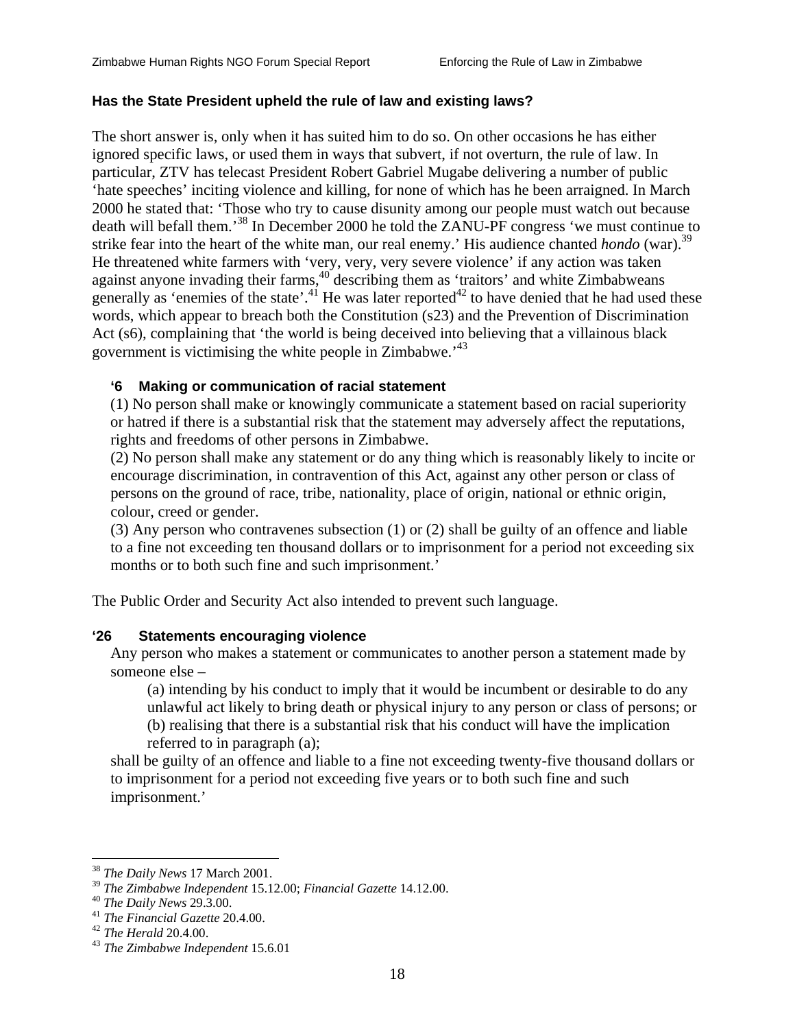**Has the State President upheld the rule of law and existing laws?**

The short answer is, only when it has suited him to do so. On other occasions he has either ignored specific laws, or used them in ways that subvert, if not overturn, the rule of law. In particular, ZTV has telecast President Robert Gabriel Mugabe delivering a number of public 'hate speeches' inciting violence and killing, for none of which has he been arraigned. In March 2000 he stated that: 'Those who try to cause disunity among our people must watch out because death will befall them.'[38] In December 2000 he told the ZANU-PF congress 'we must continue to strike fear into the heart of the white man, our real enemy.' His audience chanted *hondo* (war).[39] He threatened white farmers with 'very, very, very severe violence' if any action was taken against anyone invading their farms,[40] describing them as 'traitors' and white Zimbabweans generally as 'enemies of the state'.[41] He was later reported[42] to have denied that he had used these words, which appear to breach both the Constitution (s23) and the Prevention of Discrimination Act (s6), complaining that 'the world is being deceived into believing that a villainous black government is victimising the white people in Zimbabwe.'[43]

> **'6 Making or communication of racial statement**
>
> (1) No person shall make or knowingly communicate a statement based on racial superiority or hatred if there is a substantial risk that the statement may adversely affect the reputations, rights and freedoms of other persons in Zimbabwe.
>
> (2) No person shall make any statement or do any thing which is reasonably likely to incite or encourage discrimination, in contravention of this Act, against any other person or class of persons on the ground of race, tribe, nationality, place of origin, national or ethnic origin, colour, creed or gender.
>
> (3) Any person who contravenes subsection (1) or (2) shall be guilty of an offence and liable to a fine not exceeding ten thousand dollars or to imprisonment for a period not exceeding six months or to both such fine and such imprisonment.'

The Public Order and Security Act also intended to prevent such language.

**'26 Statements encouraging violence**

> Any person who makes a statement or communicates to another person a statement made by someone else –
>
> (a) intending by his conduct to imply that it would be incumbent or desirable to do any unlawful act likely to bring death or physical injury to any person or class of persons; or
>
> (b) realising that there is a substantial risk that his conduct will have the implication referred to in paragraph (a);
>
> shall be guilty of an offence and liable to a fine not exceeding twenty-five thousand dollars or to imprisonment for a period not exceeding five years or to both such fine and such imprisonment.'

---

[38] *The Daily News* 17 March 2001.

[39] *The Zimbabwe Independent* 15.12.00; *Financial Gazette* 14.12.00.

[40] *The Daily News* 29.3.00.

[41] *The Financial Gazette* 20.4.00.

[42] *The Herald* 20.4.00.

[43] *The Zimbabwe Independent* 15.6.01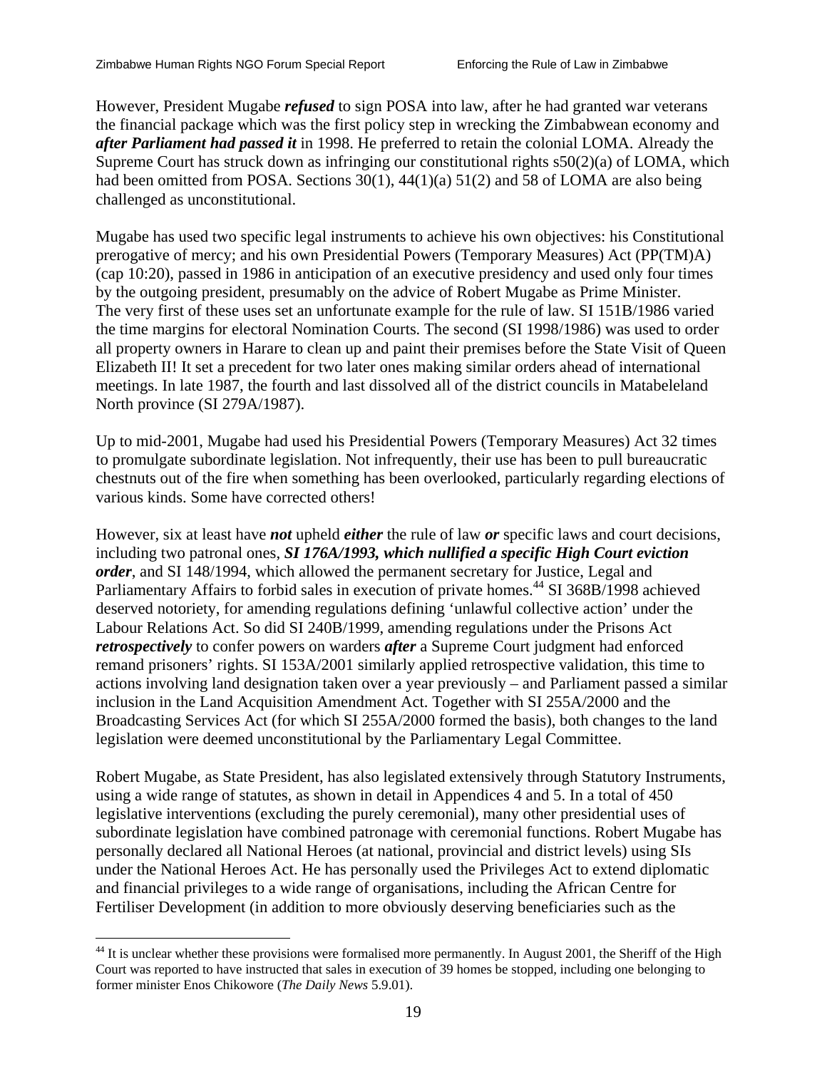However, President Mugabe ***refused*** to sign POSA into law, after he had granted war veterans the financial package which was the first policy step in wrecking the Zimbabwean economy and ***after Parliament had passed it*** in 1998. He preferred to retain the colonial LOMA. Already the Supreme Court has struck down as infringing our constitutional rights s50(2)(a) of LOMA, which had been omitted from POSA. Sections 30(1), 44(1)(a) 51(2) and 58 of LOMA are also being challenged as unconstitutional.

Mugabe has used two specific legal instruments to achieve his own objectives: his Constitutional prerogative of mercy; and his own Presidential Powers (Temporary Measures) Act (PP(TM)A) (cap 10:20), passed in 1986 in anticipation of an executive presidency and used only four times by the outgoing president, presumably on the advice of Robert Mugabe as Prime Minister. The very first of these uses set an unfortunate example for the rule of law. SI 151B/1986 varied the time margins for electoral Nomination Courts. The second (SI 1998/1986) was used to order all property owners in Harare to clean up and paint their premises before the State Visit of Queen Elizabeth II! It set a precedent for two later ones making similar orders ahead of international meetings. In late 1987, the fourth and last dissolved all of the district councils in Matabeleland North province (SI 279A/1987).

Up to mid-2001, Mugabe had used his Presidential Powers (Temporary Measures) Act 32 times to promulgate subordinate legislation. Not infrequently, their use has been to pull bureaucratic chestnuts out of the fire when something has been overlooked, particularly regarding elections of various kinds. Some have corrected others!

However, six at least have ***not*** upheld ***either*** the rule of law ***or*** specific laws and court decisions, including two patronal ones, ***SI 176A/1993, which nullified a specific High Court eviction order***, and SI 148/1994, which allowed the permanent secretary for Justice, Legal and Parliamentary Affairs to forbid sales in execution of private homes.[44] SI 368B/1998 achieved deserved notoriety, for amending regulations defining 'unlawful collective action' under the Labour Relations Act. So did SI 240B/1999, amending regulations under the Prisons Act ***retrospectively*** to confer powers on warders ***after*** a Supreme Court judgment had enforced remand prisoners' rights. SI 153A/2001 similarly applied retrospective validation, this time to actions involving land designation taken over a year previously – and Parliament passed a similar inclusion in the Land Acquisition Amendment Act. Together with SI 255A/2000 and the Broadcasting Services Act (for which SI 255A/2000 formed the basis), both changes to the land legislation were deemed unconstitutional by the Parliamentary Legal Committee.

Robert Mugabe, as State President, has also legislated extensively through Statutory Instruments, using a wide range of statutes, as shown in detail in Appendices 4 and 5. In a total of 450 legislative interventions (excluding the purely ceremonial), many other presidential uses of subordinate legislation have combined patronage with ceremonial functions. Robert Mugabe has personally declared all National Heroes (at national, provincial and district levels) using SIs under the National Heroes Act. He has personally used the Privileges Act to extend diplomatic and financial privileges to a wide range of organisations, including the African Centre for Fertiliser Development (in addition to more obviously deserving beneficiaries such as the

---

[44] It is unclear whether these provisions were formalised more permanently. In August 2001, the Sheriff of the High Court was reported to have instructed that sales in execution of 39 homes be stopped, including one belonging to former minister Enos Chikowore (*The Daily News* 5.9.01).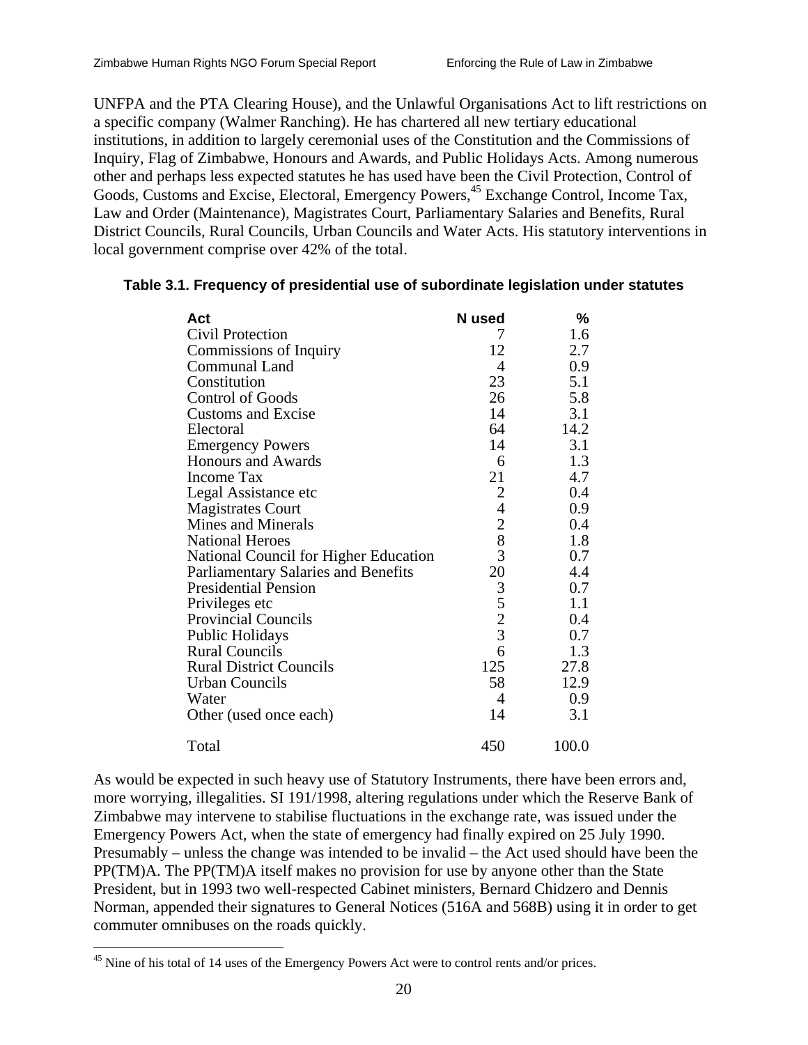UNFPA and the PTA Clearing House), and the Unlawful Organisations Act to lift restrictions on a specific company (Walmer Ranching). He has chartered all new tertiary educational institutions, in addition to largely ceremonial uses of the Constitution and the Commissions of Inquiry, Flag of Zimbabwe, Honours and Awards, and Public Holidays Acts. Among numerous other and perhaps less expected statutes he has used have been the Civil Protection, Control of Goods, Customs and Excise, Electoral, Emergency Powers,[45] Exchange Control, Income Tax, Law and Order (Maintenance), Magistrates Court, Parliamentary Salaries and Benefits, Rural District Councils, Rural Councils, Urban Councils and Water Acts. His statutory interventions in local government comprise over 42% of the total.

**Table 3.1. Frequency of presidential use of subordinate legislation under statutes**

| Act | N used | % |
|---|---|---|
| Civil Protection | 7 | 1.6 |
| Commissions of Inquiry | 12 | 2.7 |
| Communal Land | 4 | 0.9 |
| Constitution | 23 | 5.1 |
| Control of Goods | 26 | 5.8 |
| Customs and Excise | 14 | 3.1 |
| Electoral | 64 | 14.2 |
| Emergency Powers | 14 | 3.1 |
| Honours and Awards | 6 | 1.3 |
| Income Tax | 21 | 4.7 |
| Legal Assistance etc | 2 | 0.4 |
| Magistrates Court | 4 | 0.9 |
| Mines and Minerals | 2 | 0.4 |
| National Heroes | 8 | 1.8 |
| National Council for Higher Education | 3 | 0.7 |
| Parliamentary Salaries and Benefits | 20 | 4.4 |
| Presidential Pension | 3 | 0.7 |
| Privileges etc | 5 | 1.1 |
| Provincial Councils | 2 | 0.4 |
| Public Holidays | 3 | 0.7 |
| Rural Councils | 6 | 1.3 |
| Rural District Councils | 125 | 27.8 |
| Urban Councils | 58 | 12.9 |
| Water | 4 | 0.9 |
| Other (used once each) | 14 | 3.1 |
| Total | 450 | 100.0 |

As would be expected in such heavy use of Statutory Instruments, there have been errors and, more worrying, illegalities. SI 191/1998, altering regulations under which the Reserve Bank of Zimbabwe may intervene to stabilise fluctuations in the exchange rate, was issued under the Emergency Powers Act, when the state of emergency had finally expired on 25 July 1990. Presumably – unless the change was intended to be invalid – the Act used should have been the PP(TM)A. The PP(TM)A itself makes no provision for use by anyone other than the State President, but in 1993 two well-respected Cabinet ministers, Bernard Chidzero and Dennis Norman, appended their signatures to General Notices (516A and 568B) using it in order to get commuter omnibuses on the roads quickly.

[45] Nine of his total of 14 uses of the Emergency Powers Act were to control rents and/or prices.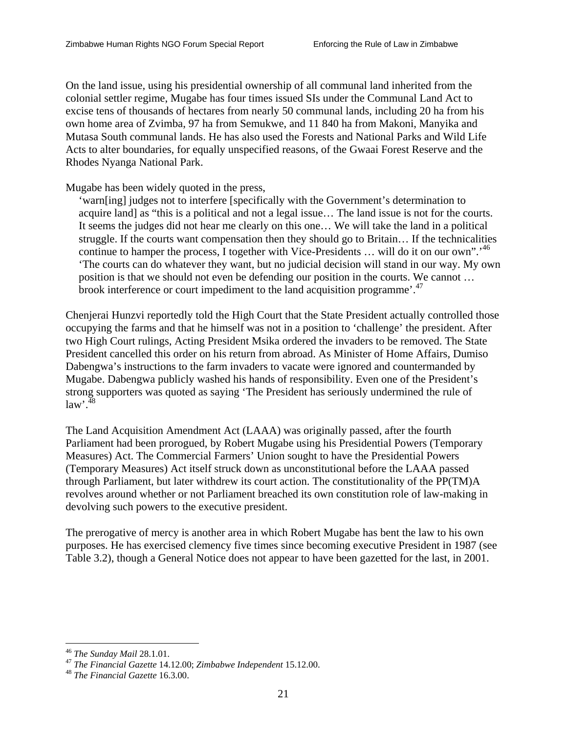On the land issue, using his presidential ownership of all communal land inherited from the colonial settler regime, Mugabe has four times issued SIs under the Communal Land Act to excise tens of thousands of hectares from nearly 50 communal lands, including 20 ha from his own home area of Zvimba, 97 ha from Semukwe, and 11 840 ha from Makoni, Manyika and Mutasa South communal lands. He has also used the Forests and National Parks and Wild Life Acts to alter boundaries, for equally unspecified reasons, of the Gwaai Forest Reserve and the Rhodes Nyanga National Park.

Mugabe has been widely quoted in the press,

> 'warn[ing] judges not to interfere [specifically with the Government's determination to acquire land] as "this is a political and not a legal issue… The land issue is not for the courts. It seems the judges did not hear me clearly on this one… We will take the land in a political struggle. If the courts want compensation then they should go to Britain… If the technicalities continue to hamper the process, I together with Vice-Presidents … will do it on our own".'[46]
>
> 'The courts can do whatever they want, but no judicial decision will stand in our way. My own position is that we should not even be defending our position in the courts. We cannot … brook interference or court impediment to the land acquisition programme'.[47]

Chenjerai Hunzvi reportedly told the High Court that the State President actually controlled those occupying the farms and that he himself was not in a position to 'challenge' the president. After two High Court rulings, Acting President Msika ordered the invaders to be removed. The State President cancelled this order on his return from abroad. As Minister of Home Affairs, Dumiso Dabengwa's instructions to the farm invaders to vacate were ignored and countermanded by Mugabe. Dabengwa publicly washed his hands of responsibility. Even one of the President's strong supporters was quoted as saying 'The President has seriously undermined the rule of law'.[48]

The Land Acquisition Amendment Act (LAAA) was originally passed, after the fourth Parliament had been prorogued, by Robert Mugabe using his Presidential Powers (Temporary Measures) Act. The Commercial Farmers' Union sought to have the Presidential Powers (Temporary Measures) Act itself struck down as unconstitutional before the LAAA passed through Parliament, but later withdrew its court action. The constitutionality of the PP(TM)A revolves around whether or not Parliament breached its own constitution role of law-making in devolving such powers to the executive president.

The prerogative of mercy is another area in which Robert Mugabe has bent the law to his own purposes. He has exercised clemency five times since becoming executive President in 1987 (see Table 3.2), though a General Notice does not appear to have been gazetted for the last, in 2001.

---

[46] *The Sunday Mail* 28.1.01.

[47] *The Financial Gazette* 14.12.00; *Zimbabwe Independent* 15.12.00.

[48] *The Financial Gazette* 16.3.00.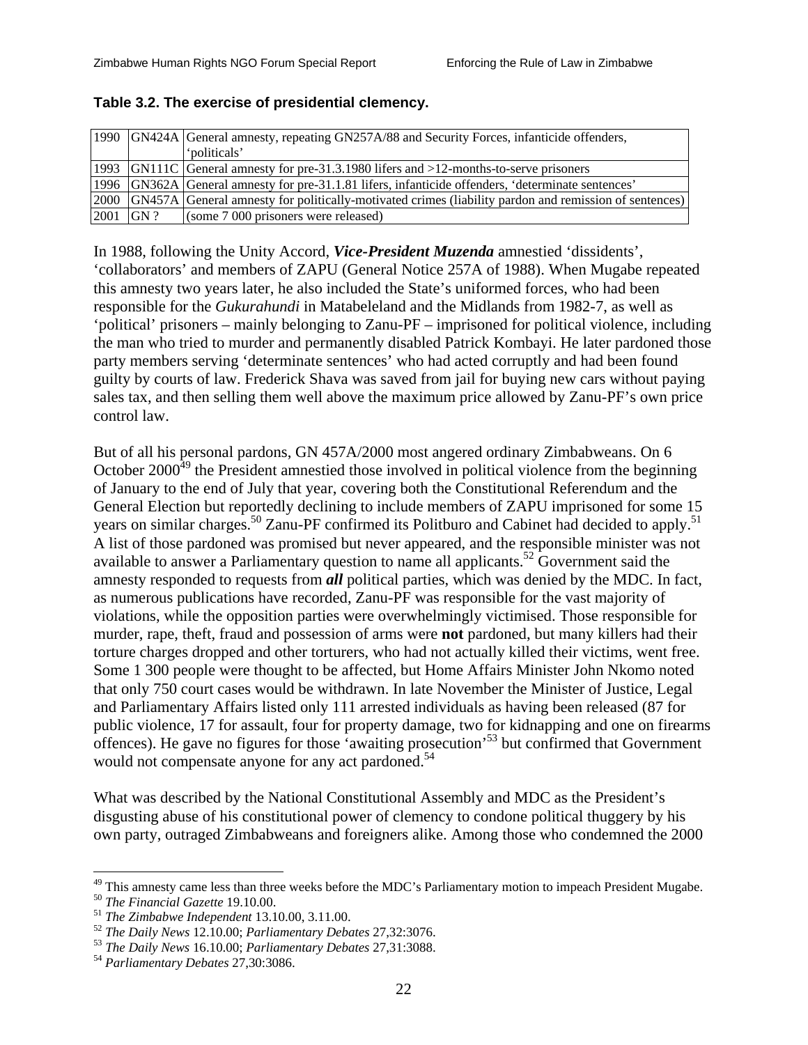**Table 3.2. The exercise of presidential clemency.**

| | | |
|---|---|---|
| 1990 | GN424A | General amnesty, repeating GN257A/88 and Security Forces, infanticide offenders, 'politicals' |
| 1993 | GN111C | General amnesty for pre-31.3.1980 lifers and >12-months-to-serve prisoners |
| 1996 | GN362A | General amnesty for pre-31.1.81 lifers, infanticide offenders, 'determinate sentences' |
| 2000 | GN457A | General amnesty for politically-motivated crimes (liability pardon and remission of sentences) |
| 2001 | GN ? | (some 7 000 prisoners were released) |

In 1988, following the Unity Accord, ***Vice-President Muzenda*** amnestied 'dissidents', 'collaborators' and members of ZAPU (General Notice 257A of 1988). When Mugabe repeated this amnesty two years later, he also included the State's uniformed forces, who had been responsible for the *Gukurahundi* in Matabeleland and the Midlands from 1982-7, as well as 'political' prisoners – mainly belonging to Zanu-PF – imprisoned for political violence, including the man who tried to murder and permanently disabled Patrick Kombayi. He later pardoned those party members serving 'determinate sentences' who had acted corruptly and had been found guilty by courts of law. Frederick Shava was saved from jail for buying new cars without paying sales tax, and then selling them well above the maximum price allowed by Zanu-PF's own price control law.

But of all his personal pardons, GN 457A/2000 most angered ordinary Zimbabweans. On 6 October 2000[49] the President amnestied those involved in political violence from the beginning of January to the end of July that year, covering both the Constitutional Referendum and the General Election but reportedly declining to include members of ZAPU imprisoned for some 15 years on similar charges.[50] Zanu-PF confirmed its Politburo and Cabinet had decided to apply.[51] A list of those pardoned was promised but never appeared, and the responsible minister was not available to answer a Parliamentary question to name all applicants.[52] Government said the amnesty responded to requests from ***all*** political parties, which was denied by the MDC. In fact, as numerous publications have recorded, Zanu-PF was responsible for the vast majority of violations, while the opposition parties were overwhelmingly victimised. Those responsible for murder, rape, theft, fraud and possession of arms were **not** pardoned, but many killers had their torture charges dropped and other torturers, who had not actually killed their victims, went free. Some 1 300 people were thought to be affected, but Home Affairs Minister John Nkomo noted that only 750 court cases would be withdrawn. In late November the Minister of Justice, Legal and Parliamentary Affairs listed only 111 arrested individuals as having been released (87 for public violence, 17 for assault, four for property damage, two for kidnapping and one on firearms offences). He gave no figures for those 'awaiting prosecution'[53] but confirmed that Government would not compensate anyone for any act pardoned.[54]

What was described by the National Constitutional Assembly and MDC as the President's disgusting abuse of his constitutional power of clemency to condone political thuggery by his own party, outraged Zimbabweans and foreigners alike. Among those who condemned the 2000

---

[49] This amnesty came less than three weeks before the MDC's Parliamentary motion to impeach President Mugabe.

[50] *The Financial Gazette* 19.10.00.

[51] *The Zimbabwe Independent* 13.10.00, 3.11.00.

[52] *The Daily News* 12.10.00; *Parliamentary Debates* 27,32:3076.

[53] *The Daily News* 16.10.00; *Parliamentary Debates* 27,31:3088.

[54] *Parliamentary Debates* 27,30:3086.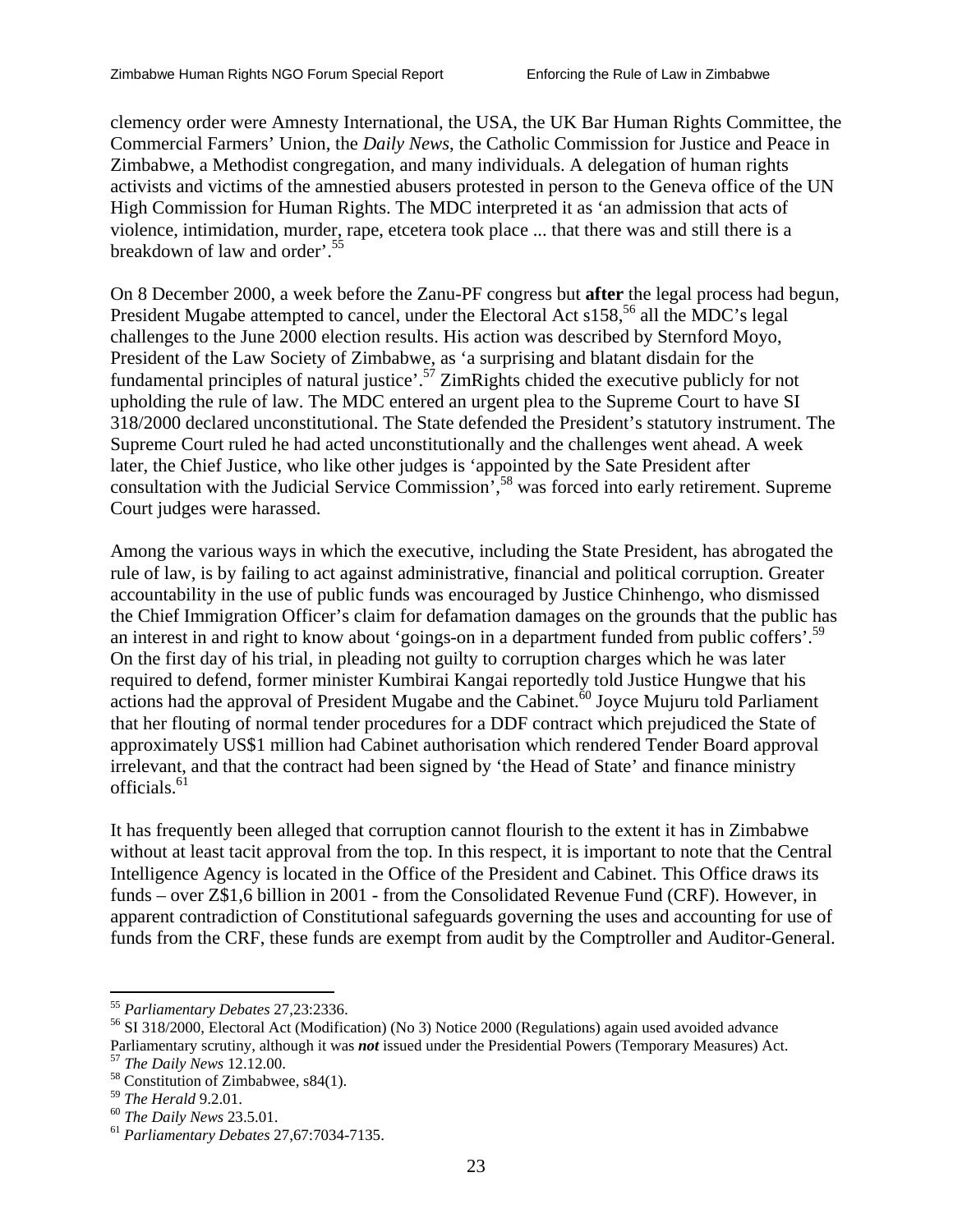clemency order were Amnesty International, the USA, the UK Bar Human Rights Committee, the Commercial Farmers' Union, the *Daily News*, the Catholic Commission for Justice and Peace in Zimbabwe, a Methodist congregation, and many individuals. A delegation of human rights activists and victims of the amnestied abusers protested in person to the Geneva office of the UN High Commission for Human Rights. The MDC interpreted it as 'an admission that acts of violence, intimidation, murder, rape, etcetera took place ... that there was and still there is a breakdown of law and order'.[55]

On 8 December 2000, a week before the Zanu-PF congress but **after** the legal process had begun, President Mugabe attempted to cancel, under the Electoral Act s158,[56] all the MDC's legal challenges to the June 2000 election results. His action was described by Sternford Moyo, President of the Law Society of Zimbabwe, as 'a surprising and blatant disdain for the fundamental principles of natural justice'.[57] ZimRights chided the executive publicly for not upholding the rule of law. The MDC entered an urgent plea to the Supreme Court to have SI 318/2000 declared unconstitutional. The State defended the President's statutory instrument. The Supreme Court ruled he had acted unconstitutionally and the challenges went ahead. A week later, the Chief Justice, who like other judges is 'appointed by the Sate President after consultation with the Judicial Service Commission',[58] was forced into early retirement. Supreme Court judges were harassed.

Among the various ways in which the executive, including the State President, has abrogated the rule of law, is by failing to act against administrative, financial and political corruption. Greater accountability in the use of public funds was encouraged by Justice Chinhengo, who dismissed the Chief Immigration Officer's claim for defamation damages on the grounds that the public has an interest in and right to know about 'goings-on in a department funded from public coffers'.[59] On the first day of his trial, in pleading not guilty to corruption charges which he was later required to defend, former minister Kumbirai Kangai reportedly told Justice Hungwe that his actions had the approval of President Mugabe and the Cabinet.[60] Joyce Mujuru told Parliament that her flouting of normal tender procedures for a DDF contract which prejudiced the State of approximately US$1 million had Cabinet authorisation which rendered Tender Board approval irrelevant, and that the contract had been signed by 'the Head of State' and finance ministry officials.[61]

It has frequently been alleged that corruption cannot flourish to the extent it has in Zimbabwe without at least tacit approval from the top. In this respect, it is important to note that the Central Intelligence Agency is located in the Office of the President and Cabinet. This Office draws its funds – over Z$1,6 billion in 2001 - from the Consolidated Revenue Fund (CRF). However, in apparent contradiction of Constitutional safeguards governing the uses and accounting for use of funds from the CRF, these funds are exempt from audit by the Comptroller and Auditor-General.

---

[55] *Parliamentary Debates* 27,23:2336.

[56] SI 318/2000, Electoral Act (Modification) (No 3) Notice 2000 (Regulations) again used avoided advance Parliamentary scrutiny, although it was ***not*** issued under the Presidential Powers (Temporary Measures) Act.

[57] *The Daily News* 12.12.00.

[58] Constitution of Zimbabwee, s84(1).

[59] *The Herald* 9.2.01.

[60] *The Daily News* 23.5.01.

[61] *Parliamentary Debates* 27,67:7034-7135.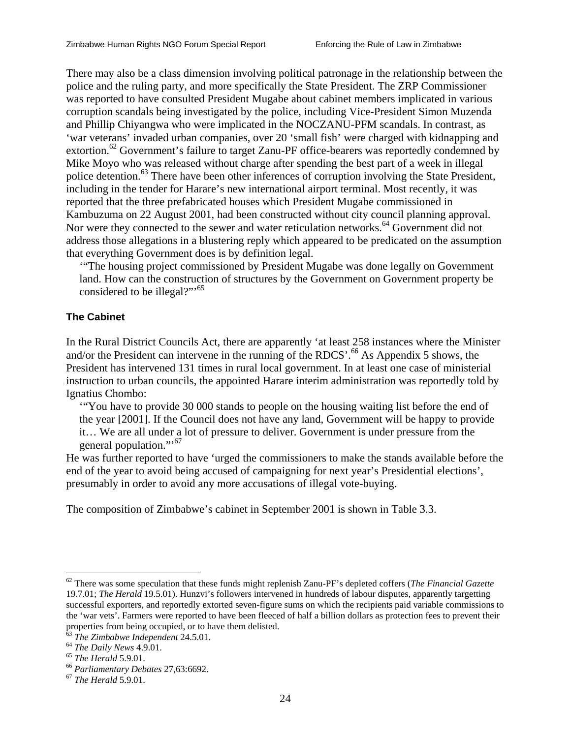There may also be a class dimension involving political patronage in the relationship between the police and the ruling party, and more specifically the State President. The ZRP Commissioner was reported to have consulted President Mugabe about cabinet members implicated in various corruption scandals being investigated by the police, including Vice-President Simon Muzenda and Phillip Chiyangwa who were implicated in the NOCZANU-PFM scandals. In contrast, as 'war veterans' invaded urban companies, over 20 'small fish' were charged with kidnapping and extortion.[62] Government's failure to target Zanu-PF office-bearers was reportedly condemned by Mike Moyo who was released without charge after spending the best part of a week in illegal police detention.[63] There have been other inferences of corruption involving the State President, including in the tender for Harare's new international airport terminal. Most recently, it was reported that the three prefabricated houses which President Mugabe commissioned in Kambuzuma on 22 August 2001, had been constructed without city council planning approval. Nor were they connected to the sewer and water reticulation networks.[64] Government did not address those allegations in a blustering reply which appeared to be predicated on the assumption that everything Government does is by definition legal.

> '"The housing project commissioned by President Mugabe was done legally on Government land. How can the construction of structures by the Government on Government property be considered to be illegal?"'[65]

### The Cabinet

In the Rural District Councils Act, there are apparently 'at least 258 instances where the Minister and/or the President can intervene in the running of the RDCS'.[66] As Appendix 5 shows, the President has intervened 131 times in rural local government. In at least one case of ministerial instruction to urban councils, the appointed Harare interim administration was reportedly told by Ignatius Chombo:

> '"You have to provide 30 000 stands to people on the housing waiting list before the end of the year [2001]. If the Council does not have any land, Government will be happy to provide it… We are all under a lot of pressure to deliver. Government is under pressure from the general population."'[67]

He was further reported to have 'urged the commissioners to make the stands available before the end of the year to avoid being accused of campaigning for next year's Presidential elections', presumably in order to avoid any more accusations of illegal vote-buying.

The composition of Zimbabwe's cabinet in September 2001 is shown in Table 3.3.

---

[62] There was some speculation that these funds might replenish Zanu-PF's depleted coffers (*The Financial Gazette* 19.7.01; *The Herald* 19.5.01). Hunzvi's followers intervened in hundreds of labour disputes, apparently targetting successful exporters, and reportedly extorted seven-figure sums on which the recipients paid variable commissions to the 'war vets'. Farmers were reported to have been fleeced of half a billion dollars as protection fees to prevent their properties from being occupied, or to have them delisted.

[63] *The Zimbabwe Independent* 24.5.01.

[64] *The Daily News* 4.9.01.

[65] *The Herald* 5.9.01.

[66] *Parliamentary Debates* 27,63:6692.

[67] *The Herald* 5.9.01.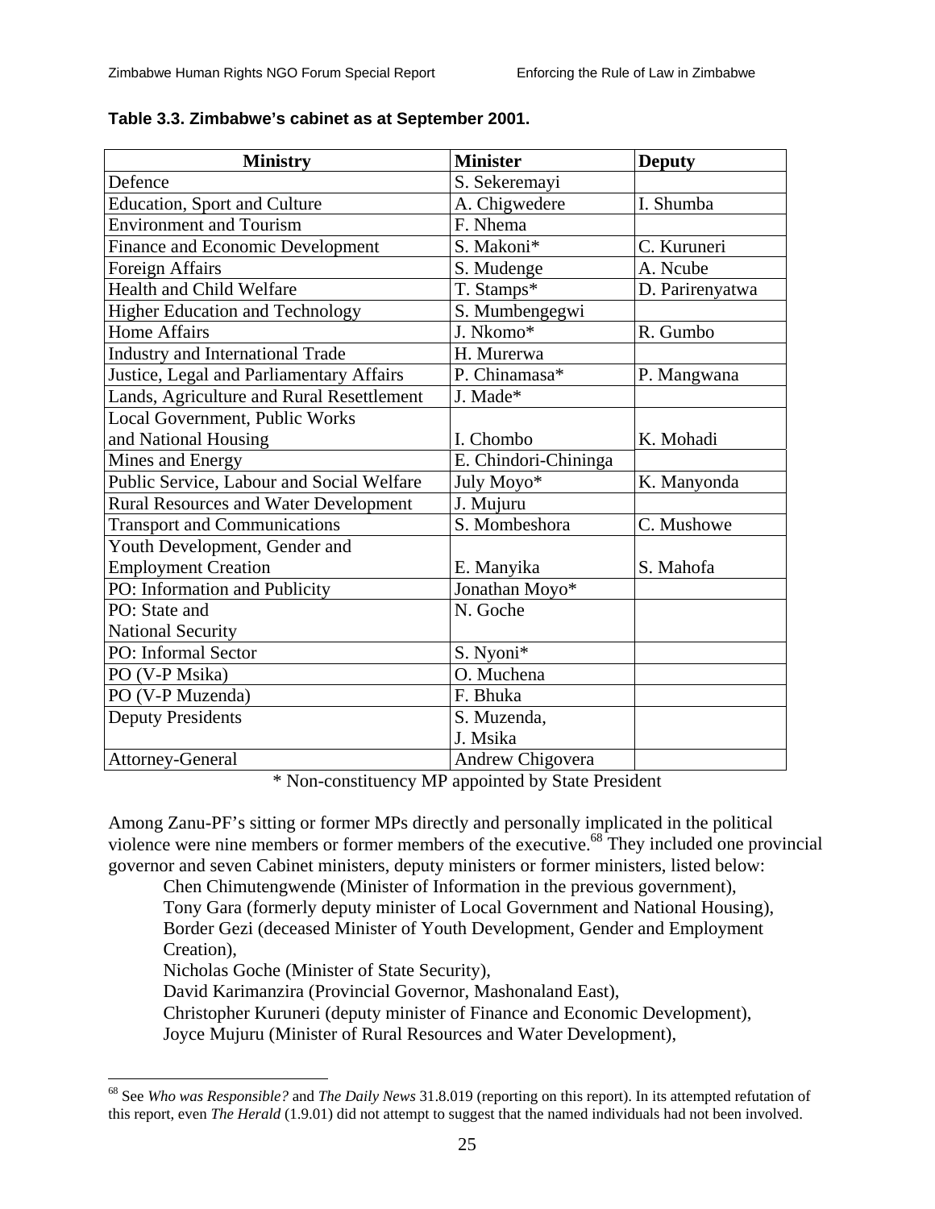**Table 3.3. Zimbabwe's cabinet as at September 2001.**

| Ministry | Minister | Deputy |
|---|---|---|
| Defence | S. Sekeremayi | |
| Education, Sport and Culture | A. Chigwedere | I. Shumba |
| Environment and Tourism | F. Nhema | |
| Finance and Economic Development | S. Makoni* | C. Kuruneri |
| Foreign Affairs | S. Mudenge | A. Ncube |
| Health and Child Welfare | T. Stamps* | D. Parirenyatwa |
| Higher Education and Technology | S. Mumbengegwi | |
| Home Affairs | J. Nkomo* | R. Gumbo |
| Industry and International Trade | H. Murerwa | |
| Justice, Legal and Parliamentary Affairs | P. Chinamasa* | P. Mangwana |
| Lands, Agriculture and Rural Resettlement | J. Made* | |
| Local Government, Public Works and National Housing | I. Chombo | K. Mohadi |
| Mines and Energy | E. Chindori-Chininga | |
| Public Service, Labour and Social Welfare | July Moyo* | K. Manyonda |
| Rural Resources and Water Development | J. Mujuru | |
| Transport and Communications | S. Mombeshora | C. Mushowe |
| Youth Development, Gender and Employment Creation | E. Manyika | S. Mahofa |
| PO: Information and Publicity | Jonathan Moyo* | |
| PO: State and National Security | N. Goche | |
| PO: Informal Sector | S. Nyoni* | |
| PO (V-P Msika) | O. Muchena | |
| PO (V-P Muzenda) | F. Bhuka | |
| Deputy Presidents | S. Muzenda, J. Msika | |
| Attorney-General | Andrew Chigovera | |

\* Non-constituency MP appointed by State President

Among Zanu-PF's sitting or former MPs directly and personally implicated in the political violence were nine members or former members of the executive.[68] They included one provincial governor and seven Cabinet ministers, deputy ministers or former ministers, listed below:

Chen Chimutengwende (Minister of Information in the previous government),
Tony Gara (formerly deputy minister of Local Government and National Housing),
Border Gezi (deceased Minister of Youth Development, Gender and Employment Creation),
Nicholas Goche (Minister of State Security),
David Karimanzira (Provincial Governor, Mashonaland East),
Christopher Kuruneri (deputy minister of Finance and Economic Development),
Joyce Mujuru (Minister of Rural Resources and Water Development),

[68] See *Who was Responsible?* and *The Daily News* 31.8.019 (reporting on this report). In its attempted refutation of this report, even *The Herald* (1.9.01) did not attempt to suggest that the named individuals had not been involved.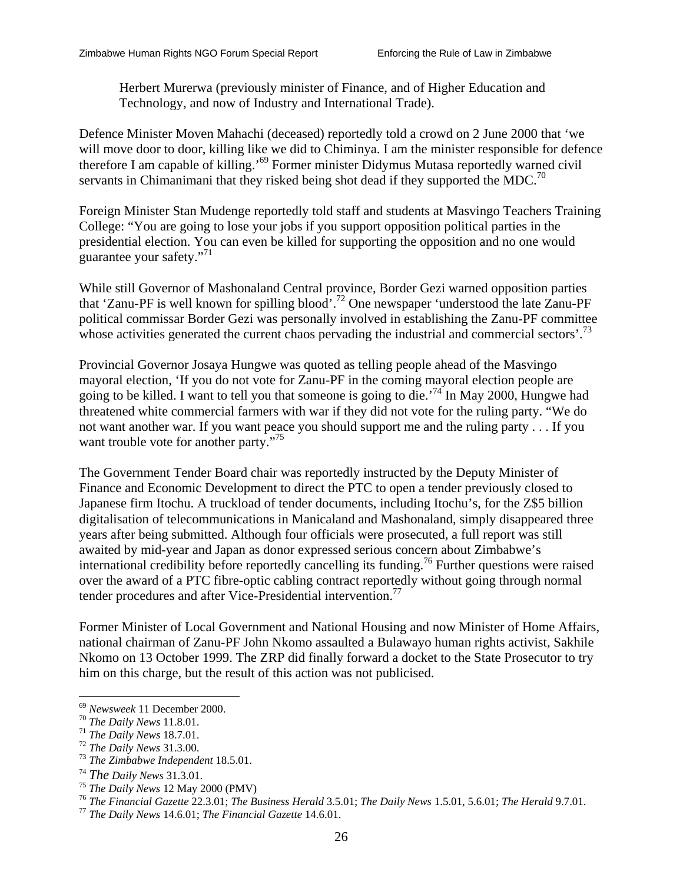Herbert Murerwa (previously minister of Finance, and of Higher Education and Technology, and now of Industry and International Trade).

Defence Minister Moven Mahachi (deceased) reportedly told a crowd on 2 June 2000 that 'we will move door to door, killing like we did to Chiminya. I am the minister responsible for defence therefore I am capable of killing.'[69] Former minister Didymus Mutasa reportedly warned civil servants in Chimanimani that they risked being shot dead if they supported the MDC.[70]

Foreign Minister Stan Mudenge reportedly told staff and students at Masvingo Teachers Training College: "You are going to lose your jobs if you support opposition political parties in the presidential election. You can even be killed for supporting the opposition and no one would guarantee your safety."[71]

While still Governor of Mashonaland Central province, Border Gezi warned opposition parties that 'Zanu-PF is well known for spilling blood'.[72] One newspaper 'understood the late Zanu-PF political commissar Border Gezi was personally involved in establishing the Zanu-PF committee whose activities generated the current chaos pervading the industrial and commercial sectors'.[73]

Provincial Governor Josaya Hungwe was quoted as telling people ahead of the Masvingo mayoral election, 'If you do not vote for Zanu-PF in the coming mayoral election people are going to be killed. I want to tell you that someone is going to die.'[74] In May 2000, Hungwe had threatened white commercial farmers with war if they did not vote for the ruling party. "We do not want another war. If you want peace you should support me and the ruling party . . . If you want trouble vote for another party."[75]

The Government Tender Board chair was reportedly instructed by the Deputy Minister of Finance and Economic Development to direct the PTC to open a tender previously closed to Japanese firm Itochu. A truckload of tender documents, including Itochu's, for the Z$5 billion digitalisation of telecommunications in Manicaland and Mashonaland, simply disappeared three years after being submitted. Although four officials were prosecuted, a full report was still awaited by mid-year and Japan as donor expressed serious concern about Zimbabwe's international credibility before reportedly cancelling its funding.[76] Further questions were raised over the award of a PTC fibre-optic cabling contract reportedly without going through normal tender procedures and after Vice-Presidential intervention.[77]

Former Minister of Local Government and National Housing and now Minister of Home Affairs, national chairman of Zanu-PF John Nkomo assaulted a Bulawayo human rights activist, Sakhile Nkomo on 13 October 1999. The ZRP did finally forward a docket to the State Prosecutor to try him on this charge, but the result of this action was not publicised.

---

[69] *Newsweek* 11 December 2000.
[70] *The Daily News* 11.8.01.
[71] *The Daily News* 18.7.01.
[72] *The Daily News* 31.3.00.
[73] *The Zimbabwe Independent* 18.5.01.
[74] *The Daily News* 31.3.01.
[75] *The Daily News* 12 May 2000 (PMV)
[76] *The Financial Gazette* 22.3.01; *The Business Herald* 3.5.01; *The Daily News* 1.5.01, 5.6.01; *The Herald* 9.7.01.
[77] *The Daily News* 14.6.01; *The Financial Gazette* 14.6.01.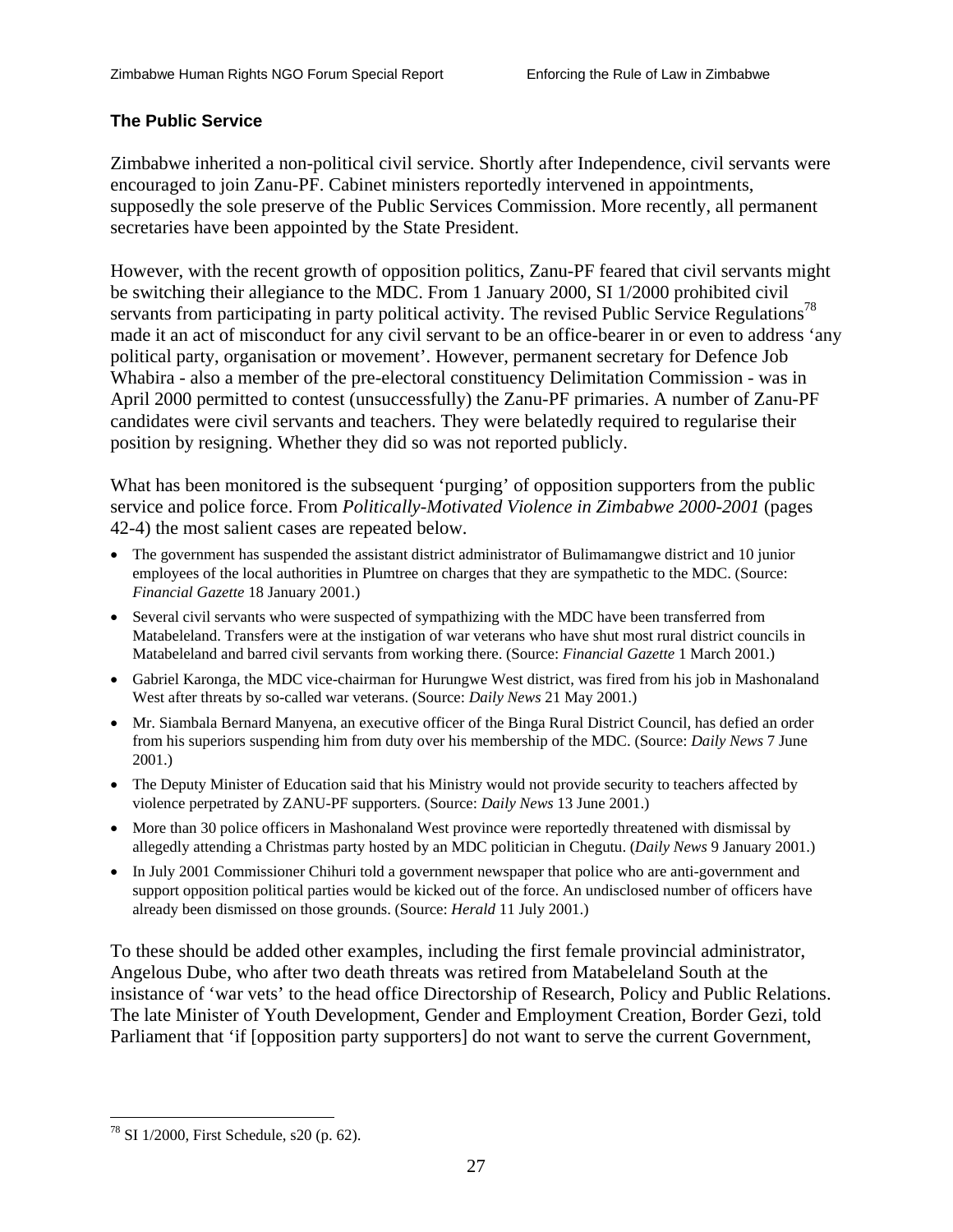### The Public Service

Zimbabwe inherited a non-political civil service. Shortly after Independence, civil servants were encouraged to join Zanu-PF. Cabinet ministers reportedly intervened in appointments, supposedly the sole preserve of the Public Services Commission. More recently, all permanent secretaries have been appointed by the State President.

However, with the recent growth of opposition politics, Zanu-PF feared that civil servants might be switching their allegiance to the MDC. From 1 January 2000, SI 1/2000 prohibited civil servants from participating in party political activity. The revised Public Service Regulations[78] made it an act of misconduct for any civil servant to be an office-bearer in or even to address 'any political party, organisation or movement'. However, permanent secretary for Defence Job Whabira - also a member of the pre-electoral constituency Delimitation Commission - was in April 2000 permitted to contest (unsuccessfully) the Zanu-PF primaries. A number of Zanu-PF candidates were civil servants and teachers. They were belatedly required to regularise their position by resigning. Whether they did so was not reported publicly.

What has been monitored is the subsequent 'purging' of opposition supporters from the public service and police force. From *Politically-Motivated Violence in Zimbabwe 2000-2001* (pages 42-4) the most salient cases are repeated below.

- The government has suspended the assistant district administrator of Bulimamangwe district and 10 junior employees of the local authorities in Plumtree on charges that they are sympathetic to the MDC. (Source: *Financial Gazette* 18 January 2001.)
- Several civil servants who were suspected of sympathizing with the MDC have been transferred from Matabeleland. Transfers were at the instigation of war veterans who have shut most rural district councils in Matabeleland and barred civil servants from working there. (Source: *Financial Gazette* 1 March 2001.)
- Gabriel Karonga, the MDC vice-chairman for Hurungwe West district, was fired from his job in Mashonaland West after threats by so-called war veterans. (Source: *Daily News* 21 May 2001.)
- Mr. Siambala Bernard Manyena, an executive officer of the Binga Rural District Council, has defied an order from his superiors suspending him from duty over his membership of the MDC. (Source: *Daily News* 7 June 2001.)
- The Deputy Minister of Education said that his Ministry would not provide security to teachers affected by violence perpetrated by ZANU-PF supporters. (Source: *Daily News* 13 June 2001.)
- More than 30 police officers in Mashonaland West province were reportedly threatened with dismissal by allegedly attending a Christmas party hosted by an MDC politician in Chegutu. (*Daily News* 9 January 2001.)
- In July 2001 Commissioner Chihuri told a government newspaper that police who are anti-government and support opposition political parties would be kicked out of the force. An undisclosed number of officers have already been dismissed on those grounds. (Source: *Herald* 11 July 2001.)

To these should be added other examples, including the first female provincial administrator, Angelous Dube, who after two death threats was retired from Matabeleland South at the insistance of 'war vets' to the head office Directorship of Research, Policy and Public Relations. The late Minister of Youth Development, Gender and Employment Creation, Border Gezi, told Parliament that 'if [opposition party supporters] do not want to serve the current Government,

---

[78] SI 1/2000, First Schedule, s20 (p. 62).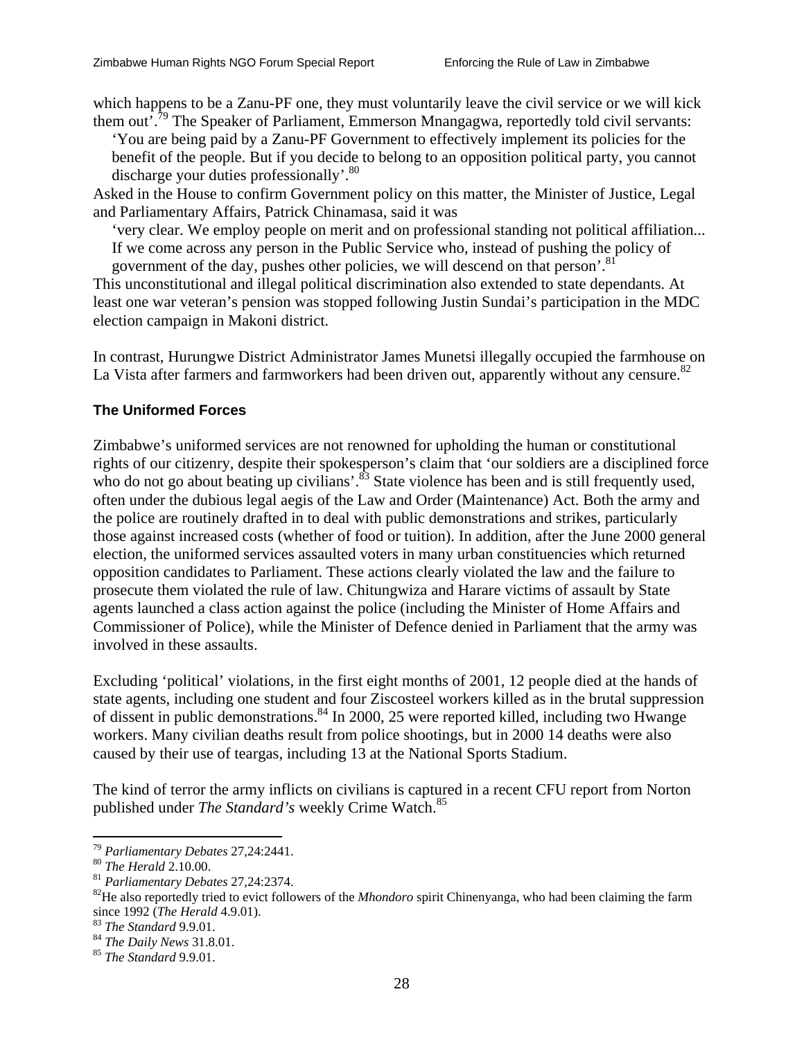which happens to be a Zanu-PF one, they must voluntarily leave the civil service or we will kick them out'.[79] The Speaker of Parliament, Emmerson Mnangagwa, reportedly told civil servants:

> 'You are being paid by a Zanu-PF Government to effectively implement its policies for the benefit of the people. But if you decide to belong to an opposition political party, you cannot discharge your duties professionally'.[80]

Asked in the House to confirm Government policy on this matter, the Minister of Justice, Legal and Parliamentary Affairs, Patrick Chinamasa, said it was

> 'very clear. We employ people on merit and on professional standing not political affiliation... If we come across any person in the Public Service who, instead of pushing the policy of government of the day, pushes other policies, we will descend on that person'.[81]

This unconstitutional and illegal political discrimination also extended to state dependants. At least one war veteran's pension was stopped following Justin Sundai's participation in the MDC election campaign in Makoni district.

In contrast, Hurungwe District Administrator James Munetsi illegally occupied the farmhouse on La Vista after farmers and farmworkers had been driven out, apparently without any censure.[82]

### The Uniformed Forces

Zimbabwe's uniformed services are not renowned for upholding the human or constitutional rights of our citizenry, despite their spokesperson's claim that 'our soldiers are a disciplined force who do not go about beating up civilians'.[83] State violence has been and is still frequently used, often under the dubious legal aegis of the Law and Order (Maintenance) Act. Both the army and the police are routinely drafted in to deal with public demonstrations and strikes, particularly those against increased costs (whether of food or tuition). In addition, after the June 2000 general election, the uniformed services assaulted voters in many urban constituencies which returned opposition candidates to Parliament. These actions clearly violated the law and the failure to prosecute them violated the rule of law. Chitungwiza and Harare victims of assault by State agents launched a class action against the police (including the Minister of Home Affairs and Commissioner of Police), while the Minister of Defence denied in Parliament that the army was involved in these assaults.

Excluding 'political' violations, in the first eight months of 2001, 12 people died at the hands of state agents, including one student and four Ziscosteel workers killed as in the brutal suppression of dissent in public demonstrations.[84] In 2000, 25 were reported killed, including two Hwange workers. Many civilian deaths result from police shootings, but in 2000 14 deaths were also caused by their use of teargas, including 13 at the National Sports Stadium.

The kind of terror the army inflicts on civilians is captured in a recent CFU report from Norton published under *The Standard's* weekly Crime Watch.[85]

---

[79] *Parliamentary Debates* 27,24:2441.
[80] *The Herald* 2.10.00.
[81] *Parliamentary Debates* 27,24:2374.
[82] He also reportedly tried to evict followers of the *Mhondoro* spirit Chinenyanga, who had been claiming the farm since 1992 (*The Herald* 4.9.01).
[83] *The Standard* 9.9.01.
[84] *The Daily News* 31.8.01.
[85] *The Standard* 9.9.01.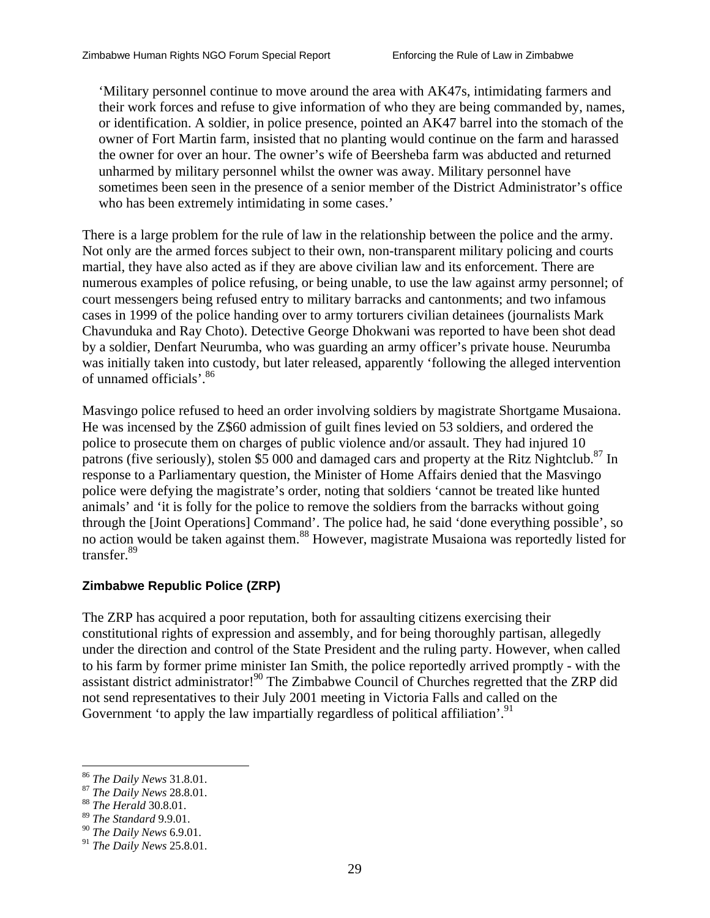> 'Military personnel continue to move around the area with AK47s, intimidating farmers and their work forces and refuse to give information of who they are being commanded by, names, or identification. A soldier, in police presence, pointed an AK47 barrel into the stomach of the owner of Fort Martin farm, insisted that no planting would continue on the farm and harassed the owner for over an hour. The owner's wife of Beersheba farm was abducted and returned unharmed by military personnel whilst the owner was away. Military personnel have sometimes been seen in the presence of a senior member of the District Administrator's office who has been extremely intimidating in some cases.'

There is a large problem for the rule of law in the relationship between the police and the army. Not only are the armed forces subject to their own, non-transparent military policing and courts martial, they have also acted as if they are above civilian law and its enforcement. There are numerous examples of police refusing, or being unable, to use the law against army personnel; of court messengers being refused entry to military barracks and cantonments; and two infamous cases in 1999 of the police handing over to army torturers civilian detainees (journalists Mark Chavunduka and Ray Choto). Detective George Dhokwani was reported to have been shot dead by a soldier, Denfart Neurumba, who was guarding an army officer's private house. Neurumba was initially taken into custody, but later released, apparently 'following the alleged intervention of unnamed officials'.[86]

Masvingo police refused to heed an order involving soldiers by magistrate Shortgame Musaiona. He was incensed by the Z$60 admission of guilt fines levied on 53 soldiers, and ordered the police to prosecute them on charges of public violence and/or assault. They had injured 10 patrons (five seriously), stolen $5 000 and damaged cars and property at the Ritz Nightclub.[87] In response to a Parliamentary question, the Minister of Home Affairs denied that the Masvingo police were defying the magistrate's order, noting that soldiers 'cannot be treated like hunted animals' and 'it is folly for the police to remove the soldiers from the barracks without going through the [Joint Operations] Command'. The police had, he said 'done everything possible', so no action would be taken against them.[88] However, magistrate Musaiona was reportedly listed for transfer.[89]

### Zimbabwe Republic Police (ZRP)

The ZRP has acquired a poor reputation, both for assaulting citizens exercising their constitutional rights of expression and assembly, and for being thoroughly partisan, allegedly under the direction and control of the State President and the ruling party. However, when called to his farm by former prime minister Ian Smith, the police reportedly arrived promptly - with the assistant district administrator![90] The Zimbabwe Council of Churches regretted that the ZRP did not send representatives to their July 2001 meeting in Victoria Falls and called on the Government 'to apply the law impartially regardless of political affiliation'.[91]

---

[86] *The Daily News* 31.8.01.
[87] *The Daily News* 28.8.01.
[88] *The Herald* 30.8.01.
[89] *The Standard* 9.9.01.
[90] *The Daily News* 6.9.01.
[91] *The Daily News* 25.8.01.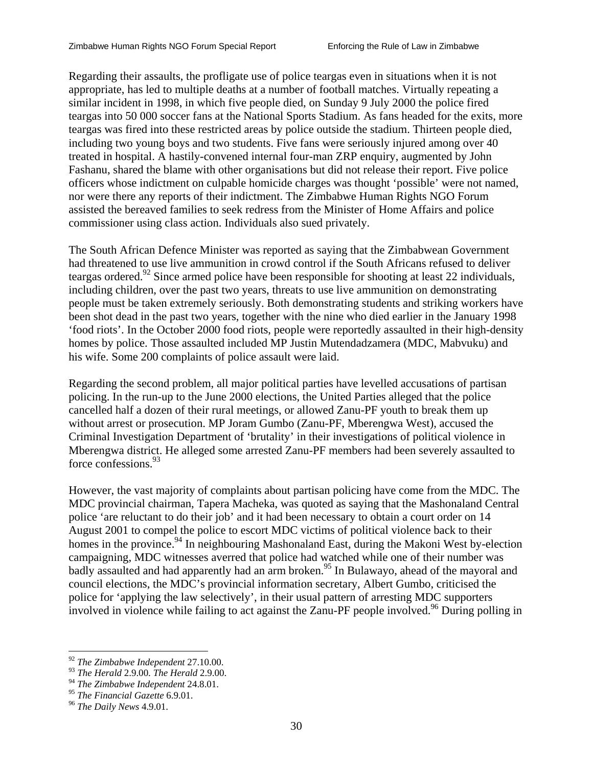Regarding their assaults, the profligate use of police teargas even in situations when it is not appropriate, has led to multiple deaths at a number of football matches. Virtually repeating a similar incident in 1998, in which five people died, on Sunday 9 July 2000 the police fired teargas into 50 000 soccer fans at the National Sports Stadium. As fans headed for the exits, more teargas was fired into these restricted areas by police outside the stadium. Thirteen people died, including two young boys and two students. Five fans were seriously injured among over 40 treated in hospital. A hastily-convened internal four-man ZRP enquiry, augmented by John Fashanu, shared the blame with other organisations but did not release their report. Five police officers whose indictment on culpable homicide charges was thought 'possible' were not named, nor were there any reports of their indictment. The Zimbabwe Human Rights NGO Forum assisted the bereaved families to seek redress from the Minister of Home Affairs and police commissioner using class action. Individuals also sued privately.

The South African Defence Minister was reported as saying that the Zimbabwean Government had threatened to use live ammunition in crowd control if the South Africans refused to deliver teargas ordered.[92] Since armed police have been responsible for shooting at least 22 individuals, including children, over the past two years, threats to use live ammunition on demonstrating people must be taken extremely seriously. Both demonstrating students and striking workers have been shot dead in the past two years, together with the nine who died earlier in the January 1998 'food riots'. In the October 2000 food riots, people were reportedly assaulted in their high-density homes by police. Those assaulted included MP Justin Mutendadzamera (MDC, Mabvuku) and his wife. Some 200 complaints of police assault were laid.

Regarding the second problem, all major political parties have levelled accusations of partisan policing. In the run-up to the June 2000 elections, the United Parties alleged that the police cancelled half a dozen of their rural meetings, or allowed Zanu-PF youth to break them up without arrest or prosecution. MP Joram Gumbo (Zanu-PF, Mberengwa West), accused the Criminal Investigation Department of 'brutality' in their investigations of political violence in Mberengwa district. He alleged some arrested Zanu-PF members had been severely assaulted to force confessions.[93]

However, the vast majority of complaints about partisan policing have come from the MDC. The MDC provincial chairman, Tapera Macheka, was quoted as saying that the Mashonaland Central police 'are reluctant to do their job' and it had been necessary to obtain a court order on 14 August 2001 to compel the police to escort MDC victims of political violence back to their homes in the province.[94] In neighbouring Mashonaland East, during the Makoni West by-election campaigning, MDC witnesses averred that police had watched while one of their number was badly assaulted and had apparently had an arm broken.[95] In Bulawayo, ahead of the mayoral and council elections, the MDC's provincial information secretary, Albert Gumbo, criticised the police for 'applying the law selectively', in their usual pattern of arresting MDC supporters involved in violence while failing to act against the Zanu-PF people involved.[96] During polling in

---

[92] *The Zimbabwe Independent* 27.10.00.

[93] *The Herald* 2.9.00. *The Herald* 2.9.00.

[94] *The Zimbabwe Independent* 24.8.01.

[95] *The Financial Gazette* 6.9.01.

[96] *The Daily News* 4.9.01.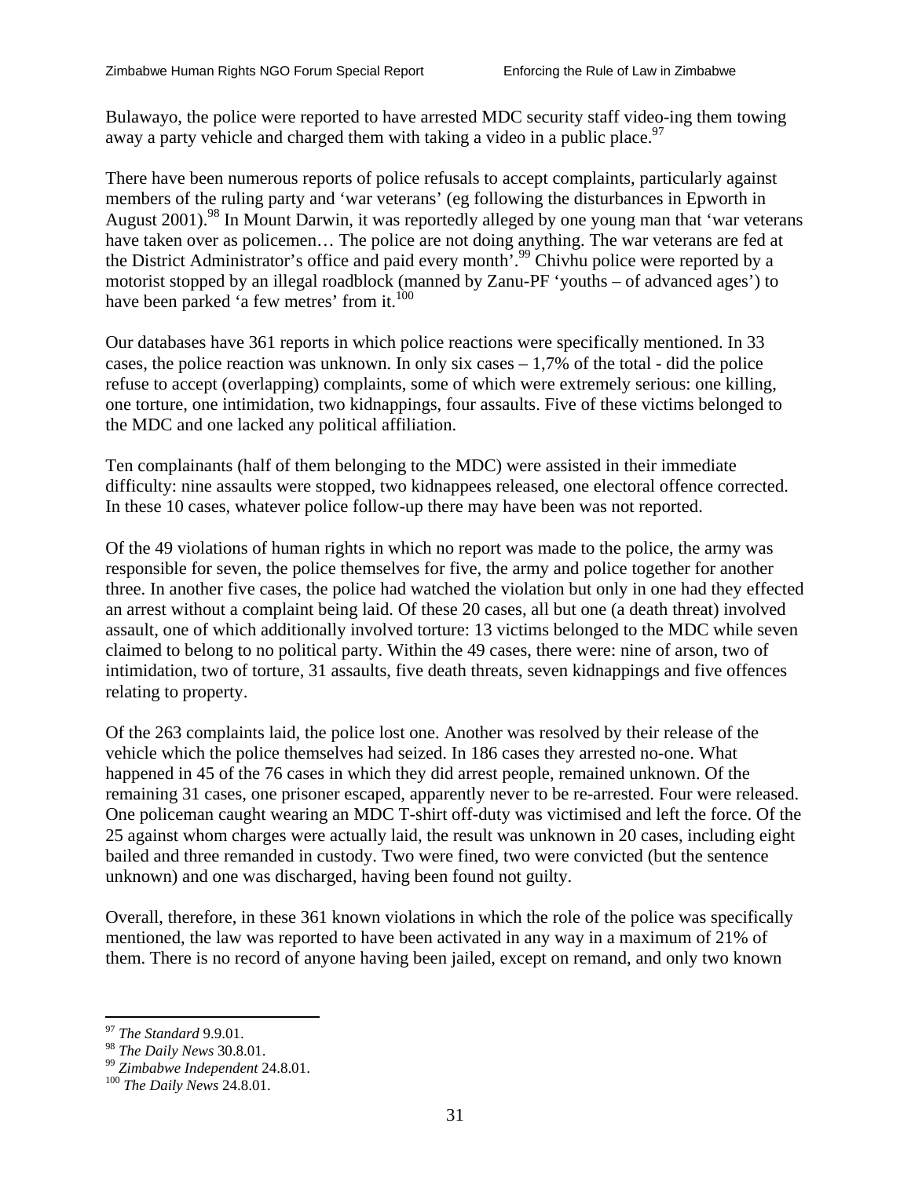Bulawayo, the police were reported to have arrested MDC security staff video-ing them towing away a party vehicle and charged them with taking a video in a public place.[97]

There have been numerous reports of police refusals to accept complaints, particularly against members of the ruling party and 'war veterans' (eg following the disturbances in Epworth in August 2001).[98] In Mount Darwin, it was reportedly alleged by one young man that 'war veterans have taken over as policemen… The police are not doing anything. The war veterans are fed at the District Administrator's office and paid every month'.[99] Chivhu police were reported by a motorist stopped by an illegal roadblock (manned by Zanu-PF 'youths – of advanced ages') to have been parked 'a few metres' from it.[100]

Our databases have 361 reports in which police reactions were specifically mentioned. In 33 cases, the police reaction was unknown. In only six cases – 1,7% of the total - did the police refuse to accept (overlapping) complaints, some of which were extremely serious: one killing, one torture, one intimidation, two kidnappings, four assaults. Five of these victims belonged to the MDC and one lacked any political affiliation.

Ten complainants (half of them belonging to the MDC) were assisted in their immediate difficulty: nine assaults were stopped, two kidnappees released, one electoral offence corrected. In these 10 cases, whatever police follow-up there may have been was not reported.

Of the 49 violations of human rights in which no report was made to the police, the army was responsible for seven, the police themselves for five, the army and police together for another three. In another five cases, the police had watched the violation but only in one had they effected an arrest without a complaint being laid. Of these 20 cases, all but one (a death threat) involved assault, one of which additionally involved torture: 13 victims belonged to the MDC while seven claimed to belong to no political party. Within the 49 cases, there were: nine of arson, two of intimidation, two of torture, 31 assaults, five death threats, seven kidnappings and five offences relating to property.

Of the 263 complaints laid, the police lost one. Another was resolved by their release of the vehicle which the police themselves had seized. In 186 cases they arrested no-one. What happened in 45 of the 76 cases in which they did arrest people, remained unknown. Of the remaining 31 cases, one prisoner escaped, apparently never to be re-arrested. Four were released. One policeman caught wearing an MDC T-shirt off-duty was victimised and left the force. Of the 25 against whom charges were actually laid, the result was unknown in 20 cases, including eight bailed and three remanded in custody. Two were fined, two were convicted (but the sentence unknown) and one was discharged, having been found not guilty.

Overall, therefore, in these 361 known violations in which the role of the police was specifically mentioned, the law was reported to have been activated in any way in a maximum of 21% of them. There is no record of anyone having been jailed, except on remand, and only two known

[97] *The Standard* 9.9.01.
[98] *The Daily News* 30.8.01.
[99] *Zimbabwe Independent* 24.8.01.
[100] *The Daily News* 24.8.01.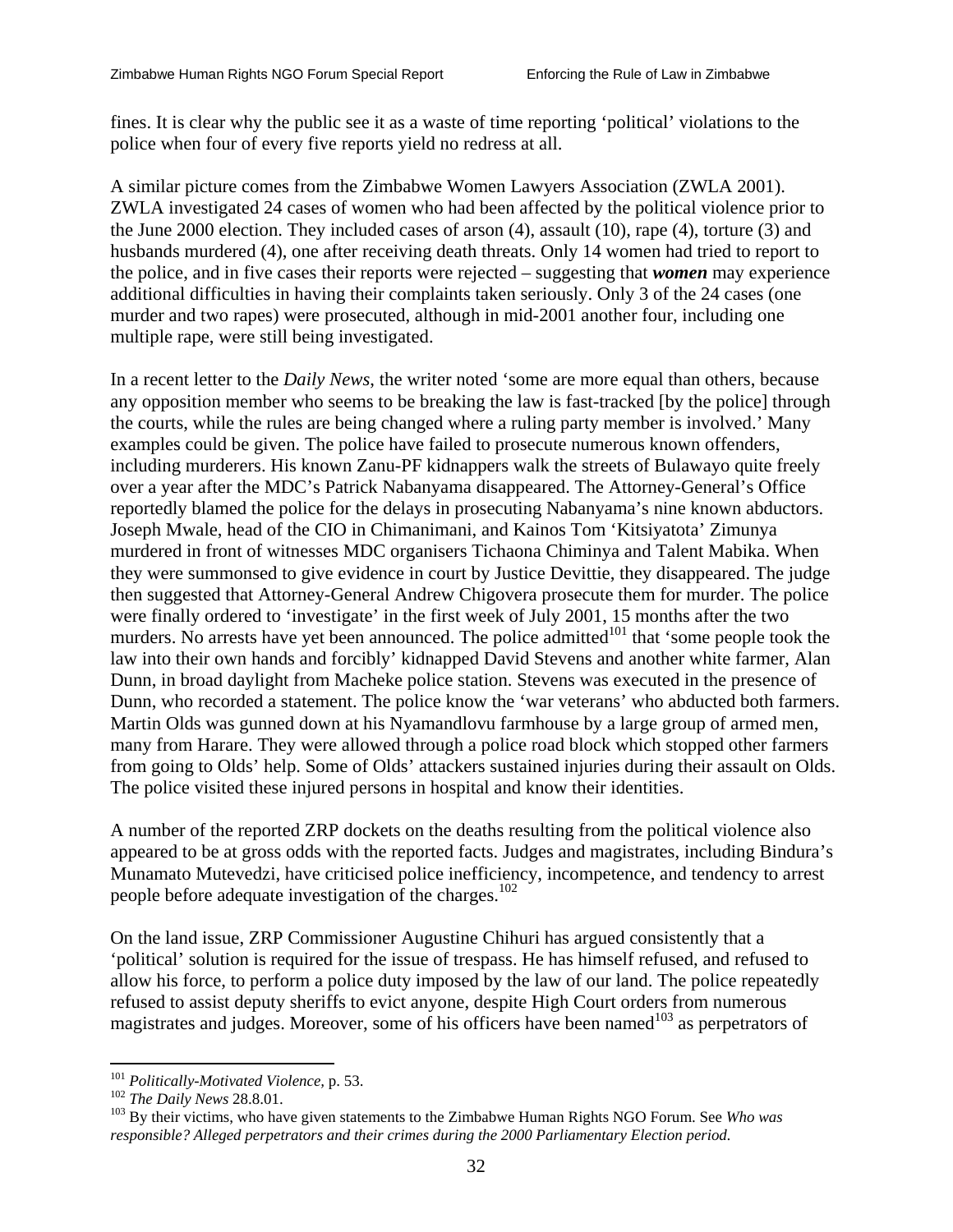fines. It is clear why the public see it as a waste of time reporting 'political' violations to the police when four of every five reports yield no redress at all.

A similar picture comes from the Zimbabwe Women Lawyers Association (ZWLA 2001). ZWLA investigated 24 cases of women who had been affected by the political violence prior to the June 2000 election. They included cases of arson (4), assault (10), rape (4), torture (3) and husbands murdered (4), one after receiving death threats. Only 14 women had tried to report to the police, and in five cases their reports were rejected – suggesting that ***women*** may experience additional difficulties in having their complaints taken seriously. Only 3 of the 24 cases (one murder and two rapes) were prosecuted, although in mid-2001 another four, including one multiple rape, were still being investigated.

In a recent letter to the *Daily News*, the writer noted 'some are more equal than others, because any opposition member who seems to be breaking the law is fast-tracked [by the police] through the courts, while the rules are being changed where a ruling party member is involved.' Many examples could be given. The police have failed to prosecute numerous known offenders, including murderers. His known Zanu-PF kidnappers walk the streets of Bulawayo quite freely over a year after the MDC's Patrick Nabanyama disappeared. The Attorney-General's Office reportedly blamed the police for the delays in prosecuting Nabanyama's nine known abductors. Joseph Mwale, head of the CIO in Chimanimani, and Kainos Tom 'Kitsiyatota' Zimunya murdered in front of witnesses MDC organisers Tichaona Chiminya and Talent Mabika. When they were summonsed to give evidence in court by Justice Devittie, they disappeared. The judge then suggested that Attorney-General Andrew Chigovera prosecute them for murder. The police were finally ordered to 'investigate' in the first week of July 2001, 15 months after the two murders. No arrests have yet been announced. The police admitted[101] that 'some people took the law into their own hands and forcibly' kidnapped David Stevens and another white farmer, Alan Dunn, in broad daylight from Macheke police station. Stevens was executed in the presence of Dunn, who recorded a statement. The police know the 'war veterans' who abducted both farmers. Martin Olds was gunned down at his Nyamandlovu farmhouse by a large group of armed men, many from Harare. They were allowed through a police road block which stopped other farmers from going to Olds' help. Some of Olds' attackers sustained injuries during their assault on Olds. The police visited these injured persons in hospital and know their identities.

A number of the reported ZRP dockets on the deaths resulting from the political violence also appeared to be at gross odds with the reported facts. Judges and magistrates, including Bindura's Munamato Mutevedzi, have criticised police inefficiency, incompetence, and tendency to arrest people before adequate investigation of the charges.[102]

On the land issue, ZRP Commissioner Augustine Chihuri has argued consistently that a 'political' solution is required for the issue of trespass. He has himself refused, and refused to allow his force, to perform a police duty imposed by the law of our land. The police repeatedly refused to assist deputy sheriffs to evict anyone, despite High Court orders from numerous magistrates and judges. Moreover, some of his officers have been named[103] as perpetrators of

---

[101] *Politically-Motivated Violence*, p. 53.

[102] *The Daily News* 28.8.01.

[103] By their victims, who have given statements to the Zimbabwe Human Rights NGO Forum. See *Who was responsible? Alleged perpetrators and their crimes during the 2000 Parliamentary Election period.*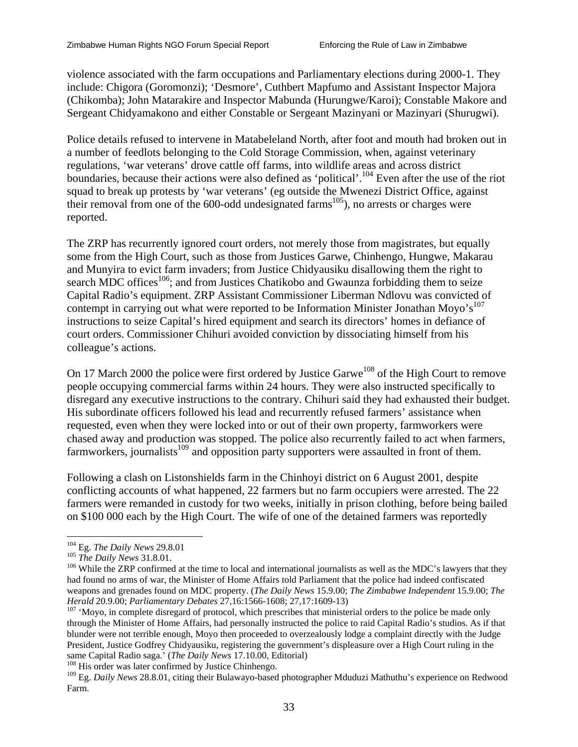violence associated with the farm occupations and Parliamentary elections during 2000-1. They include: Chigora (Goromonzi); 'Desmore', Cuthbert Mapfumo and Assistant Inspector Majora (Chikomba); John Matarakire and Inspector Mabunda (Hurungwe/Karoi); Constable Makore and Sergeant Chidyamakono and either Constable or Sergeant Mazinyani or Mazinyari (Shurugwi).

Police details refused to intervene in Matabeleland North, after foot and mouth had broken out in a number of feedlots belonging to the Cold Storage Commission, when, against veterinary regulations, 'war veterans' drove cattle off farms, into wildlife areas and across district boundaries, because their actions were also defined as 'political'.[104] Even after the use of the riot squad to break up protests by 'war veterans' (eg outside the Mwenezi District Office, against their removal from one of the 600-odd undesignated farms[105]), no arrests or charges were reported.

The ZRP has recurrently ignored court orders, not merely those from magistrates, but equally some from the High Court, such as those from Justices Garwe, Chinhengo, Hungwe, Makarau and Munyira to evict farm invaders; from Justice Chidyausiku disallowing them the right to search MDC offices[106]; and from Justices Chatikobo and Gwaunza forbidding them to seize Capital Radio's equipment. ZRP Assistant Commissioner Liberman Ndlovu was convicted of contempt in carrying out what were reported to be Information Minister Jonathan Moyo's[107] instructions to seize Capital's hired equipment and search its directors' homes in defiance of court orders. Commissioner Chihuri avoided conviction by dissociating himself from his colleague's actions.

On 17 March 2000 the police were first ordered by Justice Garwe[108] of the High Court to remove people occupying commercial farms within 24 hours. They were also instructed specifically to disregard any executive instructions to the contrary. Chihuri said they had exhausted their budget. His subordinate officers followed his lead and recurrently refused farmers' assistance when requested, even when they were locked into or out of their own property, farmworkers were chased away and production was stopped. The police also recurrently failed to act when farmers, farmworkers, journalists[109] and opposition party supporters were assaulted in front of them.

Following a clash on Listonshields farm in the Chinhoyi district on 6 August 2001, despite conflicting accounts of what happened, 22 farmers but no farm occupiers were arrested. The 22 farmers were remanded in custody for two weeks, initially in prison clothing, before being bailed on $100 000 each by the High Court. The wife of one of the detained farmers was reportedly

---

[104] Eg. *The Daily News* 29.8.01

[105] *The Daily News* 31.8.01.

[106] While the ZRP confirmed at the time to local and international journalists as well as the MDC's lawyers that they had found no arms of war, the Minister of Home Affairs told Parliament that the police had indeed confiscated weapons and grenades found on MDC property. (*The Daily News* 15.9.00; *The Zimbabwe Independent* 15.9.00; *The Herald* 20.9.00; *Parliamentary Debates* 27,16:1566-1608; 27,17:1609-13)

[107] 'Moyo, in complete disregard of protocol, which prescribes that ministerial orders to the police be made only through the Minister of Home Affairs, had personally instructed the police to raid Capital Radio's studios. As if that blunder were not terrible enough, Moyo then proceeded to overzealously lodge a complaint directly with the Judge President, Justice Godfrey Chidyausiku, registering the government's displeasure over a High Court ruling in the same Capital Radio saga.' (*The Daily News* 17.10.00, Editorial)

[108] His order was later confirmed by Justice Chinhengo.

[109] Eg. *Daily News* 28.8.01, citing their Bulawayo-based photographer Mduduzi Mathuthu's experience on Redwood Farm.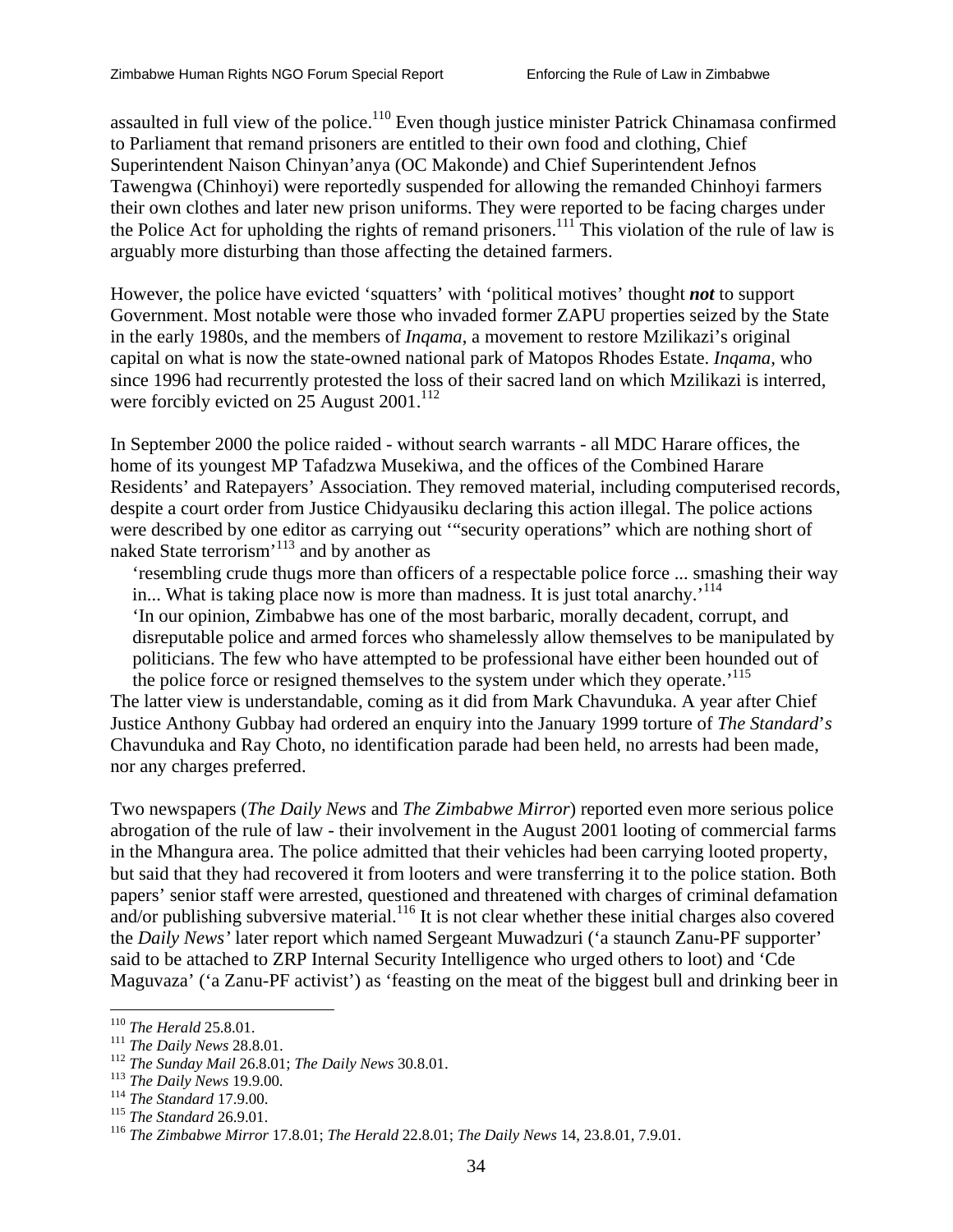assaulted in full view of the police.[110] Even though justice minister Patrick Chinamasa confirmed to Parliament that remand prisoners are entitled to their own food and clothing, Chief Superintendent Naison Chinyan'anya (OC Makonde) and Chief Superintendent Jefnos Tawengwa (Chinhoyi) were reportedly suspended for allowing the remanded Chinhoyi farmers their own clothes and later new prison uniforms. They were reported to be facing charges under the Police Act for upholding the rights of remand prisoners.[111] This violation of the rule of law is arguably more disturbing than those affecting the detained farmers.

However, the police have evicted 'squatters' with 'political motives' thought ***not*** to support Government. Most notable were those who invaded former ZAPU properties seized by the State in the early 1980s, and the members of *Inqama*, a movement to restore Mzilikazi's original capital on what is now the state-owned national park of Matopos Rhodes Estate. *Inqama*, who since 1996 had recurrently protested the loss of their sacred land on which Mzilikazi is interred, were forcibly evicted on 25 August 2001.[112]

In September 2000 the police raided - without search warrants - all MDC Harare offices, the home of its youngest MP Tafadzwa Musekiwa, and the offices of the Combined Harare Residents' and Ratepayers' Association. They removed material, including computerised records, despite a court order from Justice Chidyausiku declaring this action illegal. The police actions were described by one editor as carrying out '"security operations" which are nothing short of naked State terrorism'[113] and by another as

> 'resembling crude thugs more than officers of a respectable police force ... smashing their way in... What is taking place now is more than madness. It is just total anarchy.'[114]
>
> 'In our opinion, Zimbabwe has one of the most barbaric, morally decadent, corrupt, and disreputable police and armed forces who shamelessly allow themselves to be manipulated by politicians. The few who have attempted to be professional have either been hounded out of the police force or resigned themselves to the system under which they operate.'[115]

The latter view is understandable, coming as it did from Mark Chavunduka. A year after Chief Justice Anthony Gubbay had ordered an enquiry into the January 1999 torture of *The Standard's* Chavunduka and Ray Choto, no identification parade had been held, no arrests had been made, nor any charges preferred.

Two newspapers (*The Daily News* and *The Zimbabwe Mirror*) reported even more serious police abrogation of the rule of law - their involvement in the August 2001 looting of commercial farms in the Mhangura area. The police admitted that their vehicles had been carrying looted property, but said that they had recovered it from looters and were transferring it to the police station. Both papers' senior staff were arrested, questioned and threatened with charges of criminal defamation and/or publishing subversive material.[116] It is not clear whether these initial charges also covered the *Daily News'* later report which named Sergeant Muwadzuri ('a staunch Zanu-PF supporter' said to be attached to ZRP Internal Security Intelligence who urged others to loot) and 'Cde Maguvaza' ('a Zanu-PF activist') as 'feasting on the meat of the biggest bull and drinking beer in

---

[110] *The Herald* 25.8.01.

[111] *The Daily News* 28.8.01.

[112] *The Sunday Mail* 26.8.01; *The Daily News* 30.8.01.

[113] *The Daily News* 19.9.00.

[114] *The Standard* 17.9.00.

[115] *The Standard* 26.9.01.

[116] *The Zimbabwe Mirror* 17.8.01; *The Herald* 22.8.01; *The Daily News* 14, 23.8.01, 7.9.01.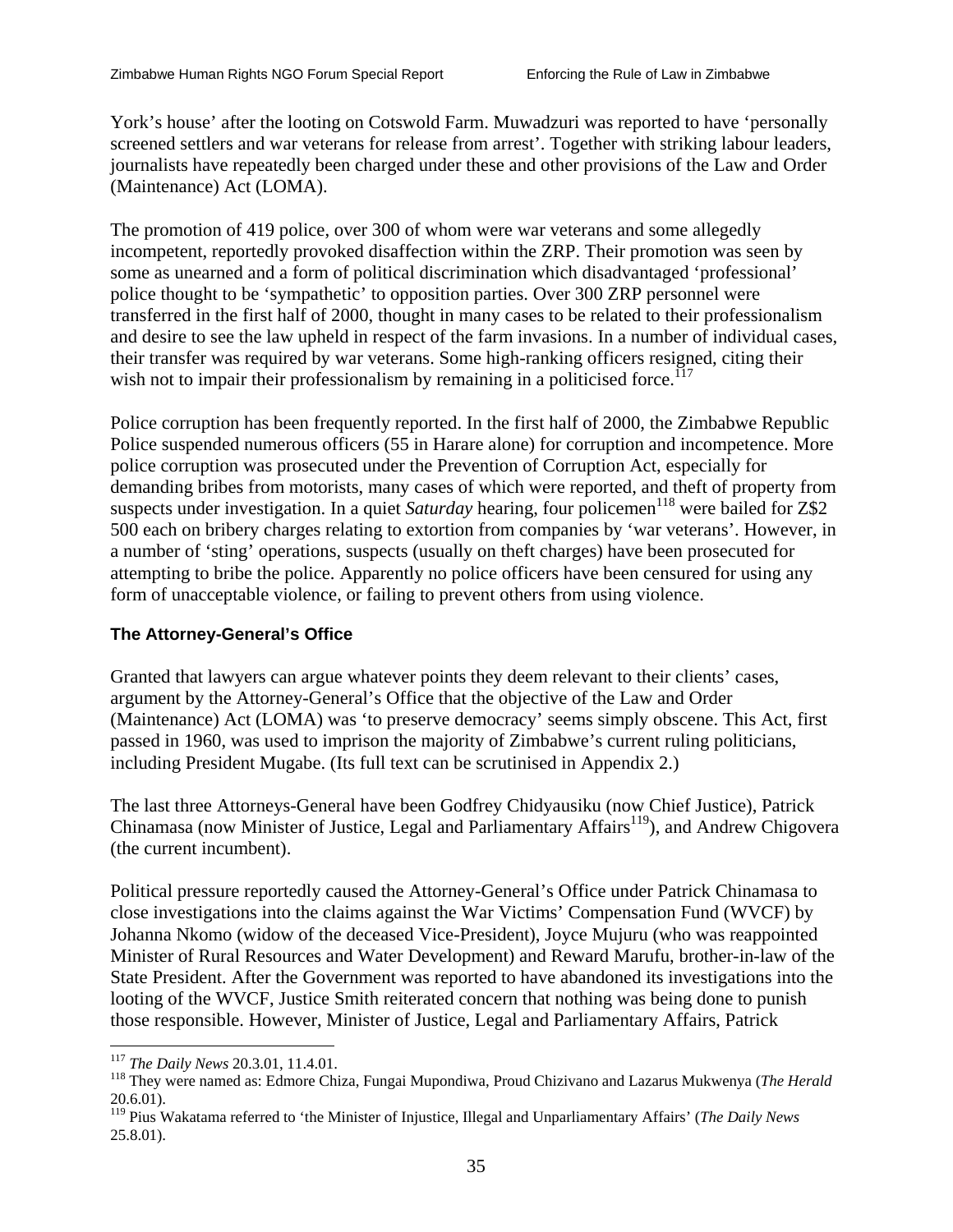York's house' after the looting on Cotswold Farm. Muwadzuri was reported to have 'personally screened settlers and war veterans for release from arrest'. Together with striking labour leaders, journalists have repeatedly been charged under these and other provisions of the Law and Order (Maintenance) Act (LOMA).

The promotion of 419 police, over 300 of whom were war veterans and some allegedly incompetent, reportedly provoked disaffection within the ZRP. Their promotion was seen by some as unearned and a form of political discrimination which disadvantaged 'professional' police thought to be 'sympathetic' to opposition parties. Over 300 ZRP personnel were transferred in the first half of 2000, thought in many cases to be related to their professionalism and desire to see the law upheld in respect of the farm invasions. In a number of individual cases, their transfer was required by war veterans. Some high-ranking officers resigned, citing their wish not to impair their professionalism by remaining in a politicised force.[117]

Police corruption has been frequently reported. In the first half of 2000, the Zimbabwe Republic Police suspended numerous officers (55 in Harare alone) for corruption and incompetence. More police corruption was prosecuted under the Prevention of Corruption Act, especially for demanding bribes from motorists, many cases of which were reported, and theft of property from suspects under investigation. In a quiet *Saturday* hearing, four policemen[118] were bailed for Z$2 500 each on bribery charges relating to extortion from companies by 'war veterans'. However, in a number of 'sting' operations, suspects (usually on theft charges) have been prosecuted for attempting to bribe the police. Apparently no police officers have been censured for using any form of unacceptable violence, or failing to prevent others from using violence.

### The Attorney-General's Office

Granted that lawyers can argue whatever points they deem relevant to their clients' cases, argument by the Attorney-General's Office that the objective of the Law and Order (Maintenance) Act (LOMA) was 'to preserve democracy' seems simply obscene. This Act, first passed in 1960, was used to imprison the majority of Zimbabwe's current ruling politicians, including President Mugabe. (Its full text can be scrutinised in Appendix 2.)

The last three Attorneys-General have been Godfrey Chidyausiku (now Chief Justice), Patrick Chinamasa (now Minister of Justice, Legal and Parliamentary Affairs[119]), and Andrew Chigovera (the current incumbent).

Political pressure reportedly caused the Attorney-General's Office under Patrick Chinamasa to close investigations into the claims against the War Victims' Compensation Fund (WVCF) by Johanna Nkomo (widow of the deceased Vice-President), Joyce Mujuru (who was reappointed Minister of Rural Resources and Water Development) and Reward Marufu, brother-in-law of the State President. After the Government was reported to have abandoned its investigations into the looting of the WVCF, Justice Smith reiterated concern that nothing was being done to punish those responsible. However, Minister of Justice, Legal and Parliamentary Affairs, Patrick

---

[117] *The Daily News* 20.3.01, 11.4.01.

[118] They were named as: Edmore Chiza, Fungai Mupondiwa, Proud Chizivano and Lazarus Mukwenya (*The Herald* 20.6.01).

[119] Pius Wakatama referred to 'the Minister of Injustice, Illegal and Unparliamentary Affairs' (*The Daily News* 25.8.01).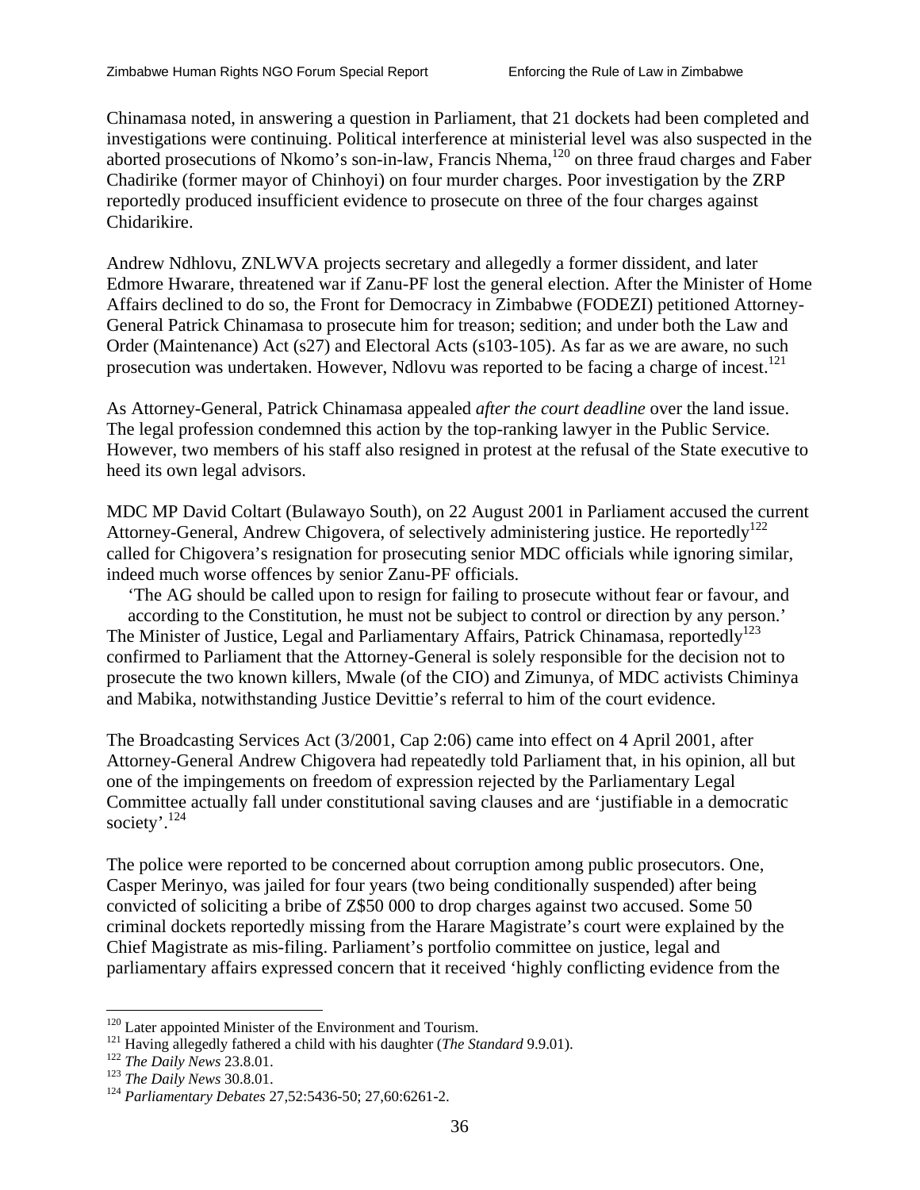Chinamasa noted, in answering a question in Parliament, that 21 dockets had been completed and investigations were continuing. Political interference at ministerial level was also suspected in the aborted prosecutions of Nkomo's son-in-law, Francis Nhema,[120] on three fraud charges and Faber Chadirike (former mayor of Chinhoyi) on four murder charges. Poor investigation by the ZRP reportedly produced insufficient evidence to prosecute on three of the four charges against Chidarikire.

Andrew Ndhlovu, ZNLWVA projects secretary and allegedly a former dissident, and later Edmore Hwarare, threatened war if Zanu-PF lost the general election. After the Minister of Home Affairs declined to do so, the Front for Democracy in Zimbabwe (FODEZI) petitioned Attorney-General Patrick Chinamasa to prosecute him for treason; sedition; and under both the Law and Order (Maintenance) Act (s27) and Electoral Acts (s103-105). As far as we are aware, no such prosecution was undertaken. However, Ndlovu was reported to be facing a charge of incest.[121]

As Attorney-General, Patrick Chinamasa appealed *after the court deadline* over the land issue. The legal profession condemned this action by the top-ranking lawyer in the Public Service. However, two members of his staff also resigned in protest at the refusal of the State executive to heed its own legal advisors.

MDC MP David Coltart (Bulawayo South), on 22 August 2001 in Parliament accused the current Attorney-General, Andrew Chigovera, of selectively administering justice. He reportedly[122] called for Chigovera's resignation for prosecuting senior MDC officials while ignoring similar, indeed much worse offences by senior Zanu-PF officials.

> 'The AG should be called upon to resign for failing to prosecute without fear or favour, and according to the Constitution, he must not be subject to control or direction by any person.'

The Minister of Justice, Legal and Parliamentary Affairs, Patrick Chinamasa, reportedly[123] confirmed to Parliament that the Attorney-General is solely responsible for the decision not to prosecute the two known killers, Mwale (of the CIO) and Zimunya, of MDC activists Chiminya and Mabika, notwithstanding Justice Devittie's referral to him of the court evidence.

The Broadcasting Services Act (3/2001, Cap 2:06) came into effect on 4 April 2001, after Attorney-General Andrew Chigovera had repeatedly told Parliament that, in his opinion, all but one of the impingements on freedom of expression rejected by the Parliamentary Legal Committee actually fall under constitutional saving clauses and are 'justifiable in a democratic society'.[124]

The police were reported to be concerned about corruption among public prosecutors. One, Casper Merinyo, was jailed for four years (two being conditionally suspended) after being convicted of soliciting a bribe of Z$50 000 to drop charges against two accused. Some 50 criminal dockets reportedly missing from the Harare Magistrate's court were explained by the Chief Magistrate as mis-filing. Parliament's portfolio committee on justice, legal and parliamentary affairs expressed concern that it received 'highly conflicting evidence from the

---

[120] Later appointed Minister of the Environment and Tourism.

[121] Having allegedly fathered a child with his daughter (*The Standard* 9.9.01).

[122] *The Daily News* 23.8.01.

[123] *The Daily News* 30.8.01.

[124] *Parliamentary Debates* 27,52:5436-50; 27,60:6261-2.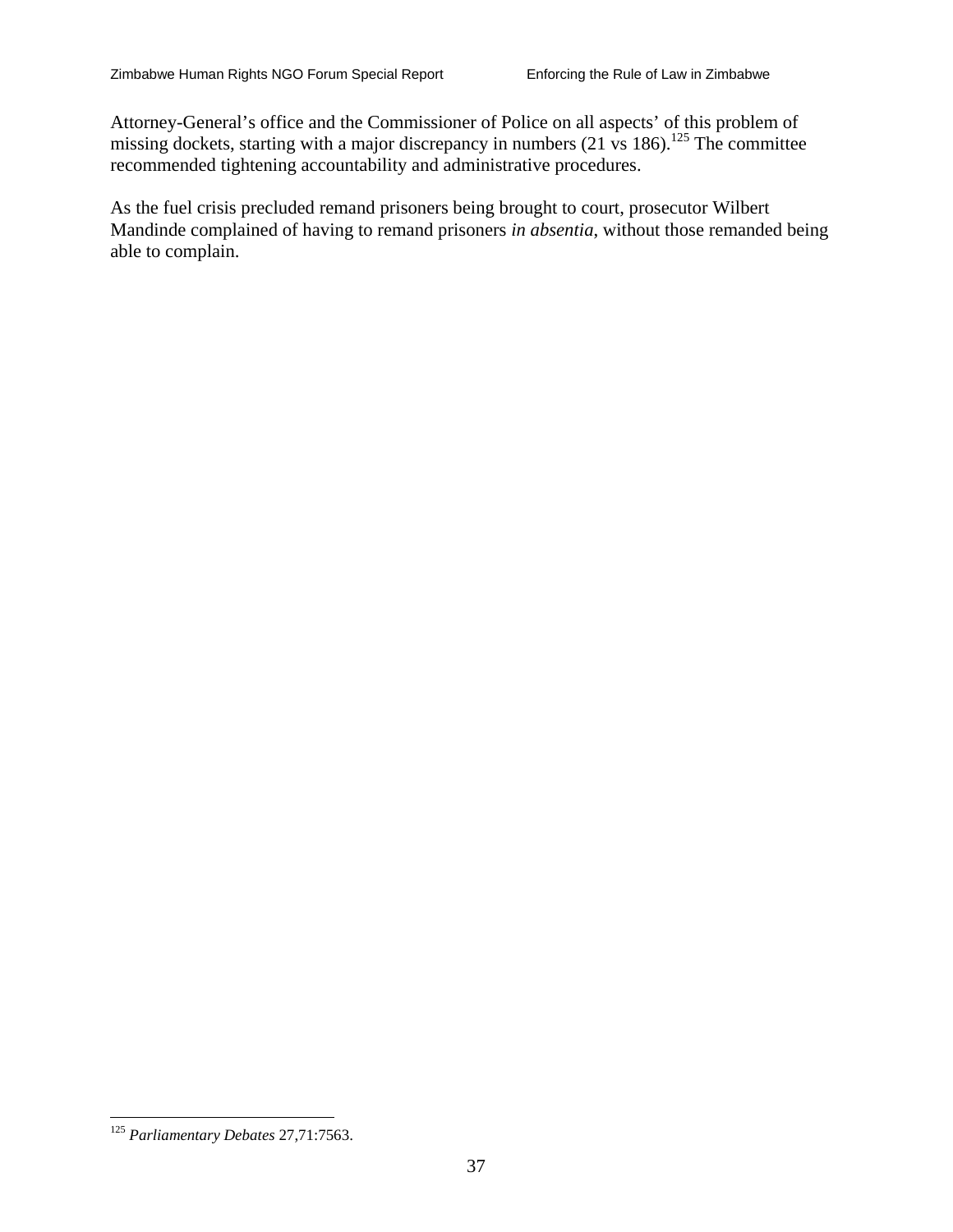Attorney-General's office and the Commissioner of Police on all aspects' of this problem of missing dockets, starting with a major discrepancy in numbers (21 vs 186).[125] The committee recommended tightening accountability and administrative procedures.

As the fuel crisis precluded remand prisoners being brought to court, prosecutor Wilbert Mandinde complained of having to remand prisoners *in absentia*, without those remanded being able to complain.

---

[125] *Parliamentary Debates* 27,71:7563.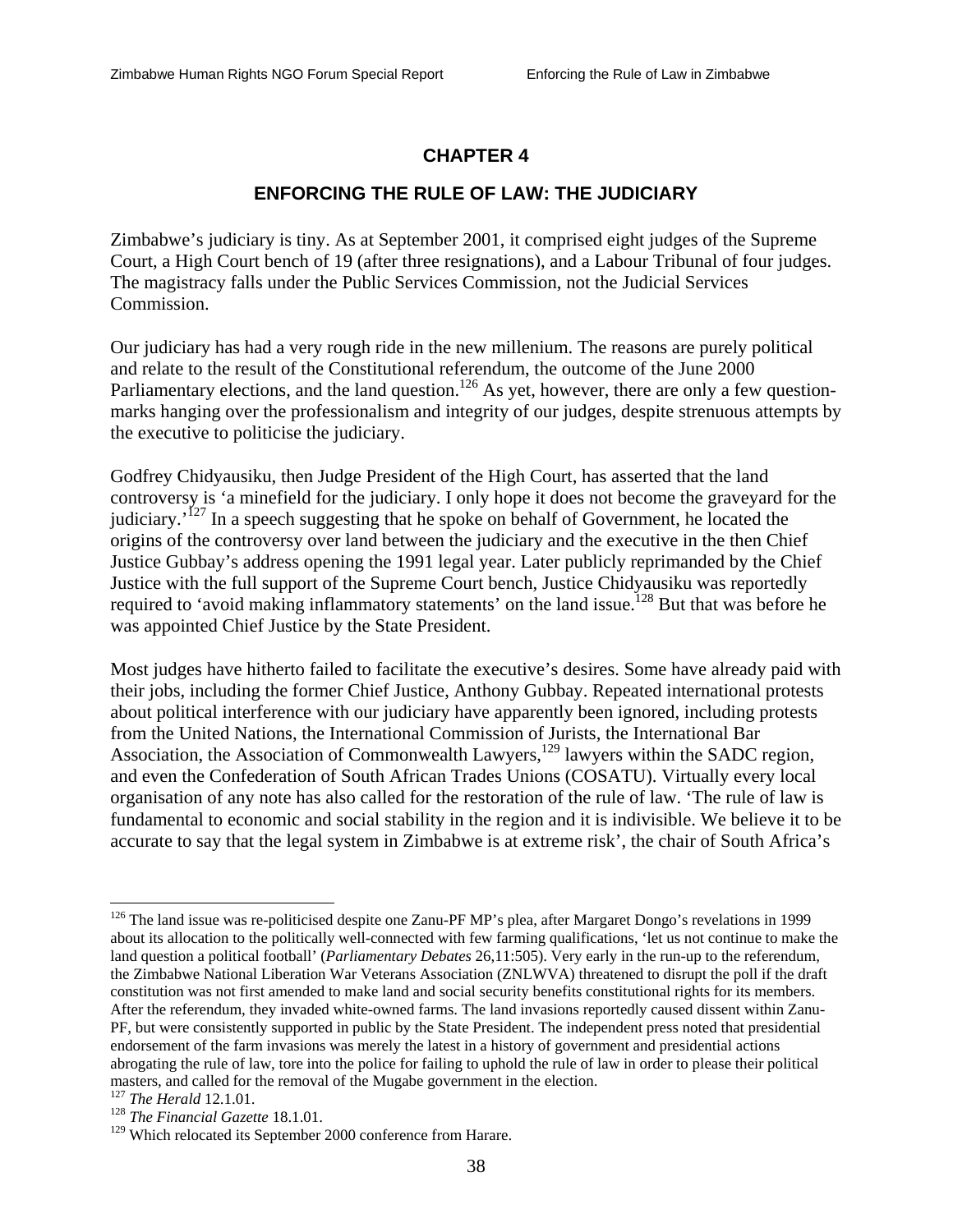# CHAPTER 4

## ENFORCING THE RULE OF LAW: THE JUDICIARY

Zimbabwe's judiciary is tiny. As at September 2001, it comprised eight judges of the Supreme Court, a High Court bench of 19 (after three resignations), and a Labour Tribunal of four judges. The magistracy falls under the Public Services Commission, not the Judicial Services Commission.

Our judiciary has had a very rough ride in the new millenium. The reasons are purely political and relate to the result of the Constitutional referendum, the outcome of the June 2000 Parliamentary elections, and the land question.[126] As yet, however, there are only a few question-marks hanging over the professionalism and integrity of our judges, despite strenuous attempts by the executive to politicise the judiciary.

Godfrey Chidyausiku, then Judge President of the High Court, has asserted that the land controversy is 'a minefield for the judiciary. I only hope it does not become the graveyard for the judiciary.'[127] In a speech suggesting that he spoke on behalf of Government, he located the origins of the controversy over land between the judiciary and the executive in the then Chief Justice Gubbay's address opening the 1991 legal year. Later publicly reprimanded by the Chief Justice with the full support of the Supreme Court bench, Justice Chidyausiku was reportedly required to 'avoid making inflammatory statements' on the land issue.[128] But that was before he was appointed Chief Justice by the State President.

Most judges have hitherto failed to facilitate the executive's desires. Some have already paid with their jobs, including the former Chief Justice, Anthony Gubbay. Repeated international protests about political interference with our judiciary have apparently been ignored, including protests from the United Nations, the International Commission of Jurists, the International Bar Association, the Association of Commonwealth Lawyers,[129] lawyers within the SADC region, and even the Confederation of South African Trades Unions (COSATU). Virtually every local organisation of any note has also called for the restoration of the rule of law. 'The rule of law is fundamental to economic and social stability in the region and it is indivisible. We believe it to be accurate to say that the legal system in Zimbabwe is at extreme risk', the chair of South Africa's

---

[126] The land issue was re-politicised despite one Zanu-PF MP's plea, after Margaret Dongo's revelations in 1999 about its allocation to the politically well-connected with few farming qualifications, 'let us not continue to make the land question a political football' (*Parliamentary Debates* 26,11:505). Very early in the run-up to the referendum, the Zimbabwe National Liberation War Veterans Association (ZNLWVA) threatened to disrupt the poll if the draft constitution was not first amended to make land and social security benefits constitutional rights for its members. After the referendum, they invaded white-owned farms. The land invasions reportedly caused dissent within Zanu-PF, but were consistently supported in public by the State President. The independent press noted that presidential endorsement of the farm invasions was merely the latest in a history of government and presidential actions abrogating the rule of law, tore into the police for failing to uphold the rule of law in order to please their political masters, and called for the removal of the Mugabe government in the election.

[127] *The Herald* 12.1.01.

[128] *The Financial Gazette* 18.1.01.

[129] Which relocated its September 2000 conference from Harare.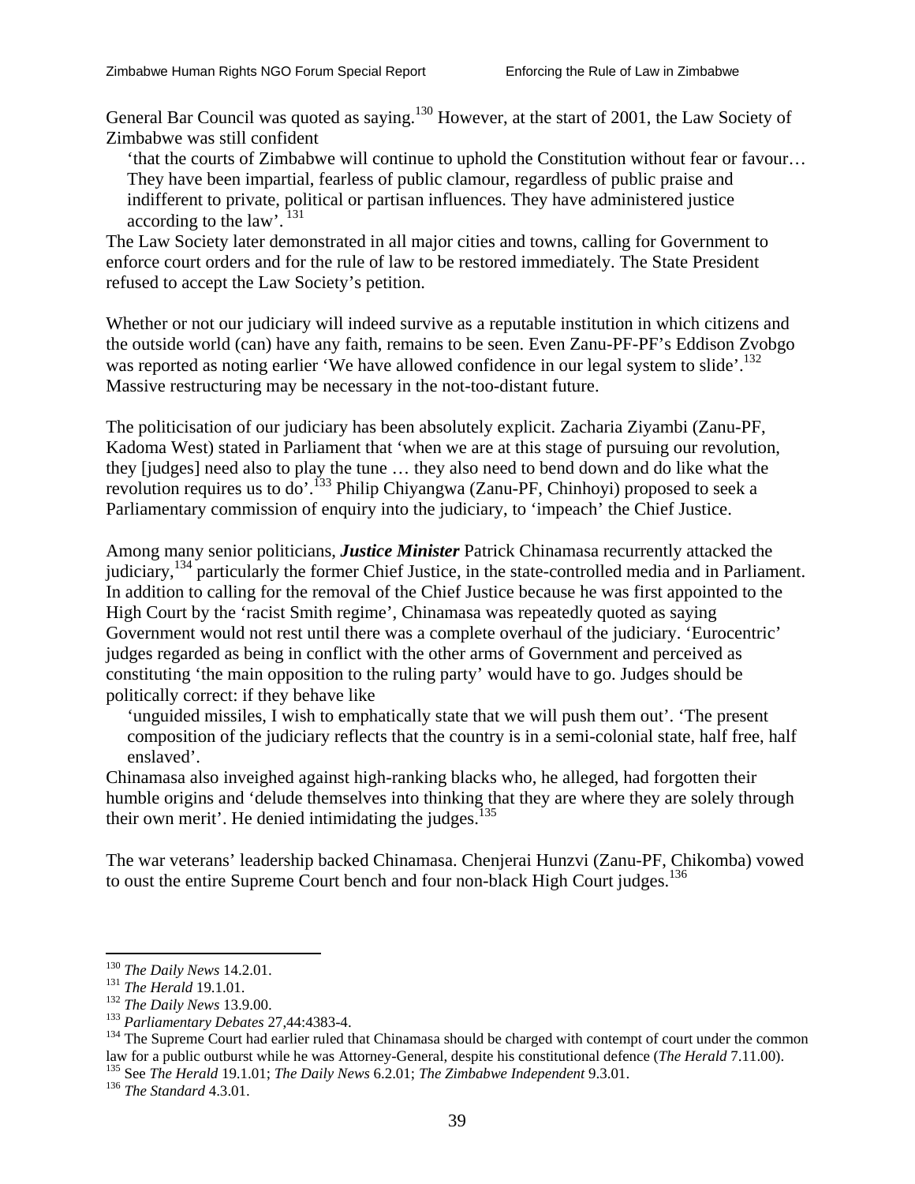General Bar Council was quoted as saying.[130] However, at the start of 2001, the Law Society of Zimbabwe was still confident

> 'that the courts of Zimbabwe will continue to uphold the Constitution without fear or favour… They have been impartial, fearless of public clamour, regardless of public praise and indifferent to private, political or partisan influences. They have administered justice according to the law'.[131]

The Law Society later demonstrated in all major cities and towns, calling for Government to enforce court orders and for the rule of law to be restored immediately. The State President refused to accept the Law Society's petition.

Whether or not our judiciary will indeed survive as a reputable institution in which citizens and the outside world (can) have any faith, remains to be seen. Even Zanu-PF-PF's Eddison Zvobgo was reported as noting earlier 'We have allowed confidence in our legal system to slide'.[132] Massive restructuring may be necessary in the not-too-distant future.

The politicisation of our judiciary has been absolutely explicit. Zacharia Ziyambi (Zanu-PF, Kadoma West) stated in Parliament that 'when we are at this stage of pursuing our revolution, they [judges] need also to play the tune … they also need to bend down and do like what the revolution requires us to do'.[133] Philip Chiyangwa (Zanu-PF, Chinhoyi) proposed to seek a Parliamentary commission of enquiry into the judiciary, to 'impeach' the Chief Justice.

Among many senior politicians, ***Justice Minister*** Patrick Chinamasa recurrently attacked the judiciary,[134] particularly the former Chief Justice, in the state-controlled media and in Parliament. In addition to calling for the removal of the Chief Justice because he was first appointed to the High Court by the 'racist Smith regime', Chinamasa was repeatedly quoted as saying Government would not rest until there was a complete overhaul of the judiciary. 'Eurocentric' judges regarded as being in conflict with the other arms of Government and perceived as constituting 'the main opposition to the ruling party' would have to go. Judges should be politically correct: if they behave like

> 'unguided missiles, I wish to emphatically state that we will push them out'. 'The present composition of the judiciary reflects that the country is in a semi-colonial state, half free, half enslaved'.

Chinamasa also inveighed against high-ranking blacks who, he alleged, had forgotten their humble origins and 'delude themselves into thinking that they are where they are solely through their own merit'. He denied intimidating the judges.[135]

The war veterans' leadership backed Chinamasa. Chenjerai Hunzvi (Zanu-PF, Chikomba) vowed to oust the entire Supreme Court bench and four non-black High Court judges.[136]

---

[130] *The Daily News* 14.2.01.

[131] *The Herald* 19.1.01.

[132] *The Daily News* 13.9.00.

[133] *Parliamentary Debates* 27,44:4383-4.

[134] The Supreme Court had earlier ruled that Chinamasa should be charged with contempt of court under the common law for a public outburst while he was Attorney-General, despite his constitutional defence (*The Herald* 7.11.00).

[135] See *The Herald* 19.1.01; *The Daily News* 6.2.01; *The Zimbabwe Independent* 9.3.01.

[136] *The Standard* 4.3.01.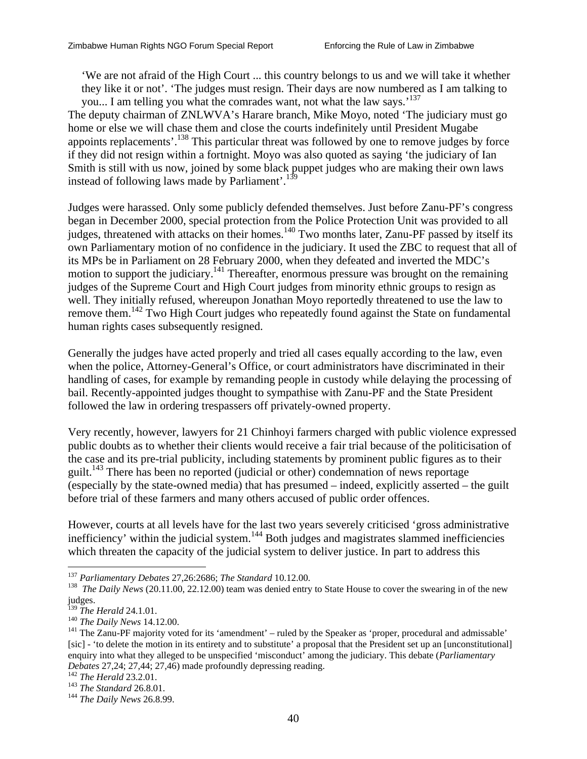> 'We are not afraid of the High Court ... this country belongs to us and we will take it whether they like it or not'. 'The judges must resign. Their days are now numbered as I am talking to you... I am telling you what the comrades want, not what the law says.'[137]

The deputy chairman of ZNLWVA's Harare branch, Mike Moyo, noted 'The judiciary must go home or else we will chase them and close the courts indefinitely until President Mugabe appoints replacements'.[138] This particular threat was followed by one to remove judges by force if they did not resign within a fortnight. Moyo was also quoted as saying 'the judiciary of Ian Smith is still with us now, joined by some black puppet judges who are making their own laws instead of following laws made by Parliament'.[139]

Judges were harassed. Only some publicly defended themselves. Just before Zanu-PF's congress began in December 2000, special protection from the Police Protection Unit was provided to all judges, threatened with attacks on their homes.[140] Two months later, Zanu-PF passed by itself its own Parliamentary motion of no confidence in the judiciary. It used the ZBC to request that all of its MPs be in Parliament on 28 February 2000, when they defeated and inverted the MDC's motion to support the judiciary.[141] Thereafter, enormous pressure was brought on the remaining judges of the Supreme Court and High Court judges from minority ethnic groups to resign as well. They initially refused, whereupon Jonathan Moyo reportedly threatened to use the law to remove them.[142] Two High Court judges who repeatedly found against the State on fundamental human rights cases subsequently resigned.

Generally the judges have acted properly and tried all cases equally according to the law, even when the police, Attorney-General's Office, or court administrators have discriminated in their handling of cases, for example by remanding people in custody while delaying the processing of bail. Recently-appointed judges thought to sympathise with Zanu-PF and the State President followed the law in ordering trespassers off privately-owned property.

Very recently, however, lawyers for 21 Chinhoyi farmers charged with public violence expressed public doubts as to whether their clients would receive a fair trial because of the politicisation of the case and its pre-trial publicity, including statements by prominent public figures as to their guilt.[143] There has been no reported (judicial or other) condemnation of news reportage (especially by the state-owned media) that has presumed – indeed, explicitly asserted – the guilt before trial of these farmers and many others accused of public order offences.

However, courts at all levels have for the last two years severely criticised 'gross administrative inefficiency' within the judicial system.[144] Both judges and magistrates slammed inefficiencies which threaten the capacity of the judicial system to deliver justice. In part to address this

---

[137] *Parliamentary Debates* 27,26:2686; *The Standard* 10.12.00.

[138] *The Daily News* (20.11.00, 22.12.00) team was denied entry to State House to cover the swearing in of the new judges.

[139] *The Herald* 24.1.01.

[140] *The Daily News* 14.12.00.

[141] The Zanu-PF majority voted for its 'amendment' – ruled by the Speaker as 'proper, procedural and admissable' [sic] - 'to delete the motion in its entirety and to substitute' a proposal that the President set up an [unconstitutional] enquiry into what they alleged to be unspecified 'misconduct' among the judiciary. This debate (*Parliamentary Debates* 27,24; 27,44; 27,46) made profoundly depressing reading.

[142] *The Herald* 23.2.01.

[143] *The Standard* 26.8.01.

[144] *The Daily News* 26.8.99.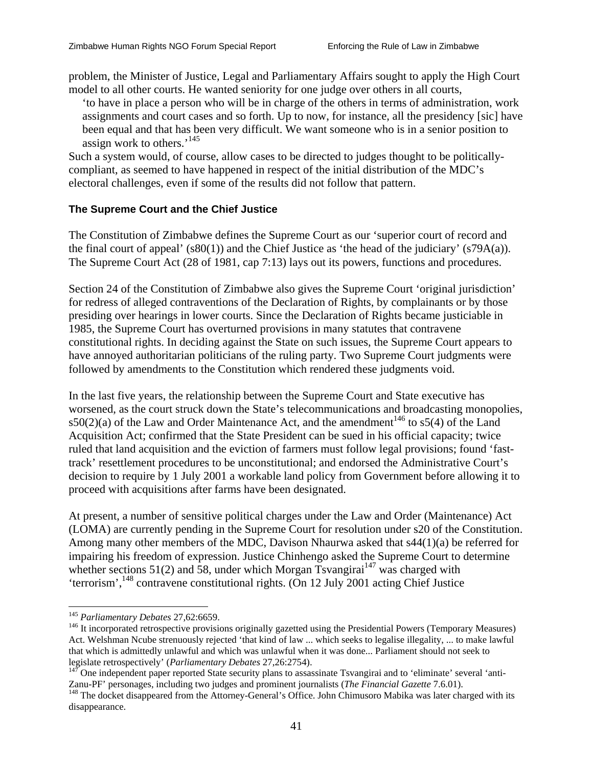problem, the Minister of Justice, Legal and Parliamentary Affairs sought to apply the High Court model to all other courts. He wanted seniority for one judge over others in all courts,

> 'to have in place a person who will be in charge of the others in terms of administration, work assignments and court cases and so forth. Up to now, for instance, all the presidency [sic] have been equal and that has been very difficult. We want someone who is in a senior position to assign work to others.'[145]

Such a system would, of course, allow cases to be directed to judges thought to be politically-compliant, as seemed to have happened in respect of the initial distribution of the MDC's electoral challenges, even if some of the results did not follow that pattern.

### The Supreme Court and the Chief Justice

The Constitution of Zimbabwe defines the Supreme Court as our 'superior court of record and the final court of appeal' (s80(1)) and the Chief Justice as 'the head of the judiciary' (s79A(a)). The Supreme Court Act (28 of 1981, cap 7:13) lays out its powers, functions and procedures.

Section 24 of the Constitution of Zimbabwe also gives the Supreme Court 'original jurisdiction' for redress of alleged contraventions of the Declaration of Rights, by complainants or by those presiding over hearings in lower courts. Since the Declaration of Rights became justiciable in 1985, the Supreme Court has overturned provisions in many statutes that contravene constitutional rights. In deciding against the State on such issues, the Supreme Court appears to have annoyed authoritarian politicians of the ruling party. Two Supreme Court judgments were followed by amendments to the Constitution which rendered these judgments void.

In the last five years, the relationship between the Supreme Court and State executive has worsened, as the court struck down the State's telecommunications and broadcasting monopolies, s50(2)(a) of the Law and Order Maintenance Act, and the amendment[146] to s5(4) of the Land Acquisition Act; confirmed that the State President can be sued in his official capacity; twice ruled that land acquisition and the eviction of farmers must follow legal provisions; found 'fast-track' resettlement procedures to be unconstitutional; and endorsed the Administrative Court's decision to require by 1 July 2001 a workable land policy from Government before allowing it to proceed with acquisitions after farms have been designated.

At present, a number of sensitive political charges under the Law and Order (Maintenance) Act (LOMA) are currently pending in the Supreme Court for resolution under s20 of the Constitution. Among many other members of the MDC, Davison Nhaurwa asked that s44(1)(a) be referred for impairing his freedom of expression. Justice Chinhengo asked the Supreme Court to determine whether sections 51(2) and 58, under which Morgan Tsvangirai[147] was charged with 'terrorism',[148] contravene constitutional rights. (On 12 July 2001 acting Chief Justice

---

[145] *Parliamentary Debates* 27,62:6659.

[146] It incorporated retrospective provisions originally gazetted using the Presidential Powers (Temporary Measures) Act. Welshman Ncube strenuously rejected 'that kind of law ... which seeks to legalise illegality, ... to make lawful that which is admittedly unlawful and which was unlawful when it was done... Parliament should not seek to legislate retrospectively' (*Parliamentary Debates* 27,26:2754).

[147] One independent paper reported State security plans to assassinate Tsvangirai and to 'eliminate' several 'anti-Zanu-PF' personages, including two judges and prominent journalists (*The Financial Gazette* 7.6.01).

[148] The docket disappeared from the Attorney-General's Office. John Chimusoro Mabika was later charged with its disappearance.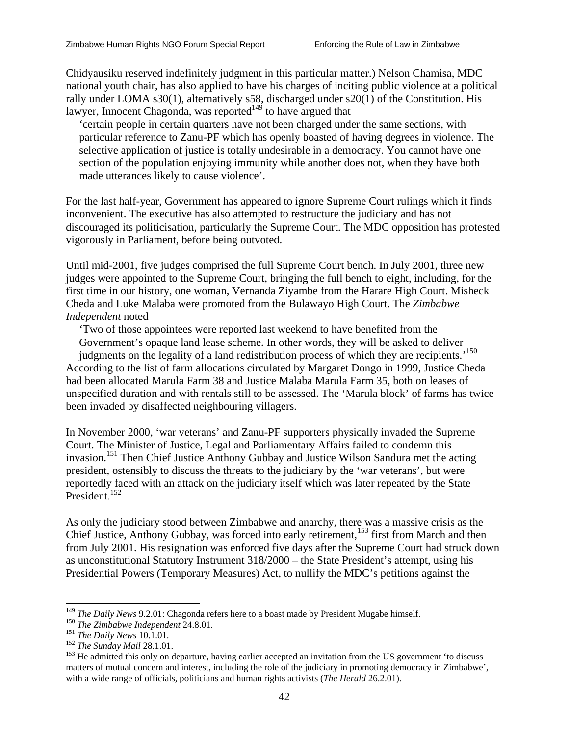Chidyausiku reserved indefinitely judgment in this particular matter.) Nelson Chamisa, MDC national youth chair, has also applied to have his charges of inciting public violence at a political rally under LOMA s30(1), alternatively s58, discharged under s20(1) of the Constitution. His lawyer, Innocent Chagonda, was reported[149] to have argued that

> 'certain people in certain quarters have not been charged under the same sections, with particular reference to Zanu-PF which has openly boasted of having degrees in violence. The selective application of justice is totally undesirable in a democracy. You cannot have one section of the population enjoying immunity while another does not, when they have both made utterances likely to cause violence'.

For the last half-year, Government has appeared to ignore Supreme Court rulings which it finds inconvenient. The executive has also attempted to restructure the judiciary and has not discouraged its politicisation, particularly the Supreme Court. The MDC opposition has protested vigorously in Parliament, before being outvoted.

Until mid-2001, five judges comprised the full Supreme Court bench. In July 2001, three new judges were appointed to the Supreme Court, bringing the full bench to eight, including, for the first time in our history, one woman, Vernanda Ziyambe from the Harare High Court. Misheck Cheda and Luke Malaba were promoted from the Bulawayo High Court. The *Zimbabwe Independent* noted

> 'Two of those appointees were reported last weekend to have benefited from the Government's opaque land lease scheme. In other words, they will be asked to deliver judgments on the legality of a land redistribution process of which they are recipients.'[150]

According to the list of farm allocations circulated by Margaret Dongo in 1999, Justice Cheda had been allocated Marula Farm 38 and Justice Malaba Marula Farm 35, both on leases of unspecified duration and with rentals still to be assessed. The 'Marula block' of farms has twice been invaded by disaffected neighbouring villagers.

In November 2000, 'war veterans' and Zanu-PF supporters physically invaded the Supreme Court. The Minister of Justice, Legal and Parliamentary Affairs failed to condemn this invasion.[151] Then Chief Justice Anthony Gubbay and Justice Wilson Sandura met the acting president, ostensibly to discuss the threats to the judiciary by the 'war veterans', but were reportedly faced with an attack on the judiciary itself which was later repeated by the State President.[152]

As only the judiciary stood between Zimbabwe and anarchy, there was a massive crisis as the Chief Justice, Anthony Gubbay, was forced into early retirement,[153] first from March and then from July 2001. His resignation was enforced five days after the Supreme Court had struck down as unconstitutional Statutory Instrument 318/2000 – the State President's attempt, using his Presidential Powers (Temporary Measures) Act, to nullify the MDC's petitions against the

---

[149] *The Daily News* 9.2.01: Chagonda refers here to a boast made by President Mugabe himself.

[150] *The Zimbabwe Independent* 24.8.01.

[151] *The Daily News* 10.1.01.

[152] *The Sunday Mail* 28.1.01.

[153] He admitted this only on departure, having earlier accepted an invitation from the US government 'to discuss matters of mutual concern and interest, including the role of the judiciary in promoting democracy in Zimbabwe', with a wide range of officials, politicians and human rights activists (*The Herald* 26.2.01).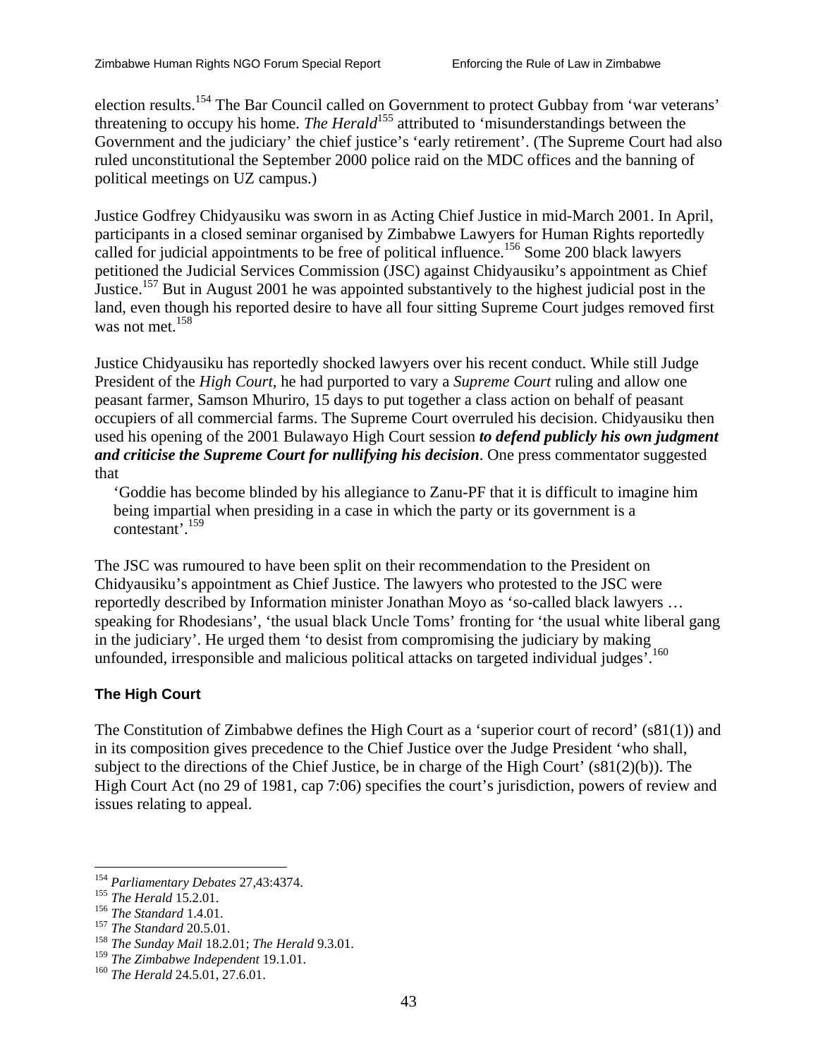election results.[154] The Bar Council called on Government to protect Gubbay from 'war veterans' threatening to occupy his home. *The Herald*[155] attributed to 'misunderstandings between the Government and the judiciary' the chief justice's 'early retirement'. (The Supreme Court had also ruled unconstitutional the September 2000 police raid on the MDC offices and the banning of political meetings on UZ campus.)

Justice Godfrey Chidyausiku was sworn in as Acting Chief Justice in mid-March 2001. In April, participants in a closed seminar organised by Zimbabwe Lawyers for Human Rights reportedly called for judicial appointments to be free of political influence.[156] Some 200 black lawyers petitioned the Judicial Services Commission (JSC) against Chidyausiku's appointment as Chief Justice.[157] But in August 2001 he was appointed substantively to the highest judicial post in the land, even though his reported desire to have all four sitting Supreme Court judges removed first was not met.[158]

Justice Chidyausiku has reportedly shocked lawyers over his recent conduct. While still Judge President of the *High Court*, he had purported to vary a *Supreme Court* ruling and allow one peasant farmer, Samson Mhuriro, 15 days to put together a class action on behalf of peasant occupiers of all commercial farms. The Supreme Court overruled his decision. Chidyausiku then used his opening of the 2001 Bulawayo High Court session ***to defend publicly his own judgment and criticise the Supreme Court for nullifying his decision***. One press commentator suggested that

> 'Goddie has become blinded by his allegiance to Zanu-PF that it is difficult to imagine him being impartial when presiding in a case in which the party or its government is a contestant'.[159]

The JSC was rumoured to have been split on their recommendation to the President on Chidyausiku's appointment as Chief Justice. The lawyers who protested to the JSC were reportedly described by Information minister Jonathan Moyo as 'so-called black lawyers … speaking for Rhodesians', 'the usual black Uncle Toms' fronting for 'the usual white liberal gang in the judiciary'. He urged them 'to desist from compromising the judiciary by making unfounded, irresponsible and malicious political attacks on targeted individual judges'.[160]

### The High Court

The Constitution of Zimbabwe defines the High Court as a 'superior court of record' (s81(1)) and in its composition gives precedence to the Chief Justice over the Judge President 'who shall, subject to the directions of the Chief Justice, be in charge of the High Court' (s81(2)(b)). The High Court Act (no 29 of 1981, cap 7:06) specifies the court's jurisdiction, powers of review and issues relating to appeal.

---

[154] *Parliamentary Debates* 27,43:4374.
[155] *The Herald* 15.2.01.
[156] *The Standard* 1.4.01.
[157] *The Standard* 20.5.01.
[158] *The Sunday Mail* 18.2.01; *The Herald* 9.3.01.
[159] *The Zimbabwe Independent* 19.1.01.
[160] *The Herald* 24.5.01, 27.6.01.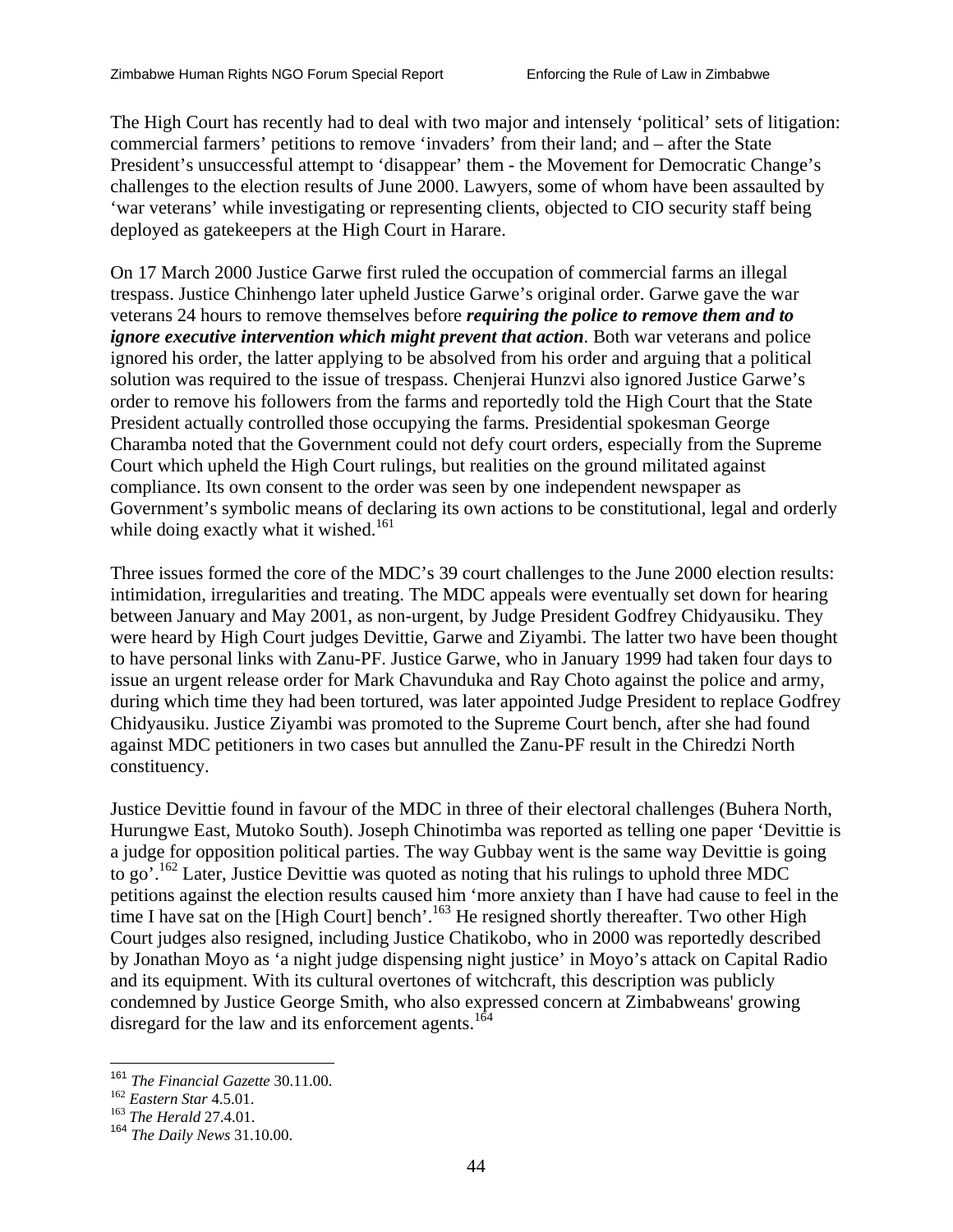The High Court has recently had to deal with two major and intensely 'political' sets of litigation: commercial farmers' petitions to remove 'invaders' from their land; and – after the State President's unsuccessful attempt to 'disappear' them - the Movement for Democratic Change's challenges to the election results of June 2000. Lawyers, some of whom have been assaulted by 'war veterans' while investigating or representing clients, objected to CIO security staff being deployed as gatekeepers at the High Court in Harare.

On 17 March 2000 Justice Garwe first ruled the occupation of commercial farms an illegal trespass. Justice Chinhengo later upheld Justice Garwe's original order. Garwe gave the war veterans 24 hours to remove themselves before ***requiring the police to remove them and to ignore executive intervention which might prevent that action***. Both war veterans and police ignored his order, the latter applying to be absolved from his order and arguing that a political solution was required to the issue of trespass. Chenjerai Hunzvi also ignored Justice Garwe's order to remove his followers from the farms and reportedly told the High Court that the State President actually controlled those occupying the farms. Presidential spokesman George Charamba noted that the Government could not defy court orders, especially from the Supreme Court which upheld the High Court rulings, but realities on the ground militated against compliance. Its own consent to the order was seen by one independent newspaper as Government's symbolic means of declaring its own actions to be constitutional, legal and orderly while doing exactly what it wished.[161]

Three issues formed the core of the MDC's 39 court challenges to the June 2000 election results: intimidation, irregularities and treating. The MDC appeals were eventually set down for hearing between January and May 2001, as non-urgent, by Judge President Godfrey Chidyausiku. They were heard by High Court judges Devittie, Garwe and Ziyambi. The latter two have been thought to have personal links with Zanu-PF. Justice Garwe, who in January 1999 had taken four days to issue an urgent release order for Mark Chavunduka and Ray Choto against the police and army, during which time they had been tortured, was later appointed Judge President to replace Godfrey Chidyausiku. Justice Ziyambi was promoted to the Supreme Court bench, after she had found against MDC petitioners in two cases but annulled the Zanu-PF result in the Chiredzi North constituency.

Justice Devittie found in favour of the MDC in three of their electoral challenges (Buhera North, Hurungwe East, Mutoko South). Joseph Chinotimba was reported as telling one paper 'Devittie is a judge for opposition political parties. The way Gubbay went is the same way Devittie is going to go'.[162] Later, Justice Devittie was quoted as noting that his rulings to uphold three MDC petitions against the election results caused him 'more anxiety than I have had cause to feel in the time I have sat on the [High Court] bench'.[163] He resigned shortly thereafter. Two other High Court judges also resigned, including Justice Chatikobo, who in 2000 was reportedly described by Jonathan Moyo as 'a night judge dispensing night justice' in Moyo's attack on Capital Radio and its equipment. With its cultural overtones of witchcraft, this description was publicly condemned by Justice George Smith, who also expressed concern at Zimbabweans' growing disregard for the law and its enforcement agents.[164]

---

[161] *The Financial Gazette* 30.11.00.
[162] *Eastern Star* 4.5.01.
[163] *The Herald* 27.4.01.
[164] *The Daily News* 31.10.00.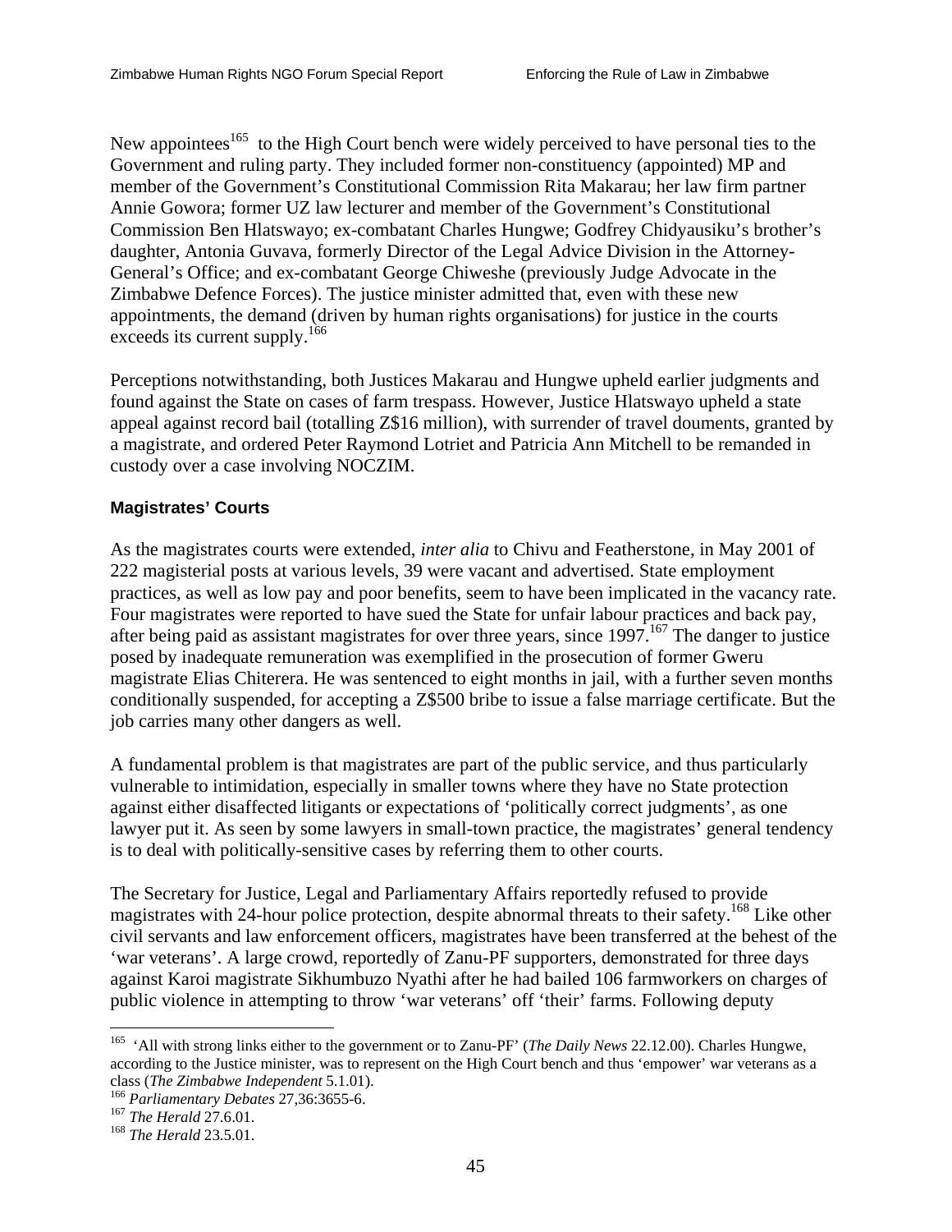New appointees[165] to the High Court bench were widely perceived to have personal ties to the Government and ruling party. They included former non-constituency (appointed) MP and member of the Government's Constitutional Commission Rita Makarau; her law firm partner Annie Gowora; former UZ law lecturer and member of the Government's Constitutional Commission Ben Hlatswayo; ex-combatant Charles Hungwe; Godfrey Chidyausiku's brother's daughter, Antonia Guvava, formerly Director of the Legal Advice Division in the Attorney-General's Office; and ex-combatant George Chiweshe (previously Judge Advocate in the Zimbabwe Defence Forces). The justice minister admitted that, even with these new appointments, the demand (driven by human rights organisations) for justice in the courts exceeds its current supply.[166]

Perceptions notwithstanding, both Justices Makarau and Hungwe upheld earlier judgments and found against the State on cases of farm trespass. However, Justice Hlatswayo upheld a state appeal against record bail (totalling Z$16 million), with surrender of travel douments, granted by a magistrate, and ordered Peter Raymond Lotriet and Patricia Ann Mitchell to be remanded in custody over a case involving NOCZIM.

### Magistrates' Courts

As the magistrates courts were extended, *inter alia* to Chivu and Featherstone, in May 2001 of 222 magisterial posts at various levels, 39 were vacant and advertised. State employment practices, as well as low pay and poor benefits, seem to have been implicated in the vacancy rate. Four magistrates were reported to have sued the State for unfair labour practices and back pay, after being paid as assistant magistrates for over three years, since 1997.[167] The danger to justice posed by inadequate remuneration was exemplified in the prosecution of former Gweru magistrate Elias Chiterera. He was sentenced to eight months in jail, with a further seven months conditionally suspended, for accepting a Z$500 bribe to issue a false marriage certificate. But the job carries many other dangers as well.

A fundamental problem is that magistrates are part of the public service, and thus particularly vulnerable to intimidation, especially in smaller towns where they have no State protection against either disaffected litigants or expectations of 'politically correct judgments', as one lawyer put it. As seen by some lawyers in small-town practice, the magistrates' general tendency is to deal with politically-sensitive cases by referring them to other courts.

The Secretary for Justice, Legal and Parliamentary Affairs reportedly refused to provide magistrates with 24-hour police protection, despite abnormal threats to their safety.[168] Like other civil servants and law enforcement officers, magistrates have been transferred at the behest of the 'war veterans'. A large crowd, reportedly of Zanu-PF supporters, demonstrated for three days against Karoi magistrate Sikhumbuzo Nyathi after he had bailed 106 farmworkers on charges of public violence in attempting to throw 'war veterans' off 'their' farms. Following deputy

---

[165] 'All with strong links either to the government or to Zanu-PF' (*The Daily News* 22.12.00). Charles Hungwe, according to the Justice minister, was to represent on the High Court bench and thus 'empower' war veterans as a class (*The Zimbabwe Independent* 5.1.01).

[166] *Parliamentary Debates* 27,36:3655-6.

[167] *The Herald* 27.6.01.

[168] *The Herald* 23.5.01.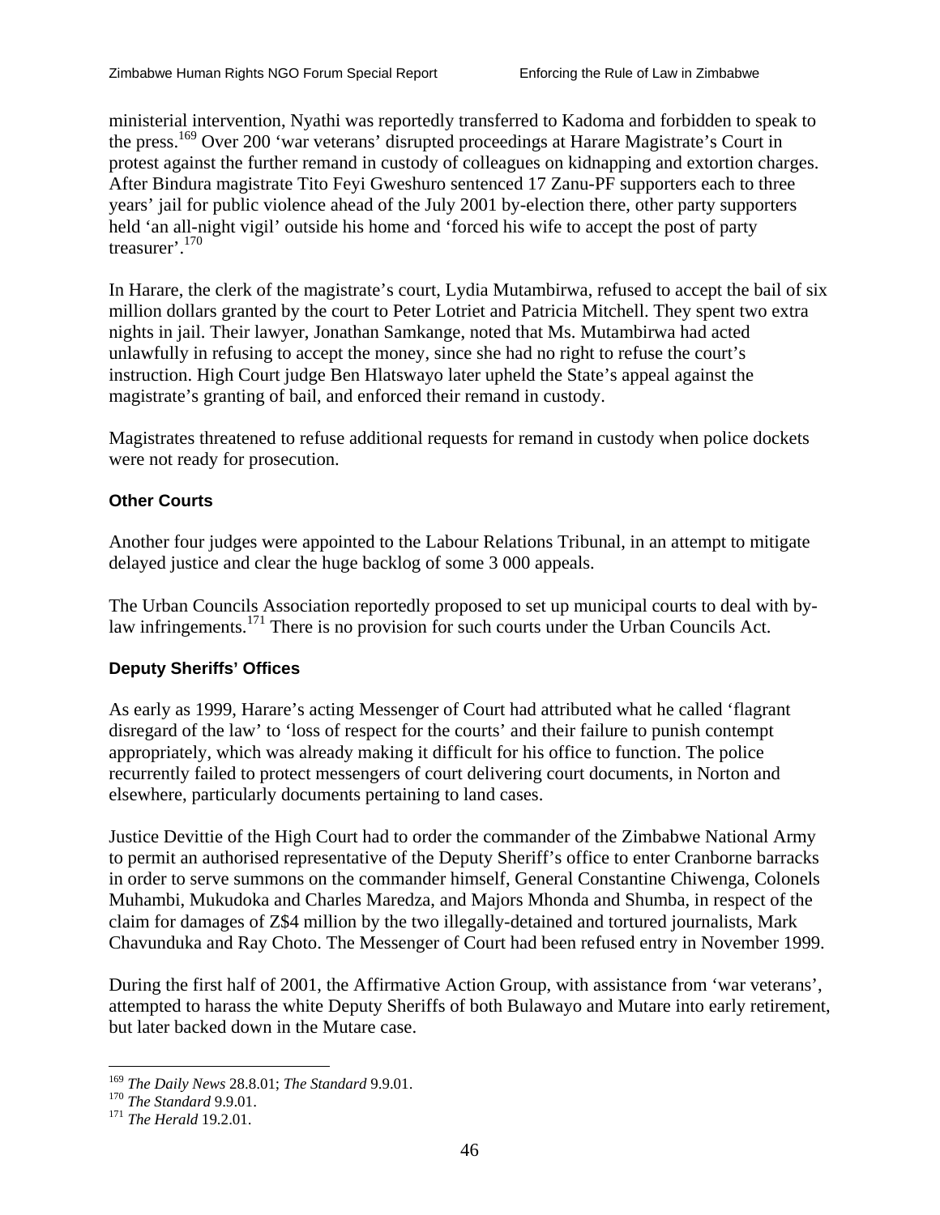ministerial intervention, Nyathi was reportedly transferred to Kadoma and forbidden to speak to the press.[169] Over 200 'war veterans' disrupted proceedings at Harare Magistrate's Court in protest against the further remand in custody of colleagues on kidnapping and extortion charges. After Bindura magistrate Tito Feyi Gweshuro sentenced 17 Zanu-PF supporters each to three years' jail for public violence ahead of the July 2001 by-election there, other party supporters held 'an all-night vigil' outside his home and 'forced his wife to accept the post of party treasurer'.[170]

In Harare, the clerk of the magistrate's court, Lydia Mutambirwa, refused to accept the bail of six million dollars granted by the court to Peter Lotriet and Patricia Mitchell. They spent two extra nights in jail. Their lawyer, Jonathan Samkange, noted that Ms. Mutambirwa had acted unlawfully in refusing to accept the money, since she had no right to refuse the court's instruction. High Court judge Ben Hlatswayo later upheld the State's appeal against the magistrate's granting of bail, and enforced their remand in custody.

Magistrates threatened to refuse additional requests for remand in custody when police dockets were not ready for prosecution.

### Other Courts

Another four judges were appointed to the Labour Relations Tribunal, in an attempt to mitigate delayed justice and clear the huge backlog of some 3 000 appeals.

The Urban Councils Association reportedly proposed to set up municipal courts to deal with by-law infringements.[171] There is no provision for such courts under the Urban Councils Act.

### Deputy Sheriffs' Offices

As early as 1999, Harare's acting Messenger of Court had attributed what he called 'flagrant disregard of the law' to 'loss of respect for the courts' and their failure to punish contempt appropriately, which was already making it difficult for his office to function. The police recurrently failed to protect messengers of court delivering court documents, in Norton and elsewhere, particularly documents pertaining to land cases.

Justice Devittie of the High Court had to order the commander of the Zimbabwe National Army to permit an authorised representative of the Deputy Sheriff's office to enter Cranborne barracks in order to serve summons on the commander himself, General Constantine Chiwenga, Colonels Muhambi, Mukudoka and Charles Maredza, and Majors Mhonda and Shumba, in respect of the claim for damages of Z$4 million by the two illegally-detained and tortured journalists, Mark Chavunduka and Ray Choto. The Messenger of Court had been refused entry in November 1999.

During the first half of 2001, the Affirmative Action Group, with assistance from 'war veterans', attempted to harass the white Deputy Sheriffs of both Bulawayo and Mutare into early retirement, but later backed down in the Mutare case.

---

[169] *The Daily News* 28.8.01; *The Standard* 9.9.01.
[170] *The Standard* 9.9.01.
[171] *The Herald* 19.2.01.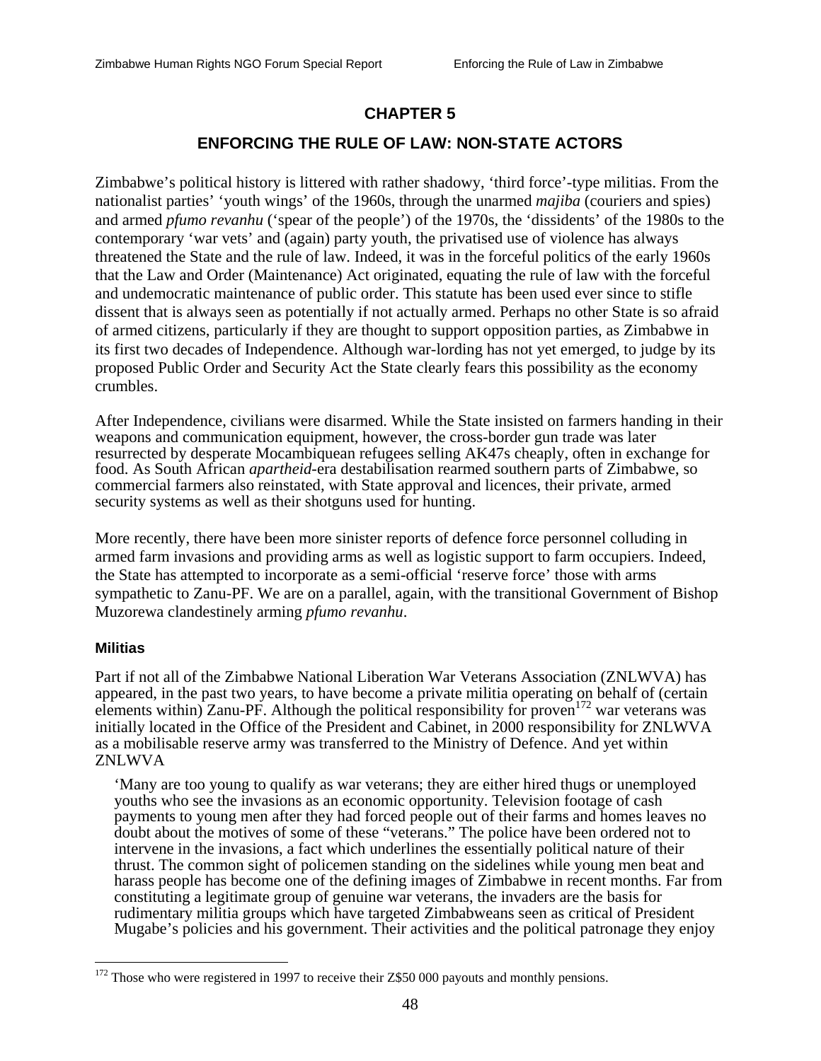# CHAPTER 5

## ENFORCING THE RULE OF LAW: NON-STATE ACTORS

Zimbabwe's political history is littered with rather shadowy, 'third force'-type militias. From the nationalist parties' 'youth wings' of the 1960s, through the unarmed *majiba* (couriers and spies) and armed *pfumo revanhu* ('spear of the people') of the 1970s, the 'dissidents' of the 1980s to the contemporary 'war vets' and (again) party youth, the privatised use of violence has always threatened the State and the rule of law. Indeed, it was in the forceful politics of the early 1960s that the Law and Order (Maintenance) Act originated, equating the rule of law with the forceful and undemocratic maintenance of public order. This statute has been used ever since to stifle dissent that is always seen as potentially if not actually armed. Perhaps no other State is so afraid of armed citizens, particularly if they are thought to support opposition parties, as Zimbabwe in its first two decades of Independence. Although war-lording has not yet emerged, to judge by its proposed Public Order and Security Act the State clearly fears this possibility as the economy crumbles.

After Independence, civilians were disarmed. While the State insisted on farmers handing in their weapons and communication equipment, however, the cross-border gun trade was later resurrected by desperate Mocambiquean refugees selling AK47s cheaply, often in exchange for food. As South African *apartheid*-era destabilisation rearmed southern parts of Zimbabwe, so commercial farmers also reinstated, with State approval and licences, their private, armed security systems as well as their shotguns used for hunting.

More recently, there have been more sinister reports of defence force personnel colluding in armed farm invasions and providing arms as well as logistic support to farm occupiers. Indeed, the State has attempted to incorporate as a semi-official 'reserve force' those with arms sympathetic to Zanu-PF. We are on a parallel, again, with the transitional Government of Bishop Muzorewa clandestinely arming *pfumo revanhu*.

### Militias

Part if not all of the Zimbabwe National Liberation War Veterans Association (ZNLWVA) has appeared, in the past two years, to have become a private militia operating on behalf of (certain elements within) Zanu-PF. Although the political responsibility for proven[172] war veterans was initially located in the Office of the President and Cabinet, in 2000 responsibility for ZNLWVA as a mobilisable reserve army was transferred to the Ministry of Defence. And yet within ZNLWVA

> 'Many are too young to qualify as war veterans; they are either hired thugs or unemployed youths who see the invasions as an economic opportunity. Television footage of cash payments to young men after they had forced people out of their farms and homes leaves no doubt about the motives of some of these "veterans." The police have been ordered not to intervene in the invasions, a fact which underlines the essentially political nature of their thrust. The common sight of policemen standing on the sidelines while young men beat and harass people has become one of the defining images of Zimbabwe in recent months. Far from constituting a legitimate group of genuine war veterans, the invaders are the basis for rudimentary militia groups which have targeted Zimbabweans seen as critical of President Mugabe's policies and his government. Their activities and the political patronage they enjoy

---

[172] Those who were registered in 1997 to receive their Z$50 000 payouts and monthly pensions.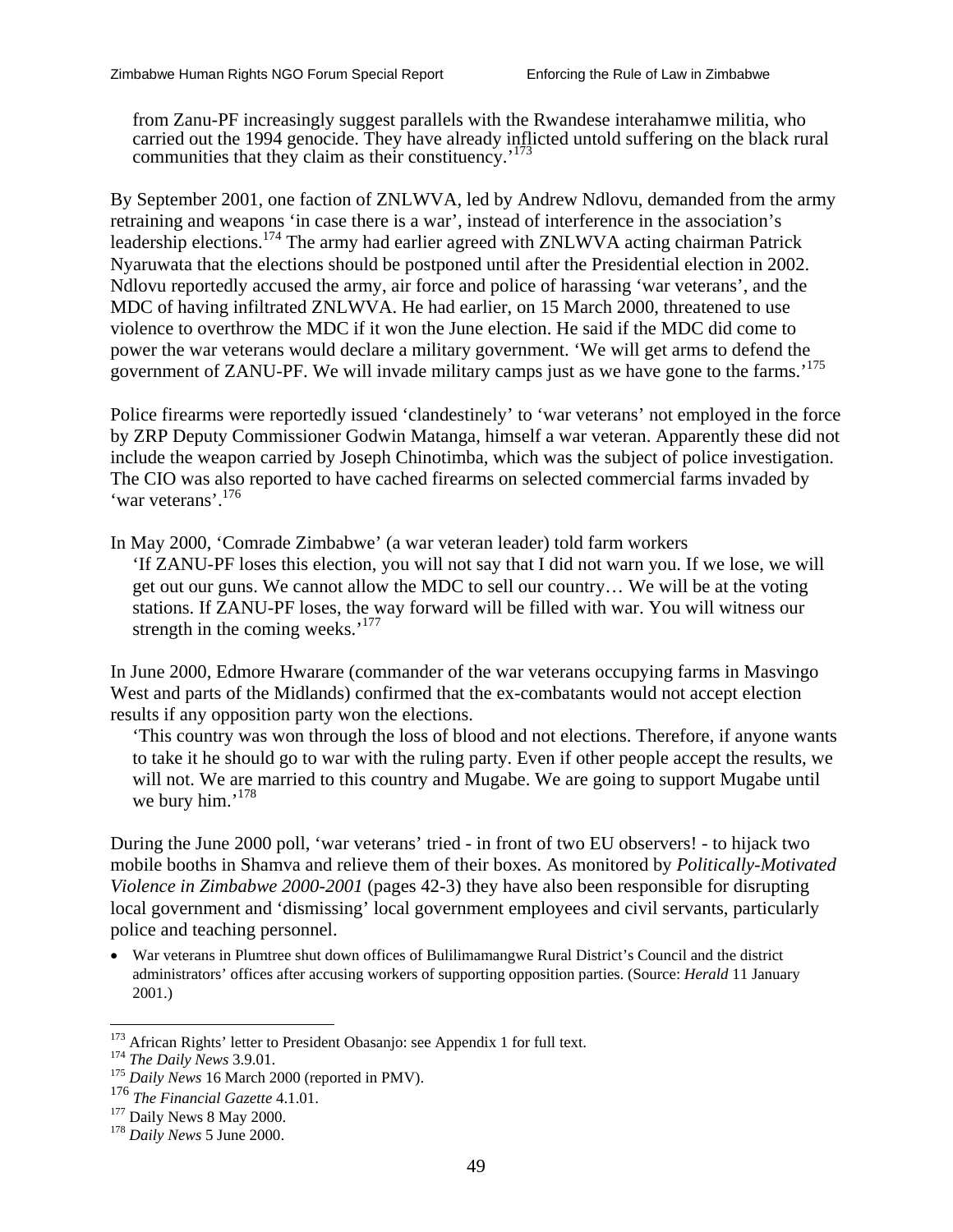> from Zanu-PF increasingly suggest parallels with the Rwandese interahamwe militia, who carried out the 1994 genocide. They have already inflicted untold suffering on the black rural communities that they claim as their constituency.'[173]

By September 2001, one faction of ZNLWVA, led by Andrew Ndlovu, demanded from the army retraining and weapons 'in case there is a war', instead of interference in the association's leadership elections.[174] The army had earlier agreed with ZNLWVA acting chairman Patrick Nyaruwata that the elections should be postponed until after the Presidential election in 2002. Ndlovu reportedly accused the army, air force and police of harassing 'war veterans', and the MDC of having infiltrated ZNLWVA. He had earlier, on 15 March 2000, threatened to use violence to overthrow the MDC if it won the June election. He said if the MDC did come to power the war veterans would declare a military government. 'We will get arms to defend the government of ZANU-PF. We will invade military camps just as we have gone to the farms.'[175]

Police firearms were reportedly issued 'clandestinely' to 'war veterans' not employed in the force by ZRP Deputy Commissioner Godwin Matanga, himself a war veteran. Apparently these did not include the weapon carried by Joseph Chinotimba, which was the subject of police investigation. The CIO was also reported to have cached firearms on selected commercial farms invaded by 'war veterans'.[176]

In May 2000, 'Comrade Zimbabwe' (a war veteran leader) told farm workers

> 'If ZANU-PF loses this election, you will not say that I did not warn you. If we lose, we will get out our guns. We cannot allow the MDC to sell our country… We will be at the voting stations. If ZANU-PF loses, the way forward will be filled with war. You will witness our strength in the coming weeks.'[177]

In June 2000, Edmore Hwarare (commander of the war veterans occupying farms in Masvingo West and parts of the Midlands) confirmed that the ex-combatants would not accept election results if any opposition party won the elections.

> 'This country was won through the loss of blood and not elections. Therefore, if anyone wants to take it he should go to war with the ruling party. Even if other people accept the results, we will not. We are married to this country and Mugabe. We are going to support Mugabe until we bury him.'[178]

During the June 2000 poll, 'war veterans' tried - in front of two EU observers! - to hijack two mobile booths in Shamva and relieve them of their boxes. As monitored by *Politically-Motivated Violence in Zimbabwe 2000-2001* (pages 42-3) they have also been responsible for disrupting local government and 'dismissing' local government employees and civil servants, particularly police and teaching personnel.

- War veterans in Plumtree shut down offices of Bulilimamangwe Rural District's Council and the district administrators' offices after accusing workers of supporting opposition parties. (Source: *Herald* 11 January 2001.)

---

[173] African Rights' letter to President Obasanjo: see Appendix 1 for full text.
[174] *The Daily News* 3.9.01.
[175] *Daily News* 16 March 2000 (reported in PMV).
[176] *The Financial Gazette* 4.1.01.
[177] Daily News 8 May 2000.
[178] *Daily News* 5 June 2000.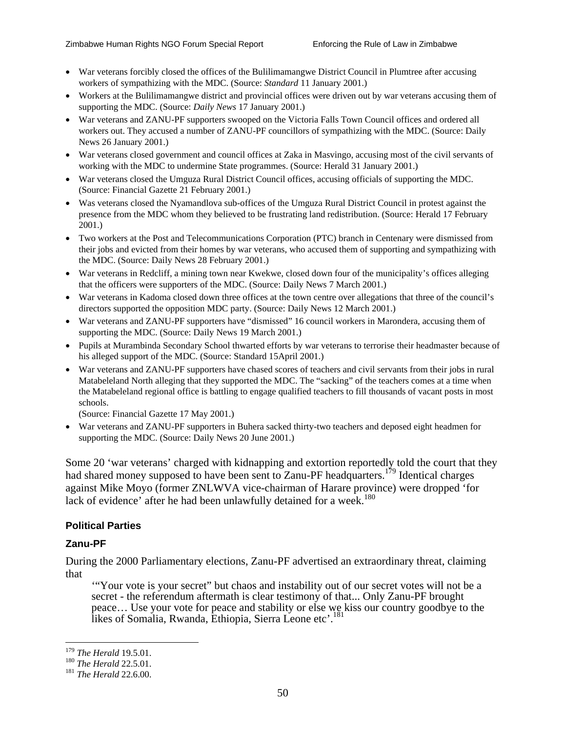- War veterans forcibly closed the offices of the Bulilimamangwe District Council in Plumtree after accusing workers of sympathizing with the MDC. (Source: *Standard* 11 January 2001.)
- Workers at the Bulilimamangwe district and provincial offices were driven out by war veterans accusing them of supporting the MDC. (Source: *Daily News* 17 January 2001.)
- War veterans and ZANU-PF supporters swooped on the Victoria Falls Town Council offices and ordered all workers out. They accused a number of ZANU-PF councillors of sympathizing with the MDC. (Source: Daily News 26 January 2001.)
- War veterans closed government and council offices at Zaka in Masvingo, accusing most of the civil servants of working with the MDC to undermine State programmes. (Source: Herald 31 January 2001.)
- War veterans closed the Umguza Rural District Council offices, accusing officials of supporting the MDC. (Source: Financial Gazette 21 February 2001.)
- Was veterans closed the Nyamandlova sub-offices of the Umguza Rural District Council in protest against the presence from the MDC whom they believed to be frustrating land redistribution. (Source: Herald 17 February 2001.)
- Two workers at the Post and Telecommunications Corporation (PTC) branch in Centenary were dismissed from their jobs and evicted from their homes by war veterans, who accused them of supporting and sympathizing with the MDC. (Source: Daily News 28 February 2001.)
- War veterans in Redcliff, a mining town near Kwekwe, closed down four of the municipality's offices alleging that the officers were supporters of the MDC. (Source: Daily News 7 March 2001.)
- War veterans in Kadoma closed down three offices at the town centre over allegations that three of the council's directors supported the opposition MDC party. (Source: Daily News 12 March 2001.)
- War veterans and ZANU-PF supporters have "dismissed" 16 council workers in Marondera, accusing them of supporting the MDC. (Source: Daily News 19 March 2001.)
- Pupils at Murambinda Secondary School thwarted efforts by war veterans to terrorise their headmaster because of his alleged support of the MDC. (Source: Standard 15April 2001.)
- War veterans and ZANU-PF supporters have chased scores of teachers and civil servants from their jobs in rural Matabeleland North alleging that they supported the MDC. The "sacking" of the teachers comes at a time when the Matabeleland regional office is battling to engage qualified teachers to fill thousands of vacant posts in most schools.
  (Source: Financial Gazette 17 May 2001.)
- War veterans and ZANU-PF supporters in Buhera sacked thirty-two teachers and deposed eight headmen for supporting the MDC. (Source: Daily News 20 June 2001.)

Some 20 'war veterans' charged with kidnapping and extortion reportedly told the court that they had shared money supposed to have been sent to Zanu-PF headquarters.[179] Identical charges against Mike Moyo (former ZNLWVA vice-chairman of Harare province) were dropped 'for lack of evidence' after he had been unlawfully detained for a week.[180]

### Political Parties

### Zanu-PF

During the 2000 Parliamentary elections, Zanu-PF advertised an extraordinary threat, claiming that

> '"Your vote is your secret" but chaos and instability out of our secret votes will not be a secret - the referendum aftermath is clear testimony of that... Only Zanu-PF brought peace… Use your vote for peace and stability or else we kiss our country goodbye to the likes of Somalia, Rwanda, Ethiopia, Sierra Leone etc'.[181]

---

[179] *The Herald* 19.5.01.
[180] *The Herald* 22.5.01.
[181] *The Herald* 22.6.00.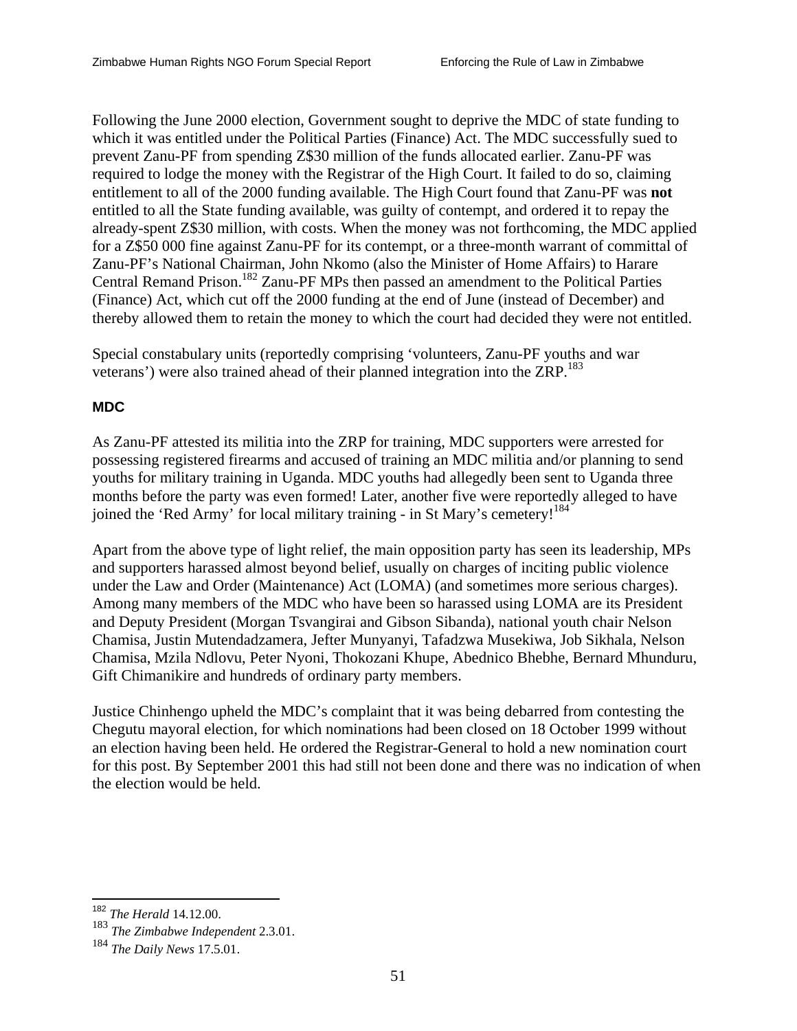Following the June 2000 election, Government sought to deprive the MDC of state funding to which it was entitled under the Political Parties (Finance) Act. The MDC successfully sued to prevent Zanu-PF from spending Z$30 million of the funds allocated earlier. Zanu-PF was required to lodge the money with the Registrar of the High Court. It failed to do so, claiming entitlement to all of the 2000 funding available. The High Court found that Zanu-PF was **not** entitled to all the State funding available, was guilty of contempt, and ordered it to repay the already-spent Z$30 million, with costs. When the money was not forthcoming, the MDC applied for a Z$50 000 fine against Zanu-PF for its contempt, or a three-month warrant of committal of Zanu-PF's National Chairman, John Nkomo (also the Minister of Home Affairs) to Harare Central Remand Prison.[182] Zanu-PF MPs then passed an amendment to the Political Parties (Finance) Act, which cut off the 2000 funding at the end of June (instead of December) and thereby allowed them to retain the money to which the court had decided they were not entitled.

Special constabulary units (reportedly comprising 'volunteers, Zanu-PF youths and war veterans') were also trained ahead of their planned integration into the ZRP.[183]

### MDC

As Zanu-PF attested its militia into the ZRP for training, MDC supporters were arrested for possessing registered firearms and accused of training an MDC militia and/or planning to send youths for military training in Uganda. MDC youths had allegedly been sent to Uganda three months before the party was even formed! Later, another five were reportedly alleged to have joined the 'Red Army' for local military training - in St Mary's cemetery![184]

Apart from the above type of light relief, the main opposition party has seen its leadership, MPs and supporters harassed almost beyond belief, usually on charges of inciting public violence under the Law and Order (Maintenance) Act (LOMA) (and sometimes more serious charges). Among many members of the MDC who have been so harassed using LOMA are its President and Deputy President (Morgan Tsvangirai and Gibson Sibanda), national youth chair Nelson Chamisa, Justin Mutendadzamera, Jefter Munyanyi, Tafadzwa Musekiwa, Job Sikhala, Nelson Chamisa, Mzila Ndlovu, Peter Nyoni, Thokozani Khupe, Abednico Bhebhe, Bernard Mhunduru, Gift Chimanikire and hundreds of ordinary party members.

Justice Chinhengo upheld the MDC's complaint that it was being debarred from contesting the Chegutu mayoral election, for which nominations had been closed on 18 October 1999 without an election having been held. He ordered the Registrar-General to hold a new nomination court for this post. By September 2001 this had still not been done and there was no indication of when the election would be held.

---

[182] *The Herald* 14.12.00.

[183] *The Zimbabwe Independent* 2.3.01.

[184] *The Daily News* 17.5.01.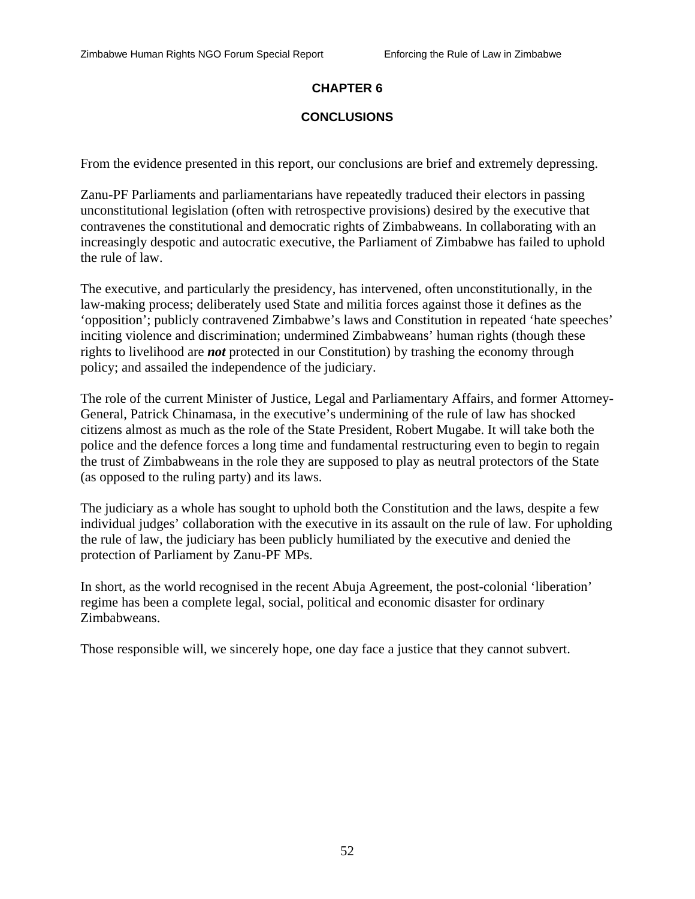# CHAPTER 6

## CONCLUSIONS

From the evidence presented in this report, our conclusions are brief and extremely depressing.

Zanu-PF Parliaments and parliamentarians have repeatedly traduced their electors in passing unconstitutional legislation (often with retrospective provisions) desired by the executive that contravenes the constitutional and democratic rights of Zimbabweans. In collaborating with an increasingly despotic and autocratic executive, the Parliament of Zimbabwe has failed to uphold the rule of law.

The executive, and particularly the presidency, has intervened, often unconstitutionally, in the law-making process; deliberately used State and militia forces against those it defines as the 'opposition'; publicly contravened Zimbabwe's laws and Constitution in repeated 'hate speeches' inciting violence and discrimination; undermined Zimbabweans' human rights (though these rights to livelihood are ***not*** protected in our Constitution) by trashing the economy through policy; and assailed the independence of the judiciary.

The role of the current Minister of Justice, Legal and Parliamentary Affairs, and former Attorney-General, Patrick Chinamasa, in the executive's undermining of the rule of law has shocked citizens almost as much as the role of the State President, Robert Mugabe. It will take both the police and the defence forces a long time and fundamental restructuring even to begin to regain the trust of Zimbabweans in the role they are supposed to play as neutral protectors of the State (as opposed to the ruling party) and its laws.

The judiciary as a whole has sought to uphold both the Constitution and the laws, despite a few individual judges' collaboration with the executive in its assault on the rule of law. For upholding the rule of law, the judiciary has been publicly humiliated by the executive and denied the protection of Parliament by Zanu-PF MPs.

In short, as the world recognised in the recent Abuja Agreement, the post-colonial 'liberation' regime has been a complete legal, social, political and economic disaster for ordinary Zimbabweans.

Those responsible will, we sincerely hope, one day face a justice that they cannot subvert.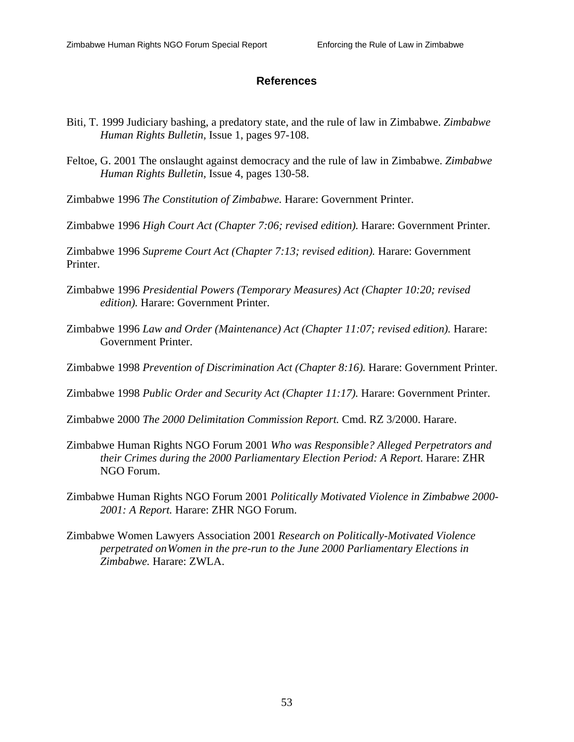## References

Biti, T. 1999 Judiciary bashing, a predatory state, and the rule of law in Zimbabwe. *Zimbabwe Human Rights Bulletin,* Issue 1, pages 97-108.

Feltoe, G. 2001 The onslaught against democracy and the rule of law in Zimbabwe. *Zimbabwe Human Rights Bulletin,* Issue 4, pages 130-58.

Zimbabwe 1996 *The Constitution of Zimbabwe.* Harare: Government Printer.

Zimbabwe 1996 *High Court Act (Chapter 7:06; revised edition).* Harare: Government Printer.

Zimbabwe 1996 *Supreme Court Act (Chapter 7:13; revised edition).* Harare: Government Printer.

Zimbabwe 1996 *Presidential Powers (Temporary Measures) Act (Chapter 10:20; revised edition).* Harare: Government Printer.

Zimbabwe 1996 *Law and Order (Maintenance) Act (Chapter 11:07; revised edition).* Harare: Government Printer.

Zimbabwe 1998 *Prevention of Discrimination Act (Chapter 8:16).* Harare: Government Printer.

Zimbabwe 1998 *Public Order and Security Act (Chapter 11:17).* Harare: Government Printer.

Zimbabwe 2000 *The 2000 Delimitation Commission Report.* Cmd. RZ 3/2000. Harare.

Zimbabwe Human Rights NGO Forum 2001 *Who was Responsible? Alleged Perpetrators and their Crimes during the 2000 Parliamentary Election Period: A Report.* Harare: ZHR NGO Forum.

Zimbabwe Human Rights NGO Forum 2001 *Politically Motivated Violence in Zimbabwe 2000-2001: A Report.* Harare: ZHR NGO Forum.

Zimbabwe Women Lawyers Association 2001 *Research on Politically-Motivated Violence perpetrated onWomen in the pre-run to the June 2000 Parliamentary Elections in Zimbabwe.* Harare: ZWLA.